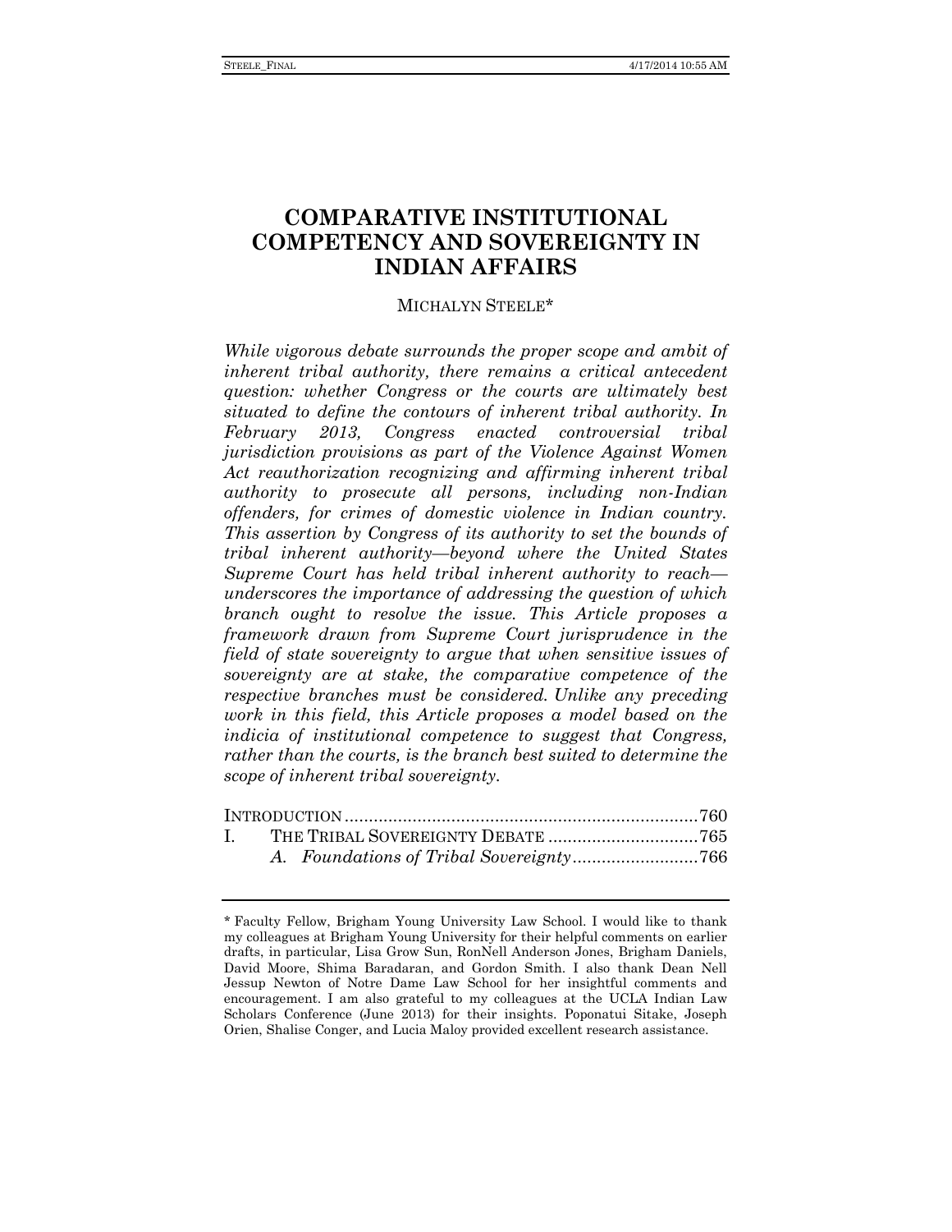# COMPARATIVE INSTITUTIONAL COMPETENCY AND SOVEREIGNTY IN INDIAN AFFAIRS

MICHALYN STEELE*

*While vigorous debate surrounds the proper scope and ambit of inherent tribal authority, there remains a critical antecedent question: whether Congress or the courts are ultimately best situated to define the contours of inherent tribal authority. In February 2013, Congress enacted controversial tribal jurisdiction provisions as part of the Violence Against Women Act reauthorization recognizing and affirming inherent tribal authority to prosecute all persons, including non-Indian offenders, for crimes of domestic violence in Indian country. This assertion by Congress of its authority to set the bounds of tribal inherent authority—beyond where the United States Supreme Court has held tribal inherent authority to reach—underscores the importance of addressing the question of which branch ought to resolve the issue. This Article proposes a framework drawn from Supreme Court jurisprudence in the field of state sovereignty to argue that when sensitive issues of sovereignty are at stake, the comparative competence of the respective branches must be considered. Unlike any preceding work in this field, this Article proposes a model based on the indicia of institutional competence to suggest that Congress, rather than the courts, is the branch best suited to determine the scope of inherent tribal sovereignty.*

INTRODUCTION ........................................................................ 760
I. THE TRIBAL SOVEREIGNTY DEBATE ............................... 765
   *A. Foundations of Tribal Sovereignty* .......................... 766

---

\* Faculty Fellow, Brigham Young University Law School. I would like to thank my colleagues at Brigham Young University for their helpful comments on earlier drafts, in particular, Lisa Grow Sun, RonNell Anderson Jones, Brigham Daniels, David Moore, Shima Baradaran, and Gordon Smith. I also thank Dean Nell Jessup Newton of Notre Dame Law School for her insightful comments and encouragement. I am also grateful to my colleagues at the UCLA Indian Law Scholars Conference (June 2013) for their insights. Poponatui Sitake, Joseph Orien, Shalise Conger, and Lucia Maloy provided excellent research assistance.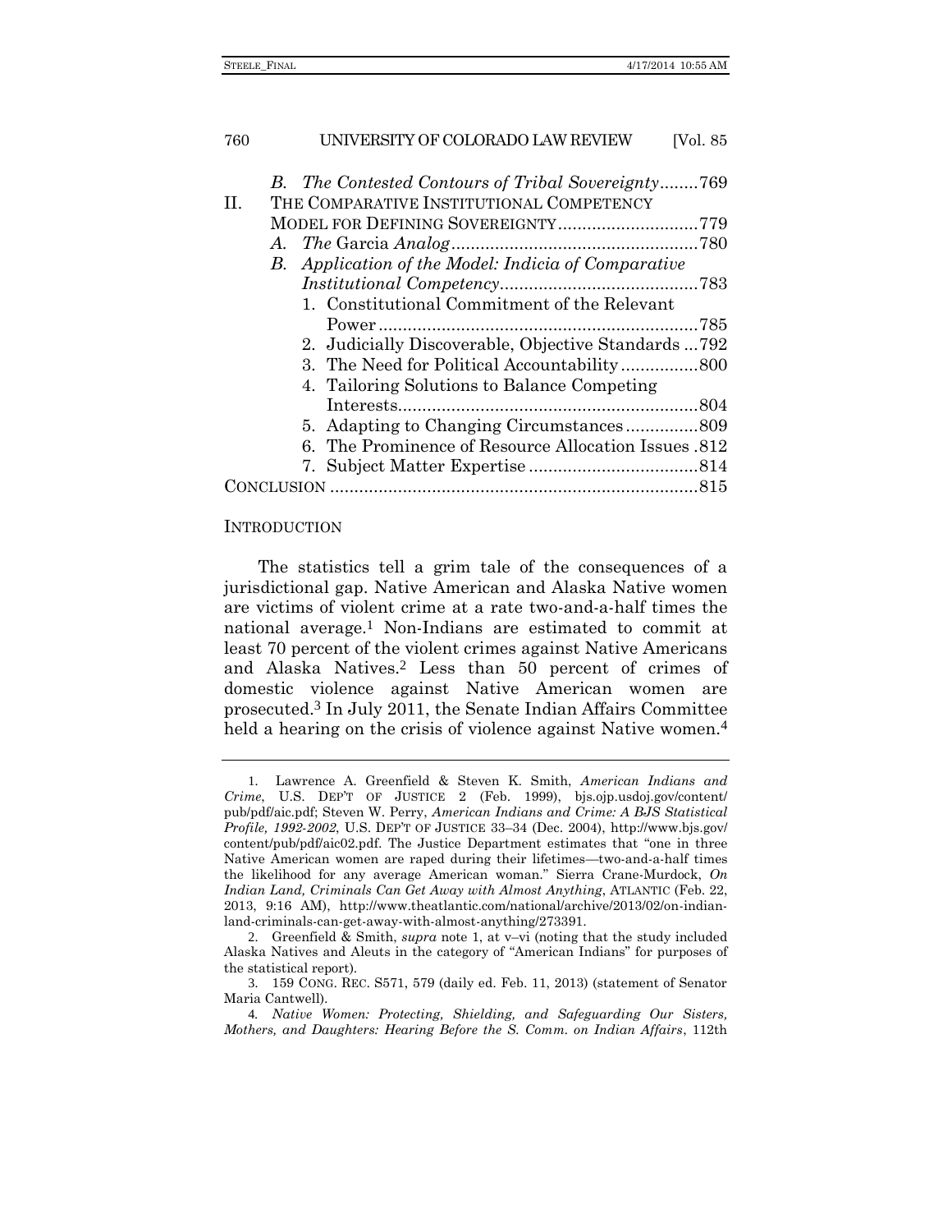*B. The Contested Contours of Tribal Sovereignty*........769

II. THE COMPARATIVE INSTITUTIONAL COMPETENCY MODEL FOR DEFINING SOVEREIGNTY............................779

*A. The* Garcia *Analog*..................................................780

*B. Application of the Model: Indicia of Comparative Institutional Competency*.........................................783

1. Constitutional Commitment of the Relevant Power..................................................................785
2. Judicially Discoverable, Objective Standards ...792
3. The Need for Political Accountability................800
4. Tailoring Solutions to Balance Competing Interests..............................................................804
5. Adapting to Changing Circumstances...............809
6. The Prominence of Resource Allocation Issues .812
7. Subject Matter Expertise ...................................814

CONCLUSION ...........................................................................815

## INTRODUCTION

The statistics tell a grim tale of the consequences of a jurisdictional gap. Native American and Alaska Native women are victims of violent crime at a rate two-and-a-half times the national average.[1] Non-Indians are estimated to commit at least 70 percent of the violent crimes against Native Americans and Alaska Natives.[2] Less than 50 percent of crimes of domestic violence against Native American women are prosecuted.[3] In July 2011, the Senate Indian Affairs Committee held a hearing on the crisis of violence against Native women.[4]

---

1. Lawrence A. Greenfield & Steven K. Smith, *American Indians and Crime*, U.S. DEP'T OF JUSTICE 2 (Feb. 1999), bjs.ojp.usdoj.gov/content/pub/pdf/aic.pdf; Steven W. Perry, *American Indians and Crime: A BJS Statistical Profile, 1992-2002*, U.S. DEP'T OF JUSTICE 33–34 (Dec. 2004), http://www.bjs.gov/content/pub/pdf/aic02.pdf. The Justice Department estimates that "one in three Native American women are raped during their lifetimes—two-and-a-half times the likelihood for any average American woman." Sierra Crane-Murdock, *On Indian Land, Criminals Can Get Away with Almost Anything*, ATLANTIC (Feb. 22, 2013, 9:16 AM), http://www.theatlantic.com/national/archive/2013/02/on-indian-land-criminals-can-get-away-with-almost-anything/273391.

2. Greenfield & Smith, *supra* note 1, at v–vi (noting that the study included Alaska Natives and Aleuts in the category of "American Indians" for purposes of the statistical report).

3. 159 CONG. REC. S571, 579 (daily ed. Feb. 11, 2013) (statement of Senator Maria Cantwell).

4. *Native Women: Protecting, Shielding, and Safeguarding Our Sisters, Mothers, and Daughters: Hearing Before the S. Comm. on Indian Affairs*, 112th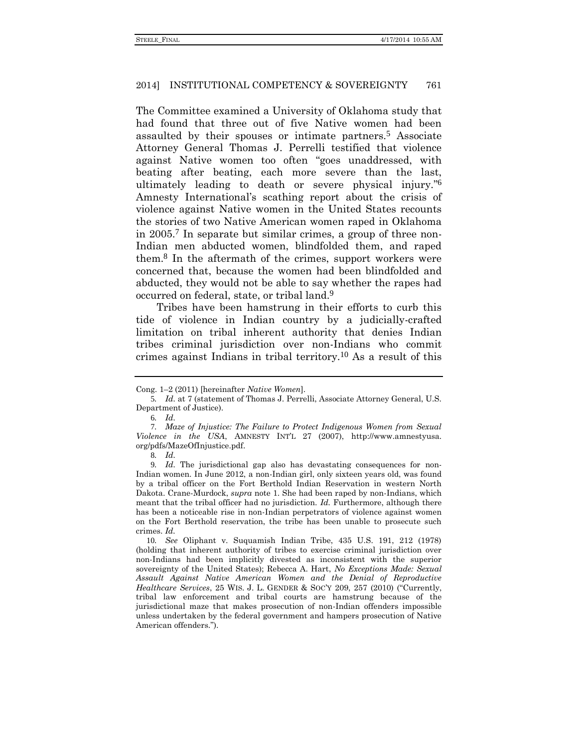The Committee examined a University of Oklahoma study that had found that three out of five Native women had been assaulted by their spouses or intimate partners.[5] Associate Attorney General Thomas J. Perrelli testified that violence against Native women too often "goes unaddressed, with beating after beating, each more severe than the last, ultimately leading to death or severe physical injury."[6] Amnesty International's scathing report about the crisis of violence against Native women in the United States recounts the stories of two Native American women raped in Oklahoma in 2005.[7] In separate but similar crimes, a group of three non-Indian men abducted women, blindfolded them, and raped them.[8] In the aftermath of the crimes, support workers were concerned that, because the women had been blindfolded and abducted, they would not be able to say whether the rapes had occurred on federal, state, or tribal land.[9]

Tribes have been hamstrung in their efforts to curb this tide of violence in Indian country by a judicially-crafted limitation on tribal inherent authority that denies Indian tribes criminal jurisdiction over non-Indians who commit crimes against Indians in tribal territory.[10] As a result of this

---

Cong. 1–2 (2011) [hereinafter *Native Women*].

5. *Id.* at 7 (statement of Thomas J. Perrelli, Associate Attorney General, U.S. Department of Justice).

6. *Id.*

7. *Maze of Injustice: The Failure to Protect Indigenous Women from Sexual Violence in the USA*, AMNESTY INT'L 27 (2007), http://www.amnestyusa.org/pdfs/MazeOfInjustice.pdf.

8. *Id.*

9. *Id.* The jurisdictional gap also has devastating consequences for non-Indian women. In June 2012, a non-Indian girl, only sixteen years old, was found by a tribal officer on the Fort Berthold Indian Reservation in western North Dakota. Crane-Murdock, *supra* note 1. She had been raped by non-Indians, which meant that the tribal officer had no jurisdiction. *Id.* Furthermore, although there has been a noticeable rise in non-Indian perpetrators of violence against women on the Fort Berthold reservation, the tribe has been unable to prosecute such crimes. *Id.*

10. *See* Oliphant v. Suquamish Indian Tribe, 435 U.S. 191, 212 (1978) (holding that inherent authority of tribes to exercise criminal jurisdiction over non-Indians had been implicitly divested as inconsistent with the superior sovereignty of the United States); Rebecca A. Hart, *No Exceptions Made: Sexual Assault Against Native American Women and the Denial of Reproductive Healthcare Services*, 25 WIS. J. L. GENDER & SOC'Y 209, 257 (2010) ("Currently, tribal law enforcement and tribal courts are hamstrung because of the jurisdictional maze that makes prosecution of non-Indian offenders impossible unless undertaken by the federal government and hampers prosecution of Native American offenders.").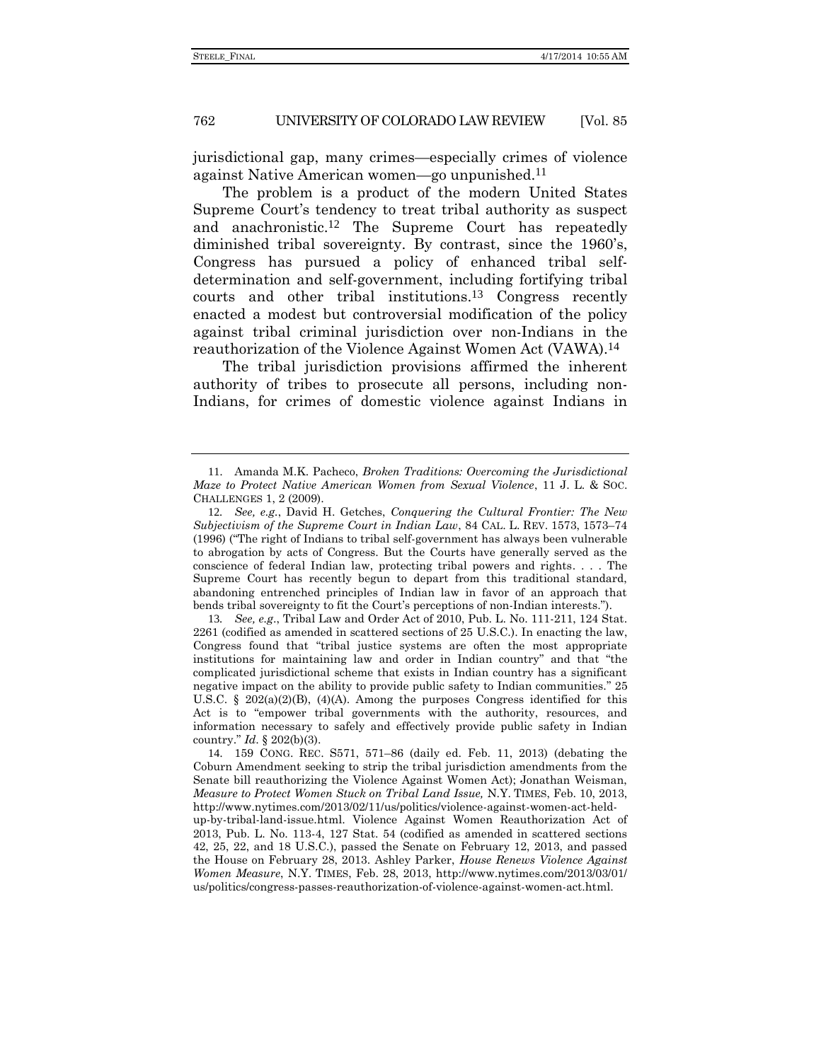jurisdictional gap, many crimes—especially crimes of violence against Native American women—go unpunished.[11]

The problem is a product of the modern United States Supreme Court's tendency to treat tribal authority as suspect and anachronistic.[12] The Supreme Court has repeatedly diminished tribal sovereignty. By contrast, since the 1960's, Congress has pursued a policy of enhanced tribal self-determination and self-government, including fortifying tribal courts and other tribal institutions.[13] Congress recently enacted a modest but controversial modification of the policy against tribal criminal jurisdiction over non-Indians in the reauthorization of the Violence Against Women Act (VAWA).[14]

The tribal jurisdiction provisions affirmed the inherent authority of tribes to prosecute all persons, including non-Indians, for crimes of domestic violence against Indians in

---

11. Amanda M.K. Pacheco, *Broken Traditions: Overcoming the Jurisdictional Maze to Protect Native American Women from Sexual Violence*, 11 J. L. & SOC. CHALLENGES 1, 2 (2009).

12. *See, e.g.*, David H. Getches, *Conquering the Cultural Frontier: The New Subjectivism of the Supreme Court in Indian Law*, 84 CAL. L. REV. 1573, 1573–74 (1996) ("The right of Indians to tribal self-government has always been vulnerable to abrogation by acts of Congress. But the Courts have generally served as the conscience of federal Indian law, protecting tribal powers and rights. . . . The Supreme Court has recently begun to depart from this traditional standard, abandoning entrenched principles of Indian law in favor of an approach that bends tribal sovereignty to fit the Court's perceptions of non-Indian interests.").

13. *See, e.g.*, Tribal Law and Order Act of 2010, Pub. L. No. 111-211, 124 Stat. 2261 (codified as amended in scattered sections of 25 U.S.C.). In enacting the law, Congress found that "tribal justice systems are often the most appropriate institutions for maintaining law and order in Indian country" and that "the complicated jurisdictional scheme that exists in Indian country has a significant negative impact on the ability to provide public safety to Indian communities." 25 U.S.C. § 202(a)(2)(B), (4)(A). Among the purposes Congress identified for this Act is to "empower tribal governments with the authority, resources, and information necessary to safely and effectively provide public safety in Indian country." *Id.* § 202(b)(3).

14. 159 CONG. REC. S571, 571–86 (daily ed. Feb. 11, 2013) (debating the Coburn Amendment seeking to strip the tribal jurisdiction amendments from the Senate bill reauthorizing the Violence Against Women Act); Jonathan Weisman, *Measure to Protect Women Stuck on Tribal Land Issue,* N.Y. TIMES, Feb. 10, 2013, http://www.nytimes.com/2013/02/11/us/politics/violence-against-women-act-held-up-by-tribal-land-issue.html. Violence Against Women Reauthorization Act of 2013, Pub. L. No. 113-4, 127 Stat. 54 (codified as amended in scattered sections 42, 25, 22, and 18 U.S.C.), passed the Senate on February 12, 2013, and passed the House on February 28, 2013. Ashley Parker, *House Renews Violence Against Women Measure*, N.Y. TIMES, Feb. 28, 2013, http://www.nytimes.com/2013/03/01/us/politics/congress-passes-reauthorization-of-violence-against-women-act.html.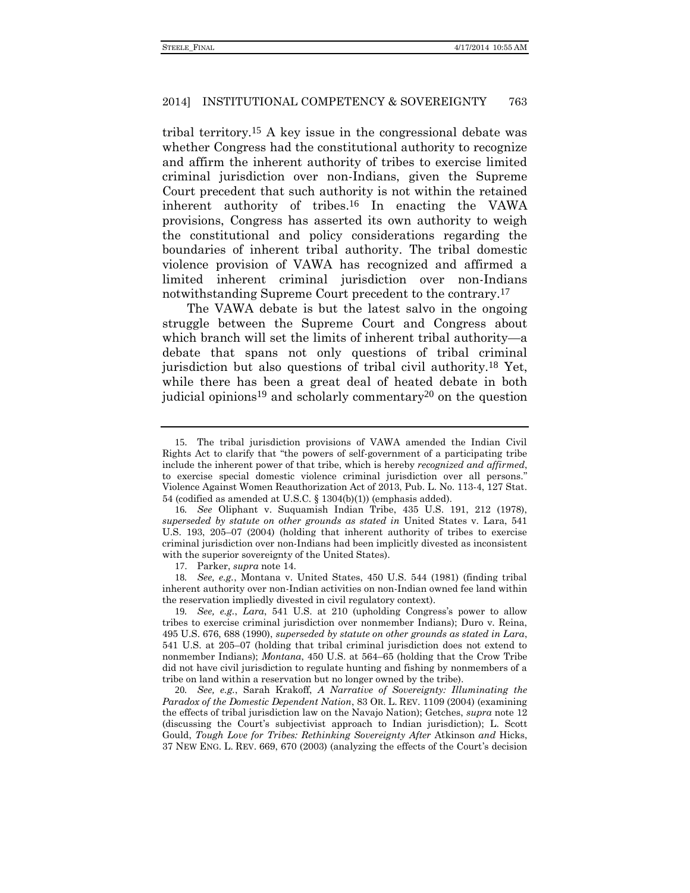tribal territory.[15] A key issue in the congressional debate was whether Congress had the constitutional authority to recognize and affirm the inherent authority of tribes to exercise limited criminal jurisdiction over non-Indians, given the Supreme Court precedent that such authority is not within the retained inherent authority of tribes.[16] In enacting the VAWA provisions, Congress has asserted its own authority to weigh the constitutional and policy considerations regarding the boundaries of inherent tribal authority. The tribal domestic violence provision of VAWA has recognized and affirmed a limited inherent criminal jurisdiction over non-Indians notwithstanding Supreme Court precedent to the contrary.[17]

The VAWA debate is but the latest salvo in the ongoing struggle between the Supreme Court and Congress about which branch will set the limits of inherent tribal authority—a debate that spans not only questions of tribal criminal jurisdiction but also questions of tribal civil authority.[18] Yet, while there has been a great deal of heated debate in both judicial opinions[19] and scholarly commentary[20] on the question

---

15. The tribal jurisdiction provisions of VAWA amended the Indian Civil Rights Act to clarify that "the powers of self-government of a participating tribe include the inherent power of that tribe, which is hereby *recognized and affirmed*, to exercise special domestic violence criminal jurisdiction over all persons." Violence Against Women Reauthorization Act of 2013, Pub. L. No. 113-4, 127 Stat. 54 (codified as amended at U.S.C. § 1304(b)(1)) (emphasis added).

16. *See* Oliphant v. Suquamish Indian Tribe, 435 U.S. 191, 212 (1978), *superseded by statute on other grounds as stated in* United States v. Lara, 541 U.S. 193, 205–07 (2004) (holding that inherent authority of tribes to exercise criminal jurisdiction over non-Indians had been implicitly divested as inconsistent with the superior sovereignty of the United States).

17. Parker, *supra* note 14.

18. *See, e.g.*, Montana v. United States, 450 U.S. 544 (1981) (finding tribal inherent authority over non-Indian activities on non-Indian owned fee land within the reservation impliedly divested in civil regulatory context).

19. *See, e.g.*, *Lara*, 541 U.S. at 210 (upholding Congress's power to allow tribes to exercise criminal jurisdiction over nonmember Indians); Duro v. Reina, 495 U.S. 676, 688 (1990), *superseded by statute on other grounds as stated in Lara*, 541 U.S. at 205–07 (holding that tribal criminal jurisdiction does not extend to nonmember Indians); *Montana*, 450 U.S. at 564–65 (holding that the Crow Tribe did not have civil jurisdiction to regulate hunting and fishing by nonmembers of a tribe on land within a reservation but no longer owned by the tribe).

20. *See, e.g.*, Sarah Krakoff, *A Narrative of Sovereignty: Illuminating the Paradox of the Domestic Dependent Nation*, 83 OR. L. REV. 1109 (2004) (examining the effects of tribal jurisdiction law on the Navajo Nation); Getches, *supra* note 12 (discussing the Court's subjectivist approach to Indian jurisdiction); L. Scott Gould, *Tough Love for Tribes: Rethinking Sovereignty After* Atkinson *and* Hicks, 37 NEW ENG. L. REV. 669, 670 (2003) (analyzing the effects of the Court's decision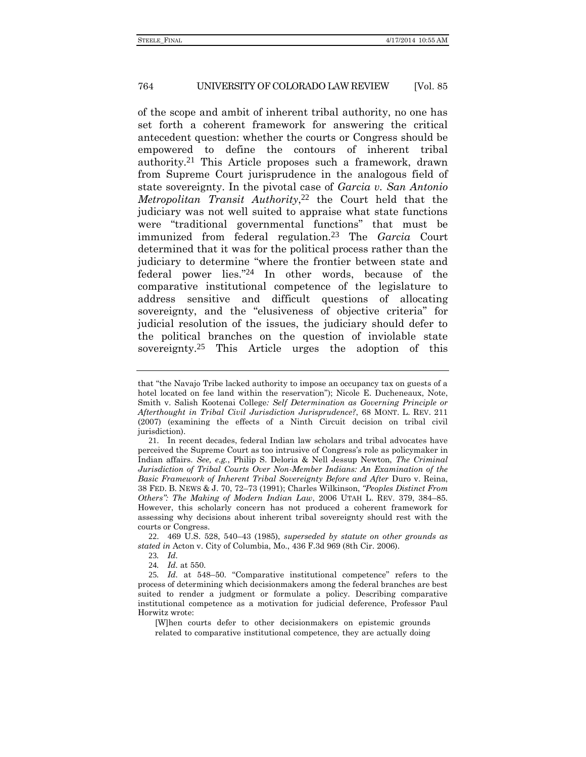of the scope and ambit of inherent tribal authority, no one has set forth a coherent framework for answering the critical antecedent question: whether the courts or Congress should be empowered to define the contours of inherent tribal authority.[21] This Article proposes such a framework, drawn from Supreme Court jurisprudence in the analogous field of state sovereignty. In the pivotal case of *Garcia v. San Antonio Metropolitan Transit Authority*,[22] the Court held that the judiciary was not well suited to appraise what state functions were "traditional governmental functions" that must be immunized from federal regulation.[23] The *Garcia* Court determined that it was for the political process rather than the judiciary to determine "where the frontier between state and federal power lies."[24] In other words, because of the comparative institutional competence of the legislature to address sensitive and difficult questions of allocating sovereignty, and the "elusiveness of objective criteria" for judicial resolution of the issues, the judiciary should defer to the political branches on the question of inviolable state sovereignty.[25] This Article urges the adoption of this

---

that "the Navajo Tribe lacked authority to impose an occupancy tax on guests of a hotel located on fee land within the reservation"); Nicole E. Ducheneaux, Note, Smith v. Salish Kootenai College*: Self Determination as Governing Principle or Afterthought in Tribal Civil Jurisdiction Jurisprudence?*, 68 MONT. L. REV. 211 (2007) (examining the effects of a Ninth Circuit decision on tribal civil jurisdiction).

21. In recent decades, federal Indian law scholars and tribal advocates have perceived the Supreme Court as too intrusive of Congress's role as policymaker in Indian affairs. *See, e.g.*, Philip S. Deloria & Nell Jessup Newton, *The Criminal Jurisdiction of Tribal Courts Over Non-Member Indians: An Examination of the Basic Framework of Inherent Tribal Sovereignty Before and After* Duro v. Reina, 38 FED. B. NEWS & J. 70, 72–73 (1991); Charles Wilkinson, *"Peoples Distinct From Others": The Making of Modern Indian Law*, 2006 UTAH L. REV. 379, 384–85. However, this scholarly concern has not produced a coherent framework for assessing why decisions about inherent tribal sovereignty should rest with the courts or Congress.

22. 469 U.S. 528, 540–43 (1985), *superseded by statute on other grounds as stated in* Acton v. City of Columbia, Mo., 436 F.3d 969 (8th Cir. 2006).

23. *Id.*

24. *Id.* at 550.

25. *Id.* at 548–50. "Comparative institutional competence" refers to the process of determining which decisionmakers among the federal branches are best suited to render a judgment or formulate a policy. Describing comparative institutional competence as a motivation for judicial deference, Professor Paul Horwitz wrote:

> [W]hen courts defer to other decisionmakers on epistemic grounds related to comparative institutional competence, they are actually doing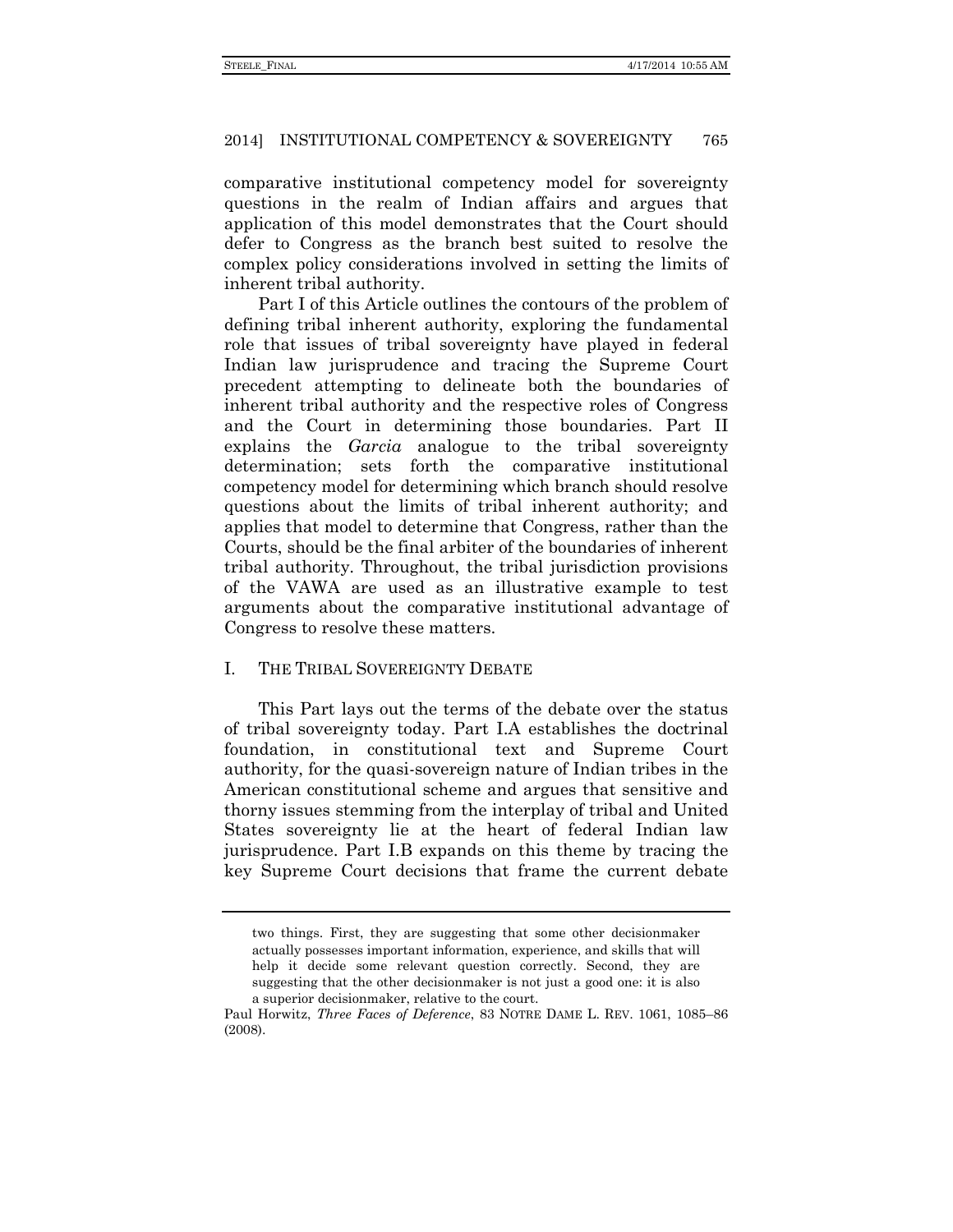comparative institutional competency model for sovereignty questions in the realm of Indian affairs and argues that application of this model demonstrates that the Court should defer to Congress as the branch best suited to resolve the complex policy considerations involved in setting the limits of inherent tribal authority.

Part I of this Article outlines the contours of the problem of defining tribal inherent authority, exploring the fundamental role that issues of tribal sovereignty have played in federal Indian law jurisprudence and tracing the Supreme Court precedent attempting to delineate both the boundaries of inherent tribal authority and the respective roles of Congress and the Court in determining those boundaries. Part II explains the *Garcia* analogue to the tribal sovereignty determination; sets forth the comparative institutional competency model for determining which branch should resolve questions about the limits of tribal inherent authority; and applies that model to determine that Congress, rather than the Courts, should be the final arbiter of the boundaries of inherent tribal authority. Throughout, the tribal jurisdiction provisions of the VAWA are used as an illustrative example to test arguments about the comparative institutional advantage of Congress to resolve these matters.

## I. THE TRIBAL SOVEREIGNTY DEBATE

This Part lays out the terms of the debate over the status of tribal sovereignty today. Part I.A establishes the doctrinal foundation, in constitutional text and Supreme Court authority, for the quasi-sovereign nature of Indian tribes in the American constitutional scheme and argues that sensitive and thorny issues stemming from the interplay of tribal and United States sovereignty lie at the heart of federal Indian law jurisprudence. Part I.B expands on this theme by tracing the key Supreme Court decisions that frame the current debate

---

> two things. First, they are suggesting that some other decisionmaker actually possesses important information, experience, and skills that will help it decide some relevant question correctly. Second, they are suggesting that the other decisionmaker is not just a good one: it is also a superior decisionmaker, relative to the court.

Paul Horwitz, *Three Faces of Deference*, 83 NOTRE DAME L. REV. 1061, 1085–86 (2008).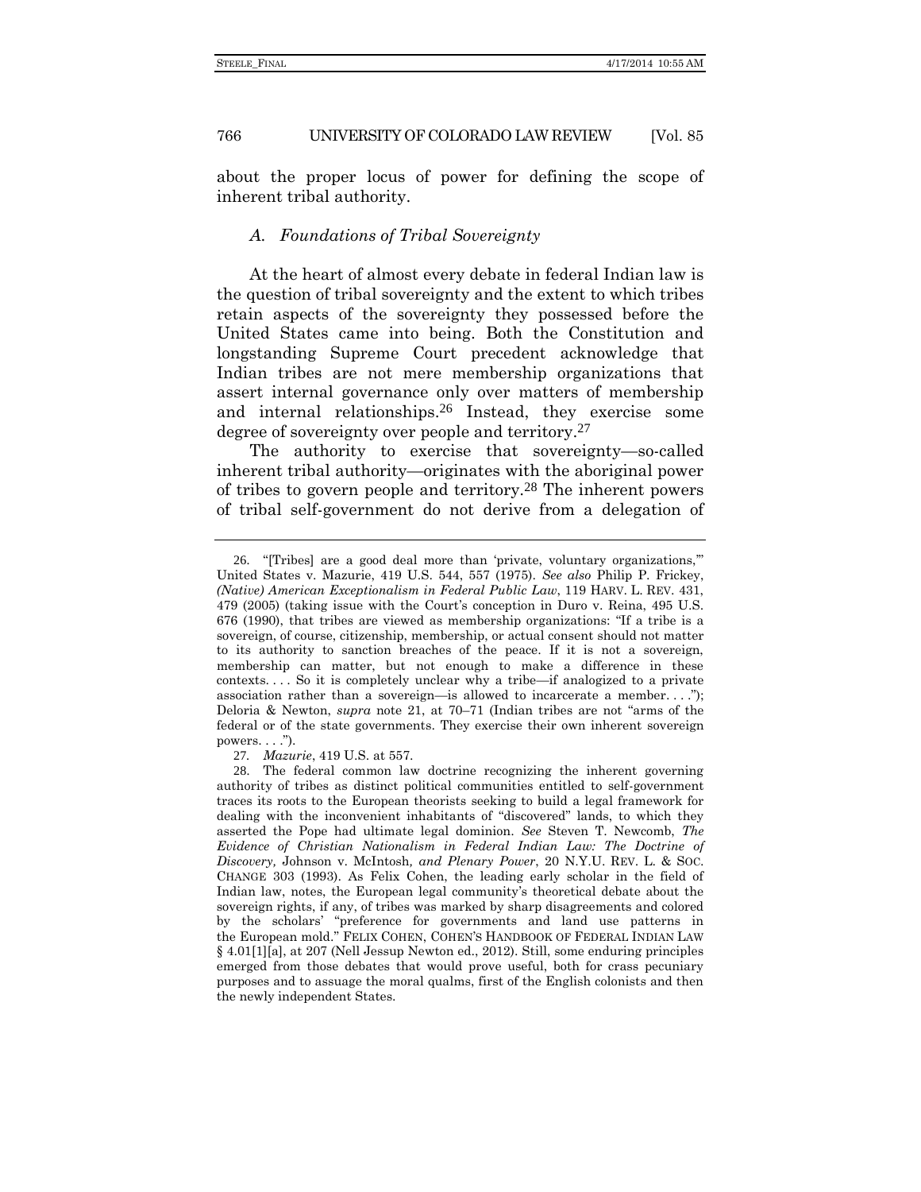about the proper locus of power for defining the scope of inherent tribal authority.

### *A. Foundations of Tribal Sovereignty*

At the heart of almost every debate in federal Indian law is the question of tribal sovereignty and the extent to which tribes retain aspects of the sovereignty they possessed before the United States came into being. Both the Constitution and longstanding Supreme Court precedent acknowledge that Indian tribes are not mere membership organizations that assert internal governance only over matters of membership and internal relationships.[26] Instead, they exercise some degree of sovereignty over people and territory.[27]

The authority to exercise that sovereignty—so-called inherent tribal authority—originates with the aboriginal power of tribes to govern people and territory.[28] The inherent powers of tribal self-government do not derive from a delegation of

---

26. "[Tribes] are a good deal more than 'private, voluntary organizations,'" United States v. Mazurie, 419 U.S. 544, 557 (1975). *See also* Philip P. Frickey, *(Native) American Exceptionalism in Federal Public Law*, 119 HARV. L. REV. 431, 479 (2005) (taking issue with the Court's conception in Duro v. Reina, 495 U.S. 676 (1990), that tribes are viewed as membership organizations: "If a tribe is a sovereign, of course, citizenship, membership, or actual consent should not matter to its authority to sanction breaches of the peace. If it is not a sovereign, membership can matter, but not enough to make a difference in these contexts. . . . So it is completely unclear why a tribe—if analogized to a private association rather than a sovereign—is allowed to incarcerate a member. . . ."); Deloria & Newton, *supra* note 21, at 70–71 (Indian tribes are not "arms of the federal or of the state governments. They exercise their own inherent sovereign powers. . . .").

27. *Mazurie*, 419 U.S. at 557.

28. The federal common law doctrine recognizing the inherent governing authority of tribes as distinct political communities entitled to self-government traces its roots to the European theorists seeking to build a legal framework for dealing with the inconvenient inhabitants of "discovered" lands, to which they asserted the Pope had ultimate legal dominion. *See* Steven T. Newcomb, *The Evidence of Christian Nationalism in Federal Indian Law: The Doctrine of Discovery,* Johnson v. McIntosh*, and Plenary Power*, 20 N.Y.U. REV. L. & SOC. CHANGE 303 (1993). As Felix Cohen, the leading early scholar in the field of Indian law, notes, the European legal community's theoretical debate about the sovereign rights, if any, of tribes was marked by sharp disagreements and colored by the scholars' "preference for governments and land use patterns in the European mold." FELIX COHEN, COHEN'S HANDBOOK OF FEDERAL INDIAN LAW § 4.01[1][a], at 207 (Nell Jessup Newton ed., 2012). Still, some enduring principles emerged from those debates that would prove useful, both for crass pecuniary purposes and to assuage the moral qualms, first of the English colonists and then the newly independent States.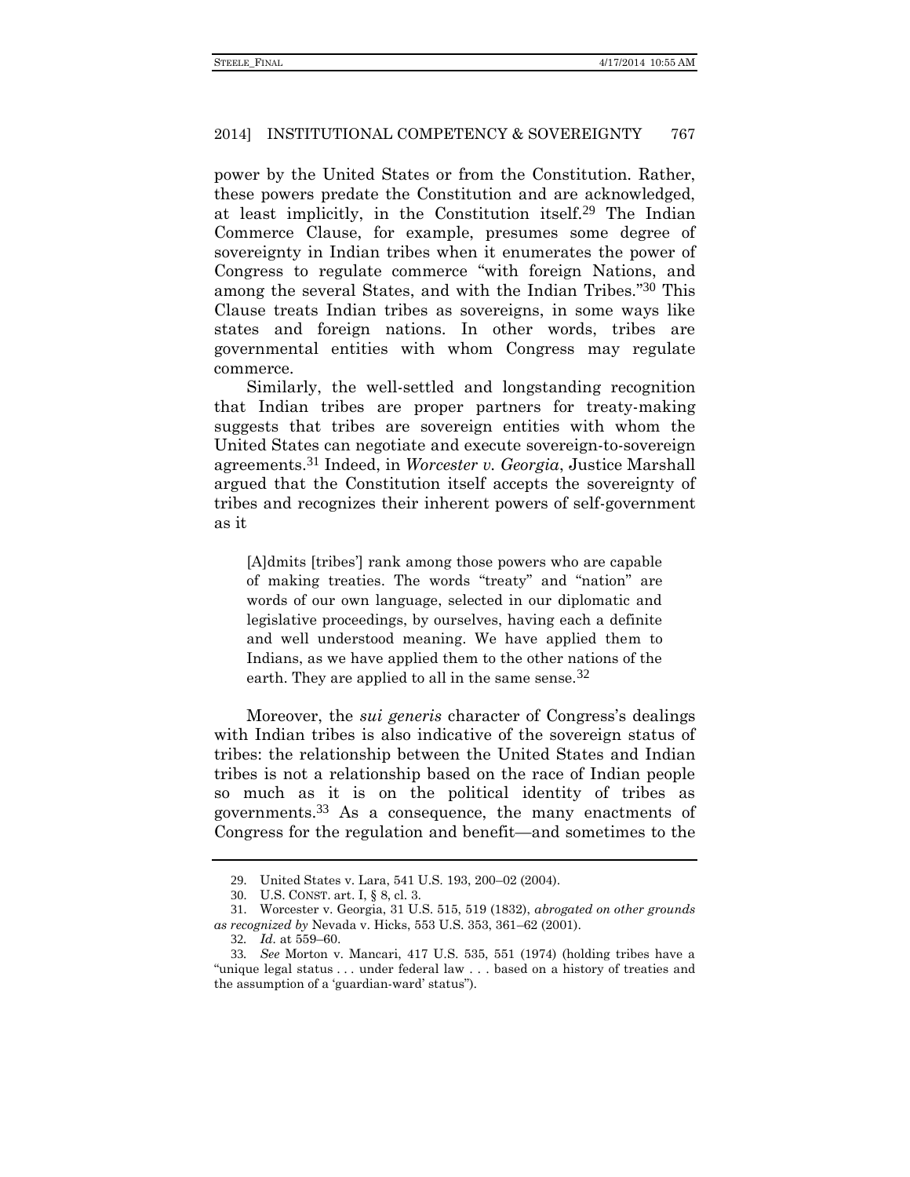power by the United States or from the Constitution. Rather, these powers predate the Constitution and are acknowledged, at least implicitly, in the Constitution itself.[29] The Indian Commerce Clause, for example, presumes some degree of sovereignty in Indian tribes when it enumerates the power of Congress to regulate commerce "with foreign Nations, and among the several States, and with the Indian Tribes."[30] This Clause treats Indian tribes as sovereigns, in some ways like states and foreign nations. In other words, tribes are governmental entities with whom Congress may regulate commerce.

Similarly, the well-settled and longstanding recognition that Indian tribes are proper partners for treaty-making suggests that tribes are sovereign entities with whom the United States can negotiate and execute sovereign-to-sovereign agreements.[31] Indeed, in *Worcester v. Georgia*, Justice Marshall argued that the Constitution itself accepts the sovereignty of tribes and recognizes their inherent powers of self-government as it

> [A]dmits [tribes'] rank among those powers who are capable of making treaties. The words "treaty" and "nation" are words of our own language, selected in our diplomatic and legislative proceedings, by ourselves, having each a definite and well understood meaning. We have applied them to Indians, as we have applied them to the other nations of the earth. They are applied to all in the same sense.[32]

Moreover, the *sui generis* character of Congress's dealings with Indian tribes is also indicative of the sovereign status of tribes: the relationship between the United States and Indian tribes is not a relationship based on the race of Indian people so much as it is on the political identity of tribes as governments.[33] As a consequence, the many enactments of Congress for the regulation and benefit—and sometimes to the

---

29. United States v. Lara, 541 U.S. 193, 200–02 (2004).

30. U.S. CONST. art. I, § 8, cl. 3.

31. Worcester v. Georgia, 31 U.S. 515, 519 (1832), *abrogated on other grounds as recognized by* Nevada v. Hicks, 553 U.S. 353, 361–62 (2001).

32. *Id.* at 559–60.

33. *See* Morton v. Mancari, 417 U.S. 535, 551 (1974) (holding tribes have a "unique legal status . . . under federal law . . . based on a history of treaties and the assumption of a 'guardian-ward' status").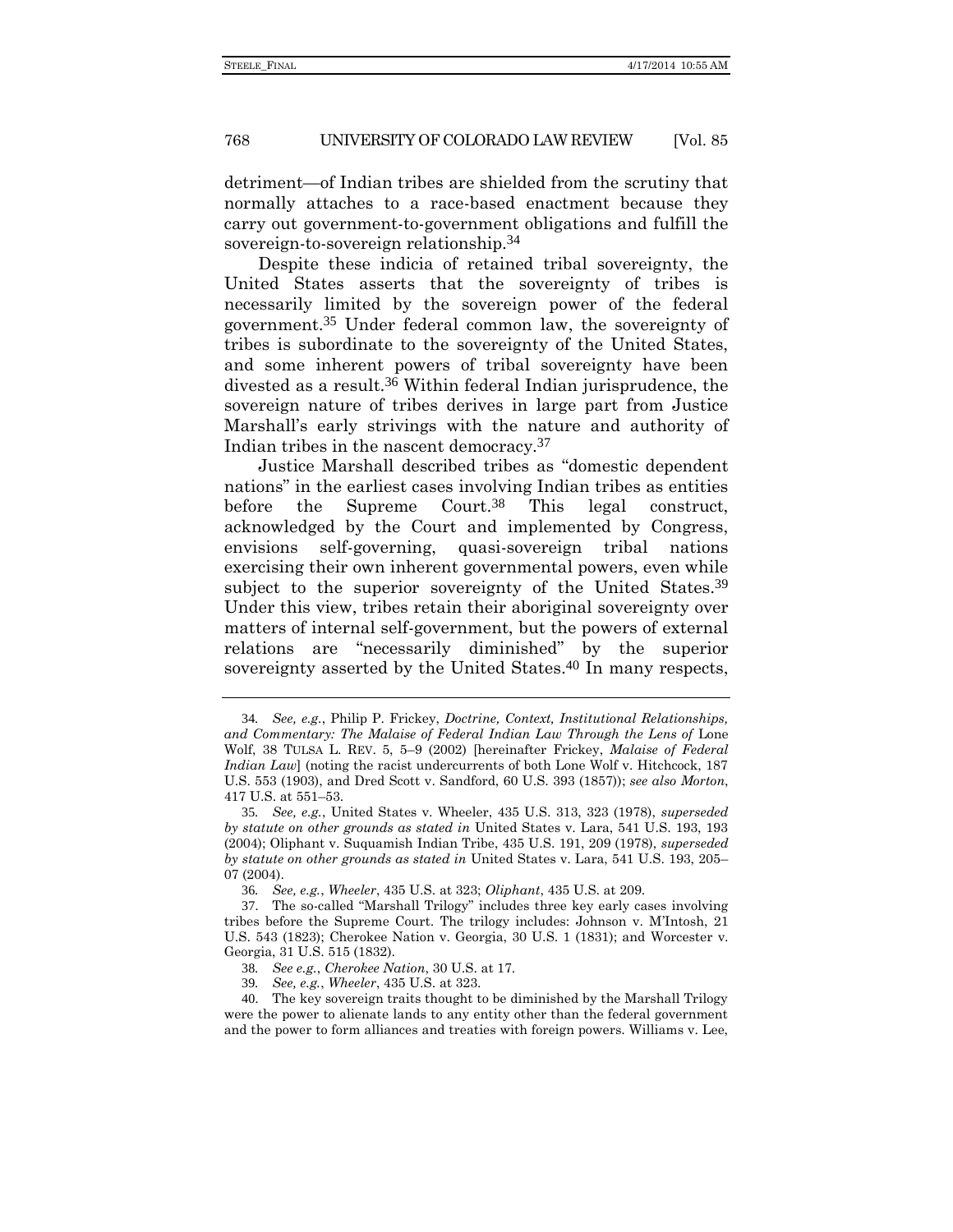detriment—of Indian tribes are shielded from the scrutiny that normally attaches to a race-based enactment because they carry out government-to-government obligations and fulfill the sovereign-to-sovereign relationship.[34]

Despite these indicia of retained tribal sovereignty, the United States asserts that the sovereignty of tribes is necessarily limited by the sovereign power of the federal government.[35] Under federal common law, the sovereignty of tribes is subordinate to the sovereignty of the United States, and some inherent powers of tribal sovereignty have been divested as a result.[36] Within federal Indian jurisprudence, the sovereign nature of tribes derives in large part from Justice Marshall's early strivings with the nature and authority of Indian tribes in the nascent democracy.[37]

Justice Marshall described tribes as "domestic dependent nations" in the earliest cases involving Indian tribes as entities before the Supreme Court.[38] This legal construct, acknowledged by the Court and implemented by Congress, envisions self-governing, quasi-sovereign tribal nations exercising their own inherent governmental powers, even while subject to the superior sovereignty of the United States.[39] Under this view, tribes retain their aboriginal sovereignty over matters of internal self-government, but the powers of external relations are "necessarily diminished" by the superior sovereignty asserted by the United States.[40] In many respects,

---

34. *See, e.g.*, Philip P. Frickey, *Doctrine, Context, Institutional Relationships, and Commentary: The Malaise of Federal Indian Law Through the Lens of* Lone Wolf, 38 TULSA L. REV. 5, 5–9 (2002) [hereinafter Frickey, *Malaise of Federal Indian Law*] (noting the racist undercurrents of both Lone Wolf v. Hitchcock, 187 U.S. 553 (1903), and Dred Scott v. Sandford, 60 U.S. 393 (1857)); *see also Morton*, 417 U.S. at 551–53.

35. *See, e.g.*, United States v. Wheeler, 435 U.S. 313, 323 (1978), *superseded by statute on other grounds as stated in* United States v. Lara, 541 U.S. 193, 193 (2004); Oliphant v. Suquamish Indian Tribe, 435 U.S. 191, 209 (1978), *superseded by statute on other grounds as stated in* United States v. Lara, 541 U.S. 193, 205–07 (2004).

36. *See, e.g.*, *Wheeler*, 435 U.S. at 323; *Oliphant*, 435 U.S. at 209.

37. The so-called "Marshall Trilogy" includes three key early cases involving tribes before the Supreme Court. The trilogy includes: Johnson v. M'Intosh, 21 U.S. 543 (1823); Cherokee Nation v. Georgia, 30 U.S. 1 (1831); and Worcester v. Georgia, 31 U.S. 515 (1832).

38. *See e.g.*, *Cherokee Nation*, 30 U.S. at 17.

39. *See, e.g.*, *Wheeler*, 435 U.S. at 323.

40. The key sovereign traits thought to be diminished by the Marshall Trilogy were the power to alienate lands to any entity other than the federal government and the power to form alliances and treaties with foreign powers. Williams v. Lee,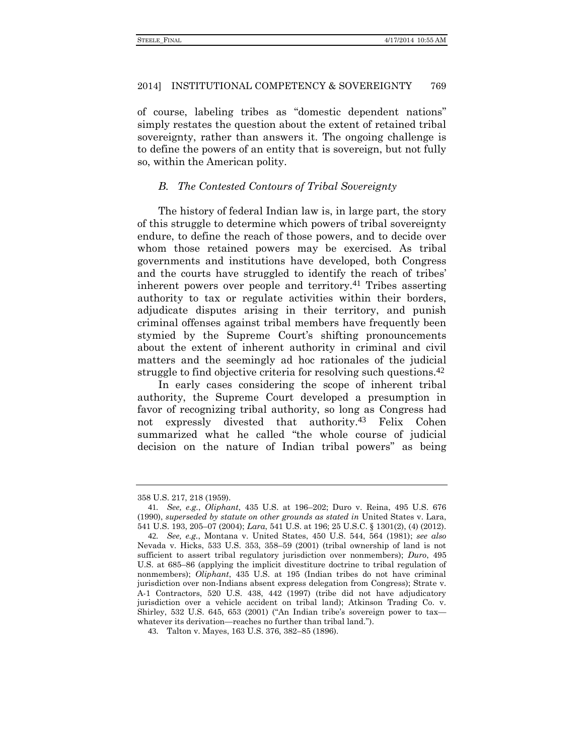of course, labeling tribes as "domestic dependent nations" simply restates the question about the extent of retained tribal sovereignty, rather than answers it. The ongoing challenge is to define the powers of an entity that is sovereign, but not fully so, within the American polity.

### *B. The Contested Contours of Tribal Sovereignty*

The history of federal Indian law is, in large part, the story of this struggle to determine which powers of tribal sovereignty endure, to define the reach of those powers, and to decide over whom those retained powers may be exercised. As tribal governments and institutions have developed, both Congress and the courts have struggled to identify the reach of tribes' inherent powers over people and territory.[41] Tribes asserting authority to tax or regulate activities within their borders, adjudicate disputes arising in their territory, and punish criminal offenses against tribal members have frequently been stymied by the Supreme Court's shifting pronouncements about the extent of inherent authority in criminal and civil matters and the seemingly ad hoc rationales of the judicial struggle to find objective criteria for resolving such questions.[42]

In early cases considering the scope of inherent tribal authority, the Supreme Court developed a presumption in favor of recognizing tribal authority, so long as Congress had not expressly divested that authority.[43] Felix Cohen summarized what he called "the whole course of judicial decision on the nature of Indian tribal powers" as being

---

358 U.S. 217, 218 (1959).

41. *See, e.g.*, *Oliphant*, 435 U.S. at 196–202; Duro v. Reina, 495 U.S. 676 (1990), *superseded by statute on other grounds as stated in* United States v. Lara, 541 U.S. 193, 205–07 (2004); *Lara*, 541 U.S. at 196; 25 U.S.C. § 1301(2), (4) (2012).

42. *See, e.g.*, Montana v. United States, 450 U.S. 544, 564 (1981); *see also* Nevada v. Hicks, 533 U.S. 353, 358–59 (2001) (tribal ownership of land is not sufficient to assert tribal regulatory jurisdiction over nonmembers); *Duro*, 495 U.S. at 685–86 (applying the implicit divestiture doctrine to tribal regulation of nonmembers); *Oliphant*, 435 U.S. at 195 (Indian tribes do not have criminal jurisdiction over non-Indians absent express delegation from Congress); Strate v. A-1 Contractors, 520 U.S. 438, 442 (1997) (tribe did not have adjudicatory jurisdiction over a vehicle accident on tribal land); Atkinson Trading Co. v. Shirley, 532 U.S. 645, 653 (2001) ("An Indian tribe's sovereign power to tax—whatever its derivation—reaches no further than tribal land.").

43. Talton v. Mayes, 163 U.S. 376, 382–85 (1896).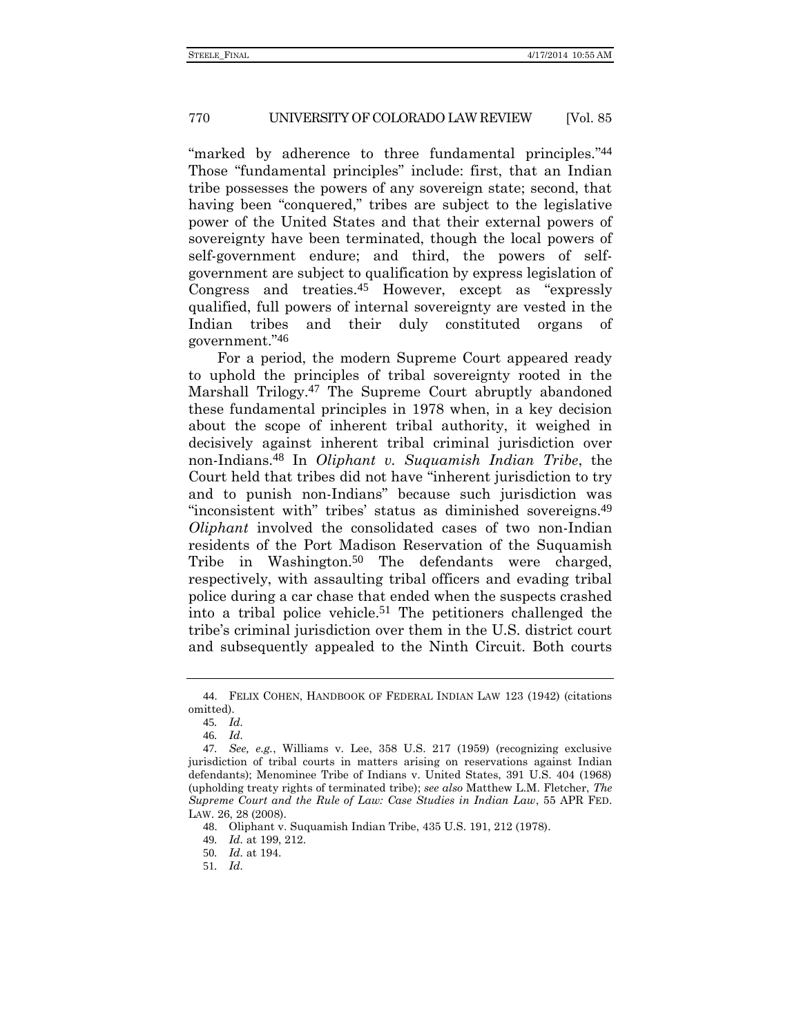"marked by adherence to three fundamental principles."[44] Those "fundamental principles" include: first, that an Indian tribe possesses the powers of any sovereign state; second, that having been "conquered," tribes are subject to the legislative power of the United States and that their external powers of sovereignty have been terminated, though the local powers of self-government endure; and third, the powers of self-government are subject to qualification by express legislation of Congress and treaties.[45] However, except as "expressly qualified, full powers of internal sovereignty are vested in the Indian tribes and their duly constituted organs of government."[46]

For a period, the modern Supreme Court appeared ready to uphold the principles of tribal sovereignty rooted in the Marshall Trilogy.[47] The Supreme Court abruptly abandoned these fundamental principles in 1978 when, in a key decision about the scope of inherent tribal authority, it weighed in decisively against inherent tribal criminal jurisdiction over non-Indians.[48] In *Oliphant v. Suquamish Indian Tribe*, the Court held that tribes did not have "inherent jurisdiction to try and to punish non-Indians" because such jurisdiction was "inconsistent with" tribes' status as diminished sovereigns.[49] *Oliphant* involved the consolidated cases of two non-Indian residents of the Port Madison Reservation of the Suquamish Tribe in Washington.[50] The defendants were charged, respectively, with assaulting tribal officers and evading tribal police during a car chase that ended when the suspects crashed into a tribal police vehicle.[51] The petitioners challenged the tribe's criminal jurisdiction over them in the U.S. district court and subsequently appealed to the Ninth Circuit. Both courts

---

44. FELIX COHEN, HANDBOOK OF FEDERAL INDIAN LAW 123 (1942) (citations omitted).

45. *Id.*

46. *Id.*

47. *See, e.g.*, Williams v. Lee, 358 U.S. 217 (1959) (recognizing exclusive jurisdiction of tribal courts in matters arising on reservations against Indian defendants); Menominee Tribe of Indians v. United States, 391 U.S. 404 (1968) (upholding treaty rights of terminated tribe); *see also* Matthew L.M. Fletcher, *The Supreme Court and the Rule of Law: Case Studies in Indian Law*, 55 APR FED. LAW. 26, 28 (2008).

48. Oliphant v. Suquamish Indian Tribe, 435 U.S. 191, 212 (1978).

49. *Id.* at 199, 212.

50. *Id.* at 194.

51. *Id.*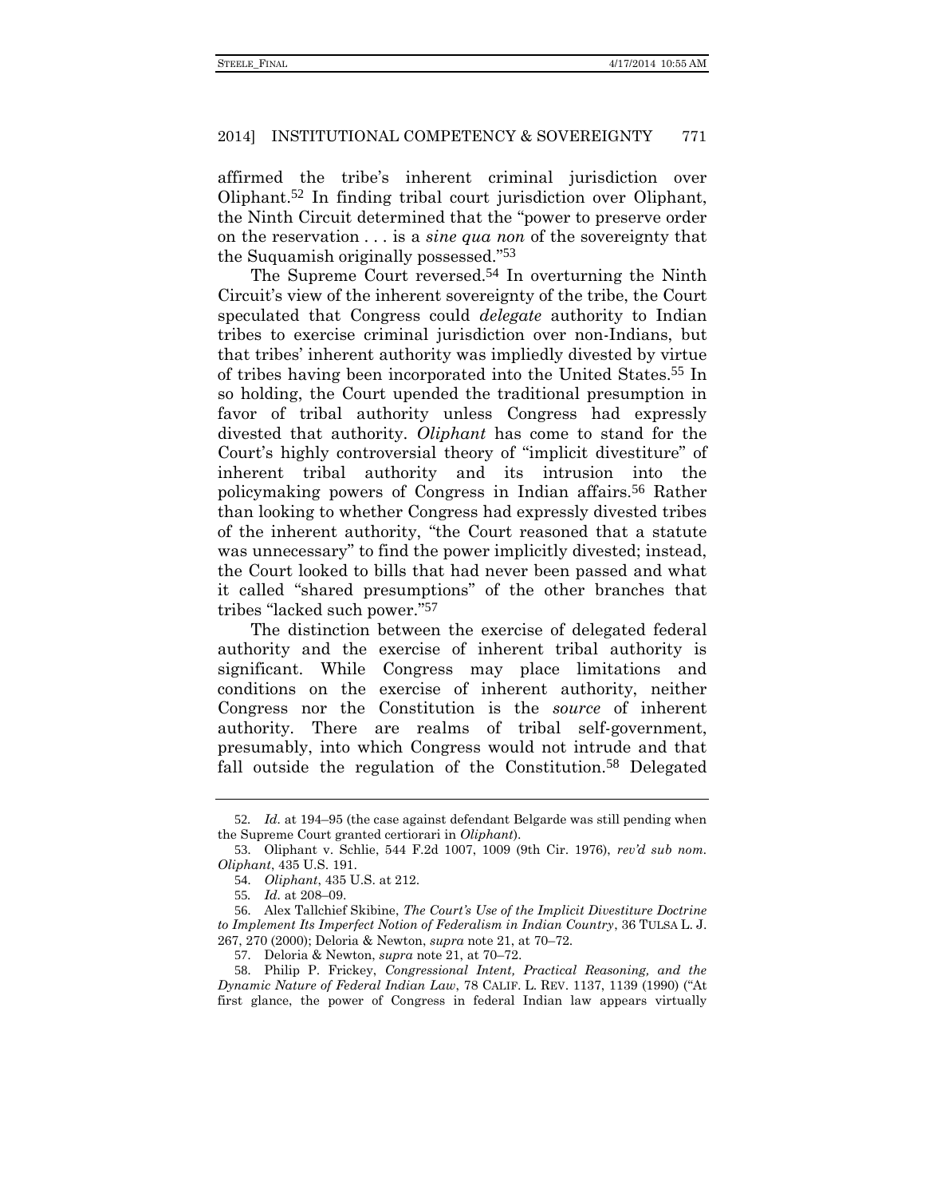affirmed the tribe's inherent criminal jurisdiction over Oliphant.[52] In finding tribal court jurisdiction over Oliphant, the Ninth Circuit determined that the "power to preserve order on the reservation . . . is a *sine qua non* of the sovereignty that the Suquamish originally possessed."[53]

The Supreme Court reversed.[54] In overturning the Ninth Circuit's view of the inherent sovereignty of the tribe, the Court speculated that Congress could *delegate* authority to Indian tribes to exercise criminal jurisdiction over non-Indians, but that tribes' inherent authority was impliedly divested by virtue of tribes having been incorporated into the United States.[55] In so holding, the Court upended the traditional presumption in favor of tribal authority unless Congress had expressly divested that authority. *Oliphant* has come to stand for the Court's highly controversial theory of "implicit divestiture" of inherent tribal authority and its intrusion into the policymaking powers of Congress in Indian affairs.[56] Rather than looking to whether Congress had expressly divested tribes of the inherent authority, "the Court reasoned that a statute was unnecessary" to find the power implicitly divested; instead, the Court looked to bills that had never been passed and what it called "shared presumptions" of the other branches that tribes "lacked such power."[57]

The distinction between the exercise of delegated federal authority and the exercise of inherent tribal authority is significant. While Congress may place limitations and conditions on the exercise of inherent authority, neither Congress nor the Constitution is the *source* of inherent authority. There are realms of tribal self-government, presumably, into which Congress would not intrude and that fall outside the regulation of the Constitution.[58] Delegated

---

52. *Id.* at 194–95 (the case against defendant Belgarde was still pending when the Supreme Court granted certiorari in *Oliphant*).

53. Oliphant v. Schlie, 544 F.2d 1007, 1009 (9th Cir. 1976), *rev'd sub nom. Oliphant*, 435 U.S. 191.

54. *Oliphant*, 435 U.S. at 212.

55. *Id.* at 208–09.

56. Alex Tallchief Skibine, *The Court's Use of the Implicit Divestiture Doctrine to Implement Its Imperfect Notion of Federalism in Indian Country*, 36 TULSA L. J. 267, 270 (2000); Deloria & Newton, *supra* note 21, at 70–72.

57. Deloria & Newton, *supra* note 21, at 70–72.

58. Philip P. Frickey, *Congressional Intent, Practical Reasoning, and the Dynamic Nature of Federal Indian Law*, 78 CALIF. L. REV. 1137, 1139 (1990) ("At first glance, the power of Congress in federal Indian law appears virtually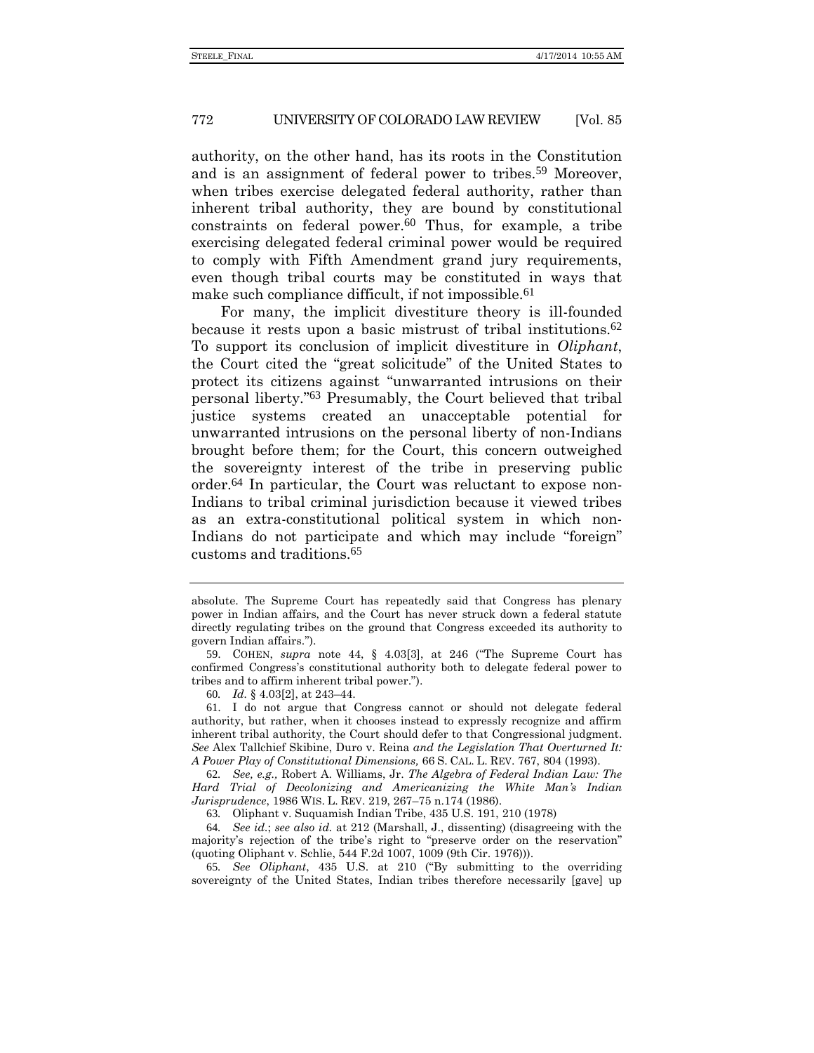authority, on the other hand, has its roots in the Constitution and is an assignment of federal power to tribes.[59] Moreover, when tribes exercise delegated federal authority, rather than inherent tribal authority, they are bound by constitutional constraints on federal power.[60] Thus, for example, a tribe exercising delegated federal criminal power would be required to comply with Fifth Amendment grand jury requirements, even though tribal courts may be constituted in ways that make such compliance difficult, if not impossible.[61]

For many, the implicit divestiture theory is ill-founded because it rests upon a basic mistrust of tribal institutions.[62] To support its conclusion of implicit divestiture in *Oliphant*, the Court cited the "great solicitude" of the United States to protect its citizens against "unwarranted intrusions on their personal liberty."[63] Presumably, the Court believed that tribal justice systems created an unacceptable potential for unwarranted intrusions on the personal liberty of non-Indians brought before them; for the Court, this concern outweighed the sovereignty interest of the tribe in preserving public order.[64] In particular, the Court was reluctant to expose non-Indians to tribal criminal jurisdiction because it viewed tribes as an extra-constitutional political system in which non-Indians do not participate and which may include "foreign" customs and traditions.[65]

---

absolute. The Supreme Court has repeatedly said that Congress has plenary power in Indian affairs, and the Court has never struck down a federal statute directly regulating tribes on the ground that Congress exceeded its authority to govern Indian affairs.").

59. COHEN, *supra* note 44, § 4.03[3], at 246 ("The Supreme Court has confirmed Congress's constitutional authority both to delegate federal power to tribes and to affirm inherent tribal power.").

60. *Id.* § 4.03[2], at 243–44.

61. I do not argue that Congress cannot or should not delegate federal authority, but rather, when it chooses instead to expressly recognize and affirm inherent tribal authority, the Court should defer to that Congressional judgment. *See* Alex Tallchief Skibine, Duro v. Reina *and the Legislation That Overturned It: A Power Play of Constitutional Dimensions,* 66 S. CAL. L. REV. 767, 804 (1993).

62. *See, e.g.,* Robert A. Williams, Jr. *The Algebra of Federal Indian Law: The Hard Trial of Decolonizing and Americanizing the White Man's Indian Jurisprudence*, 1986 WIS. L. REV. 219, 267–75 n.174 (1986).

63. Oliphant v. Suquamish Indian Tribe, 435 U.S. 191, 210 (1978)

64. *See id.*; *see also id.* at 212 (Marshall, J., dissenting) (disagreeing with the majority's rejection of the tribe's right to "preserve order on the reservation" (quoting Oliphant v. Schlie, 544 F.2d 1007, 1009 (9th Cir. 1976))).

65. *See Oliphant*, 435 U.S. at 210 ("By submitting to the overriding sovereignty of the United States, Indian tribes therefore necessarily [gave] up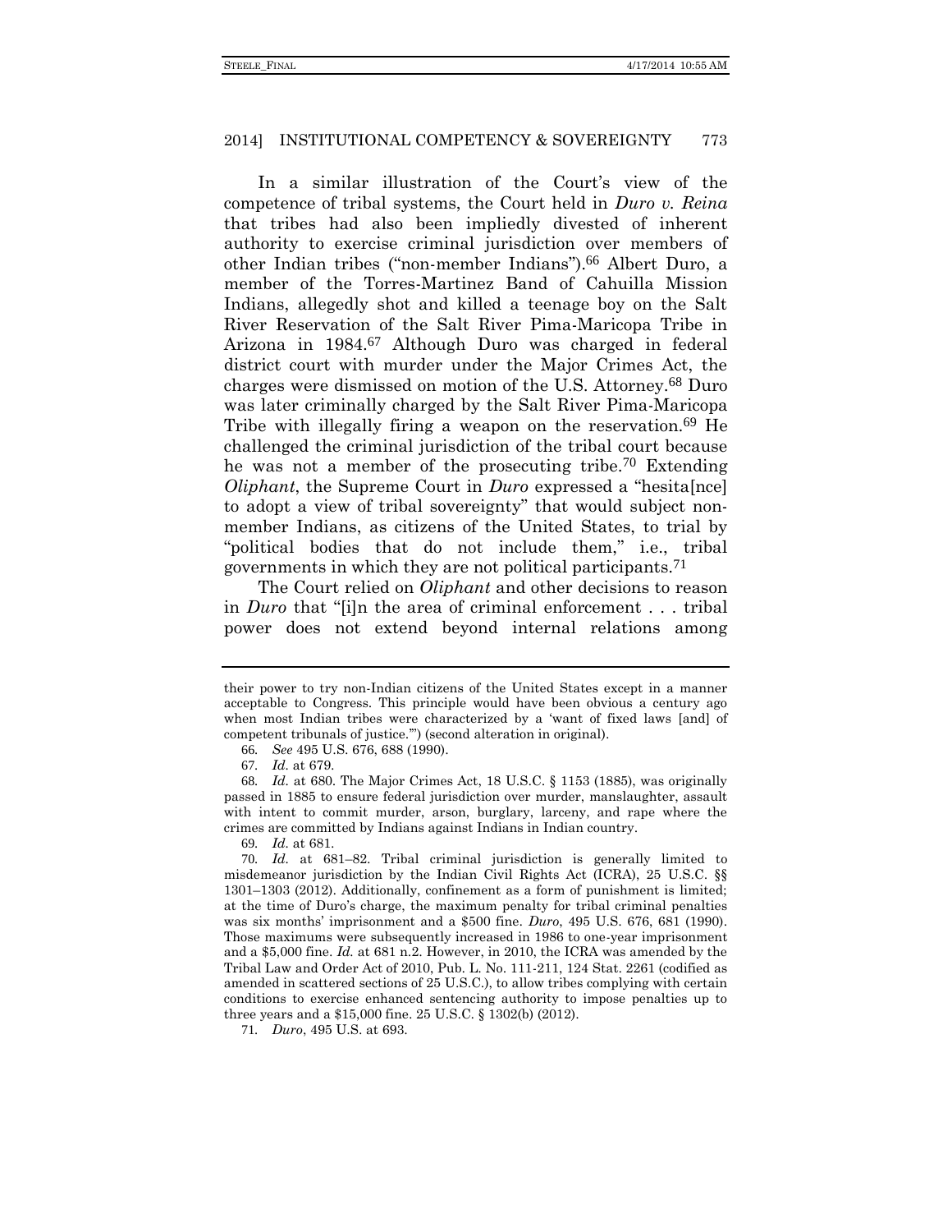In a similar illustration of the Court's view of the competence of tribal systems, the Court held in *Duro v. Reina* that tribes had also been impliedly divested of inherent authority to exercise criminal jurisdiction over members of other Indian tribes ("non-member Indians").[66] Albert Duro, a member of the Torres-Martinez Band of Cahuilla Mission Indians, allegedly shot and killed a teenage boy on the Salt River Reservation of the Salt River Pima-Maricopa Tribe in Arizona in 1984.[67] Although Duro was charged in federal district court with murder under the Major Crimes Act, the charges were dismissed on motion of the U.S. Attorney.[68] Duro was later criminally charged by the Salt River Pima-Maricopa Tribe with illegally firing a weapon on the reservation.[69] He challenged the criminal jurisdiction of the tribal court because he was not a member of the prosecuting tribe.[70] Extending *Oliphant*, the Supreme Court in *Duro* expressed a "hesita[nce] to adopt a view of tribal sovereignty" that would subject non-member Indians, as citizens of the United States, to trial by "political bodies that do not include them," i.e., tribal governments in which they are not political participants.[71]

The Court relied on *Oliphant* and other decisions to reason in *Duro* that "[i]n the area of criminal enforcement . . . tribal power does not extend beyond internal relations among

---

their power to try non-Indian citizens of the United States except in a manner acceptable to Congress. This principle would have been obvious a century ago when most Indian tribes were characterized by a 'want of fixed laws [and] of competent tribunals of justice.'") (second alteration in original).

66. *See* 495 U.S. 676, 688 (1990).

67. *Id.* at 679.

68. *Id.* at 680. The Major Crimes Act, 18 U.S.C. § 1153 (1885), was originally passed in 1885 to ensure federal jurisdiction over murder, manslaughter, assault with intent to commit murder, arson, burglary, larceny, and rape where the crimes are committed by Indians against Indians in Indian country.

69. *Id.* at 681.

70. *Id.* at 681–82. Tribal criminal jurisdiction is generally limited to misdemeanor jurisdiction by the Indian Civil Rights Act (ICRA), 25 U.S.C. §§ 1301–1303 (2012). Additionally, confinement as a form of punishment is limited; at the time of Duro's charge, the maximum penalty for tribal criminal penalties was six months' imprisonment and a $500 fine. *Duro*, 495 U.S. 676, 681 (1990). Those maximums were subsequently increased in 1986 to one-year imprisonment and a $5,000 fine. *Id.* at 681 n.2. However, in 2010, the ICRA was amended by the Tribal Law and Order Act of 2010, Pub. L. No. 111-211, 124 Stat. 2261 (codified as amended in scattered sections of 25 U.S.C.), to allow tribes complying with certain conditions to exercise enhanced sentencing authority to impose penalties up to three years and a $15,000 fine. 25 U.S.C. § 1302(b) (2012).

71. *Duro*, 495 U.S. at 693.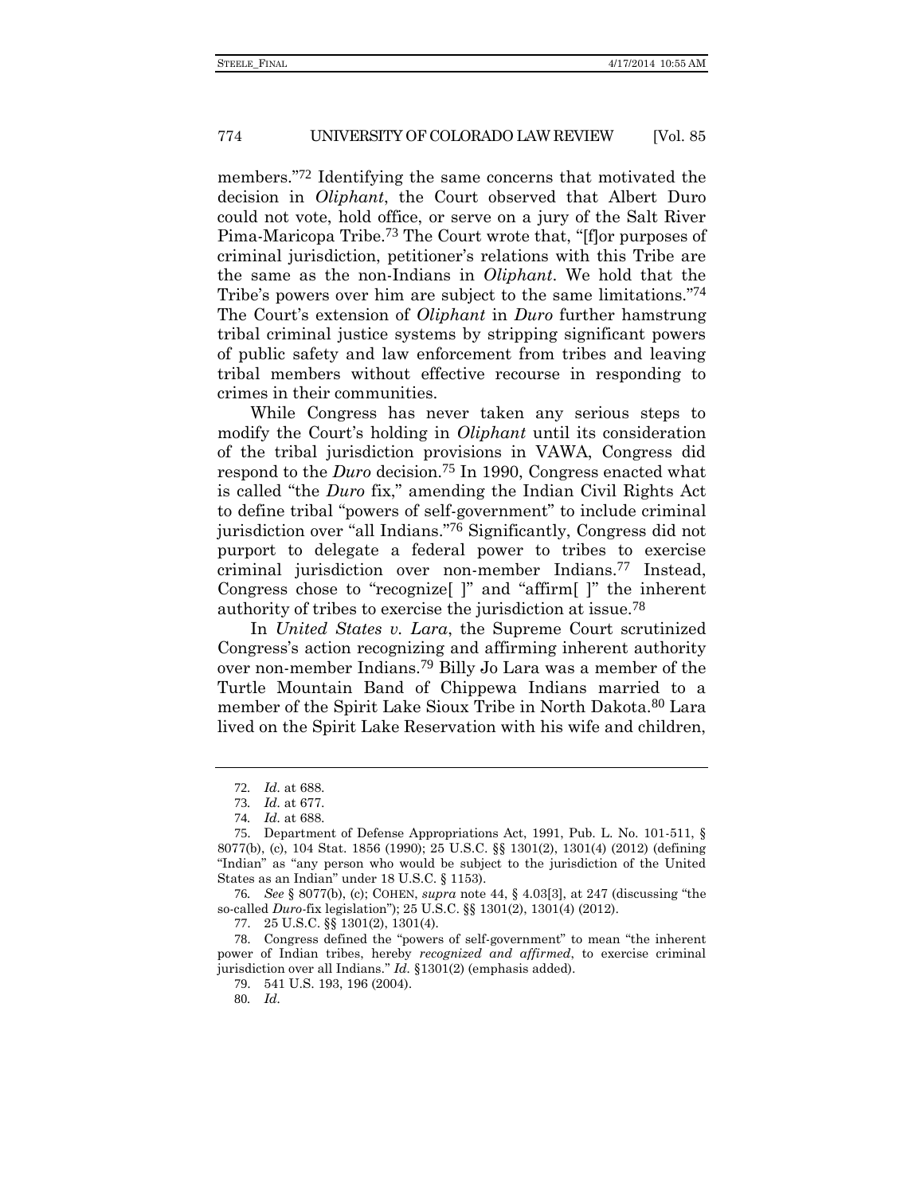members."[72] Identifying the same concerns that motivated the decision in *Oliphant*, the Court observed that Albert Duro could not vote, hold office, or serve on a jury of the Salt River Pima-Maricopa Tribe.[73] The Court wrote that, "[f]or purposes of criminal jurisdiction, petitioner's relations with this Tribe are the same as the non-Indians in *Oliphant*. We hold that the Tribe's powers over him are subject to the same limitations."[74] The Court's extension of *Oliphant* in *Duro* further hamstrung tribal criminal justice systems by stripping significant powers of public safety and law enforcement from tribes and leaving tribal members without effective recourse in responding to crimes in their communities.

While Congress has never taken any serious steps to modify the Court's holding in *Oliphant* until its consideration of the tribal jurisdiction provisions in VAWA, Congress did respond to the *Duro* decision.[75] In 1990, Congress enacted what is called "the *Duro* fix," amending the Indian Civil Rights Act to define tribal "powers of self-government" to include criminal jurisdiction over "all Indians."[76] Significantly, Congress did not purport to delegate a federal power to tribes to exercise criminal jurisdiction over non-member Indians.[77] Instead, Congress chose to "recognize[ ]" and "affirm[ ]" the inherent authority of tribes to exercise the jurisdiction at issue.[78]

In *United States v. Lara*, the Supreme Court scrutinized Congress's action recognizing and affirming inherent authority over non-member Indians.[79] Billy Jo Lara was a member of the Turtle Mountain Band of Chippewa Indians married to a member of the Spirit Lake Sioux Tribe in North Dakota.[80] Lara lived on the Spirit Lake Reservation with his wife and children,

---

72. *Id.* at 688.

73. *Id.* at 677.

74. *Id.* at 688.

75. Department of Defense Appropriations Act, 1991, Pub. L. No. 101-511, § 8077(b), (c), 104 Stat. 1856 (1990); 25 U.S.C. §§ 1301(2), 1301(4) (2012) (defining "Indian" as "any person who would be subject to the jurisdiction of the United States as an Indian" under 18 U.S.C. § 1153).

76. *See* § 8077(b), (c); COHEN, *supra* note 44, § 4.03[3], at 247 (discussing "the so-called *Duro*-fix legislation"); 25 U.S.C. §§ 1301(2), 1301(4) (2012).

77. 25 U.S.C. §§ 1301(2), 1301(4).

78. Congress defined the "powers of self-government" to mean "the inherent power of Indian tribes, hereby *recognized and affirmed*, to exercise criminal jurisdiction over all Indians." *Id.* §1301(2) (emphasis added).

79. 541 U.S. 193, 196 (2004).

80. *Id.*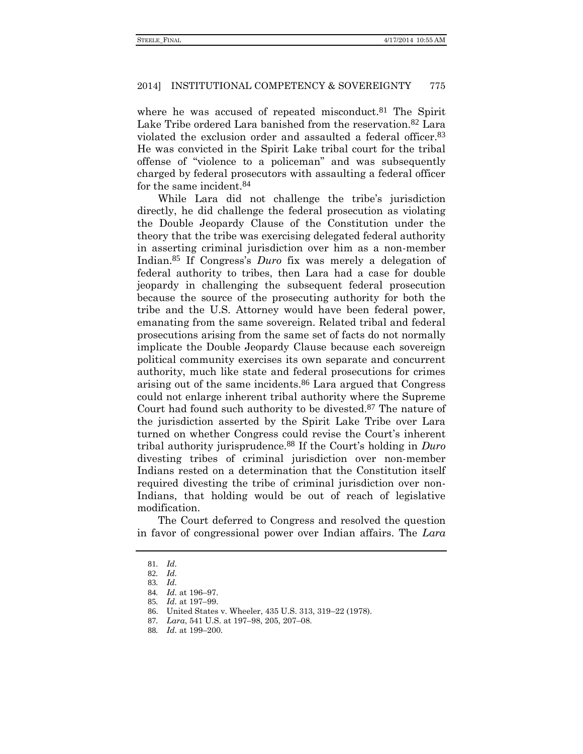where he was accused of repeated misconduct.[81] The Spirit Lake Tribe ordered Lara banished from the reservation.[82] Lara violated the exclusion order and assaulted a federal officer.[83] He was convicted in the Spirit Lake tribal court for the tribal offense of "violence to a policeman" and was subsequently charged by federal prosecutors with assaulting a federal officer for the same incident.[84]

While Lara did not challenge the tribe's jurisdiction directly, he did challenge the federal prosecution as violating the Double Jeopardy Clause of the Constitution under the theory that the tribe was exercising delegated federal authority in asserting criminal jurisdiction over him as a non-member Indian.[85] If Congress's *Duro* fix was merely a delegation of federal authority to tribes, then Lara had a case for double jeopardy in challenging the subsequent federal prosecution because the source of the prosecuting authority for both the tribe and the U.S. Attorney would have been federal power, emanating from the same sovereign. Related tribal and federal prosecutions arising from the same set of facts do not normally implicate the Double Jeopardy Clause because each sovereign political community exercises its own separate and concurrent authority, much like state and federal prosecutions for crimes arising out of the same incidents.[86] Lara argued that Congress could not enlarge inherent tribal authority where the Supreme Court had found such authority to be divested.[87] The nature of the jurisdiction asserted by the Spirit Lake Tribe over Lara turned on whether Congress could revise the Court's inherent tribal authority jurisprudence.[88] If the Court's holding in *Duro* divesting tribes of criminal jurisdiction over non-member Indians rested on a determination that the Constitution itself required divesting the tribe of criminal jurisdiction over non-Indians, that holding would be out of reach of legislative modification.

The Court deferred to Congress and resolved the question in favor of congressional power over Indian affairs. The *Lara*

---

81. *Id.*
82. *Id.*
83. *Id.*
84. *Id.* at 196–97.
85. *Id.* at 197–99.
86. United States v. Wheeler, 435 U.S. 313, 319–22 (1978).
87. *Lara*, 541 U.S. at 197–98, 205, 207–08.
88. *Id.* at 199–200.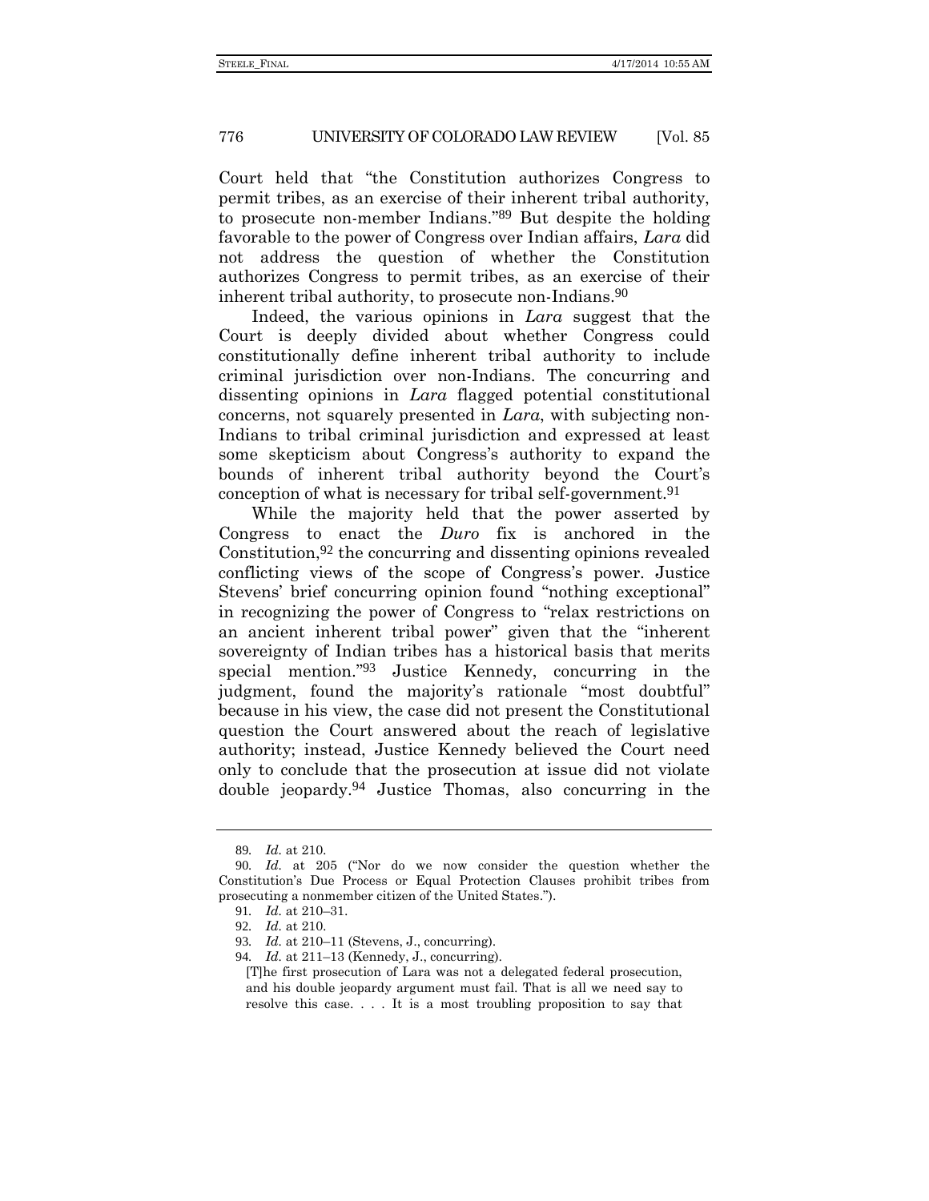Court held that "the Constitution authorizes Congress to permit tribes, as an exercise of their inherent tribal authority, to prosecute non-member Indians."[89] But despite the holding favorable to the power of Congress over Indian affairs, *Lara* did not address the question of whether the Constitution authorizes Congress to permit tribes, as an exercise of their inherent tribal authority, to prosecute non-Indians.[90]

Indeed, the various opinions in *Lara* suggest that the Court is deeply divided about whether Congress could constitutionally define inherent tribal authority to include criminal jurisdiction over non-Indians. The concurring and dissenting opinions in *Lara* flagged potential constitutional concerns, not squarely presented in *Lara*, with subjecting non-Indians to tribal criminal jurisdiction and expressed at least some skepticism about Congress's authority to expand the bounds of inherent tribal authority beyond the Court's conception of what is necessary for tribal self-government.[91]

While the majority held that the power asserted by Congress to enact the *Duro* fix is anchored in the Constitution,[92] the concurring and dissenting opinions revealed conflicting views of the scope of Congress's power. Justice Stevens' brief concurring opinion found "nothing exceptional" in recognizing the power of Congress to "relax restrictions on an ancient inherent tribal power" given that the "inherent sovereignty of Indian tribes has a historical basis that merits special mention."[93] Justice Kennedy, concurring in the judgment, found the majority's rationale "most doubtful" because in his view, the case did not present the Constitutional question the Court answered about the reach of legislative authority; instead, Justice Kennedy believed the Court need only to conclude that the prosecution at issue did not violate double jeopardy.[94] Justice Thomas, also concurring in the

---

89. *Id.* at 210.

90. *Id.* at 205 ("Nor do we now consider the question whether the Constitution's Due Process or Equal Protection Clauses prohibit tribes from prosecuting a nonmember citizen of the United States.").

91. *Id.* at 210–31.

92. *Id.* at 210.

93. *Id.* at 210–11 (Stevens, J., concurring).

94. *Id.* at 211–13 (Kennedy, J., concurring).

> [T]he first prosecution of Lara was not a delegated federal prosecution, and his double jeopardy argument must fail. That is all we need say to resolve this case. . . . It is a most troubling proposition to say that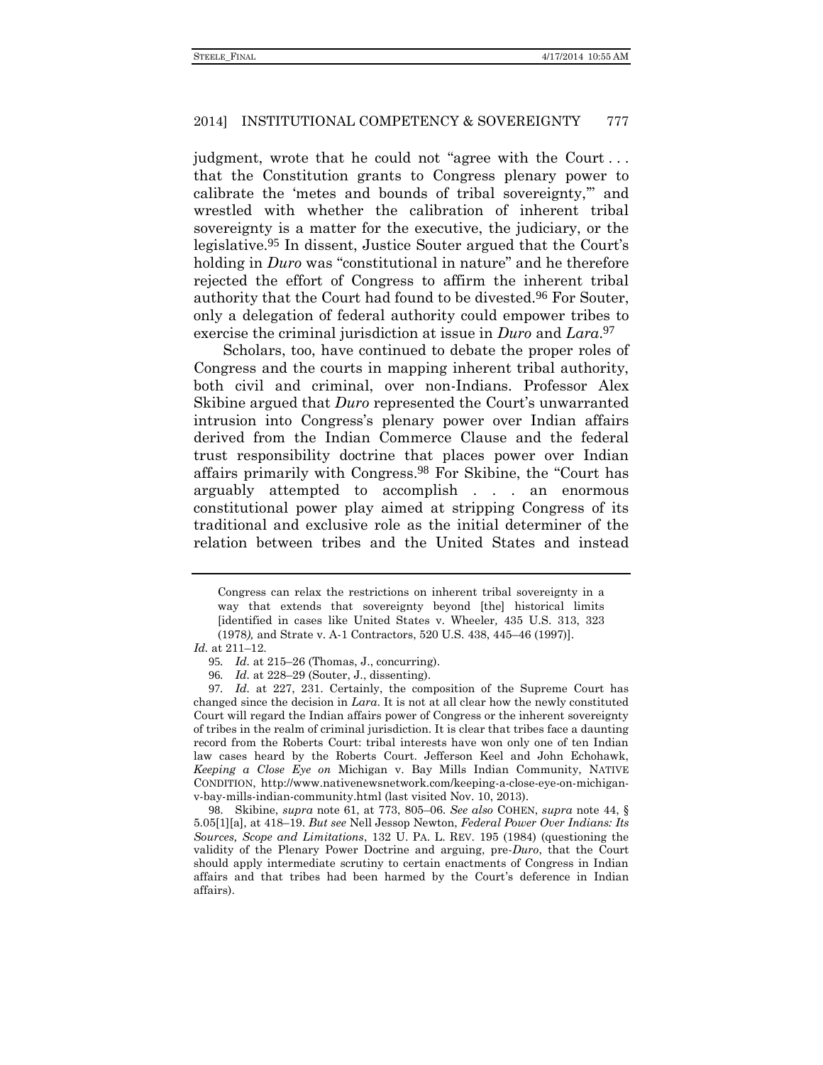judgment, wrote that he could not "agree with the Court . . . that the Constitution grants to Congress plenary power to calibrate the 'metes and bounds of tribal sovereignty,'" and wrestled with whether the calibration of inherent tribal sovereignty is a matter for the executive, the judiciary, or the legislative.[95] In dissent, Justice Souter argued that the Court's holding in *Duro* was "constitutional in nature" and he therefore rejected the effort of Congress to affirm the inherent tribal authority that the Court had found to be divested.[96] For Souter, only a delegation of federal authority could empower tribes to exercise the criminal jurisdiction at issue in *Duro* and *Lara*.[97]

Scholars, too, have continued to debate the proper roles of Congress and the courts in mapping inherent tribal authority, both civil and criminal, over non-Indians. Professor Alex Skibine argued that *Duro* represented the Court's unwarranted intrusion into Congress's plenary power over Indian affairs derived from the Indian Commerce Clause and the federal trust responsibility doctrine that places power over Indian affairs primarily with Congress.[98] For Skibine, the "Court has arguably attempted to accomplish . . . an enormous constitutional power play aimed at stripping Congress of its traditional and exclusive role as the initial determiner of the relation between tribes and the United States and instead

---

> Congress can relax the restrictions on inherent tribal sovereignty in a way that extends that sovereignty beyond [the] historical limits [identified in cases like United States v. Wheeler, 435 U.S. 313, 323 (1978), and Strate v. A-1 Contractors, 520 U.S. 438, 445–46 (1997)].

*Id.* at 211–12.

95. *Id.* at 215–26 (Thomas, J., concurring).

96. *Id.* at 228–29 (Souter, J., dissenting).

97. *Id.* at 227, 231. Certainly, the composition of the Supreme Court has changed since the decision in *Lara*. It is not at all clear how the newly constituted Court will regard the Indian affairs power of Congress or the inherent sovereignty of tribes in the realm of criminal jurisdiction. It is clear that tribes face a daunting record from the Roberts Court: tribal interests have won only one of ten Indian law cases heard by the Roberts Court. Jefferson Keel and John Echohawk, *Keeping a Close Eye on* Michigan v. Bay Mills Indian Community, NATIVE CONDITION, http://www.nativenewsnetwork.com/keeping-a-close-eye-on-michigan-v-bay-mills-indian-community.html (last visited Nov. 10, 2013).

98. Skibine, *supra* note 61, at 773, 805–06. *See also* COHEN, *supra* note 44, § 5.05[1][a], at 418–19. *But see* Nell Jessop Newton, *Federal Power Over Indians: Its Sources, Scope and Limitations*, 132 U. PA. L. REV. 195 (1984) (questioning the validity of the Plenary Power Doctrine and arguing, pre-*Duro*, that the Court should apply intermediate scrutiny to certain enactments of Congress in Indian affairs and that tribes had been harmed by the Court's deference in Indian affairs).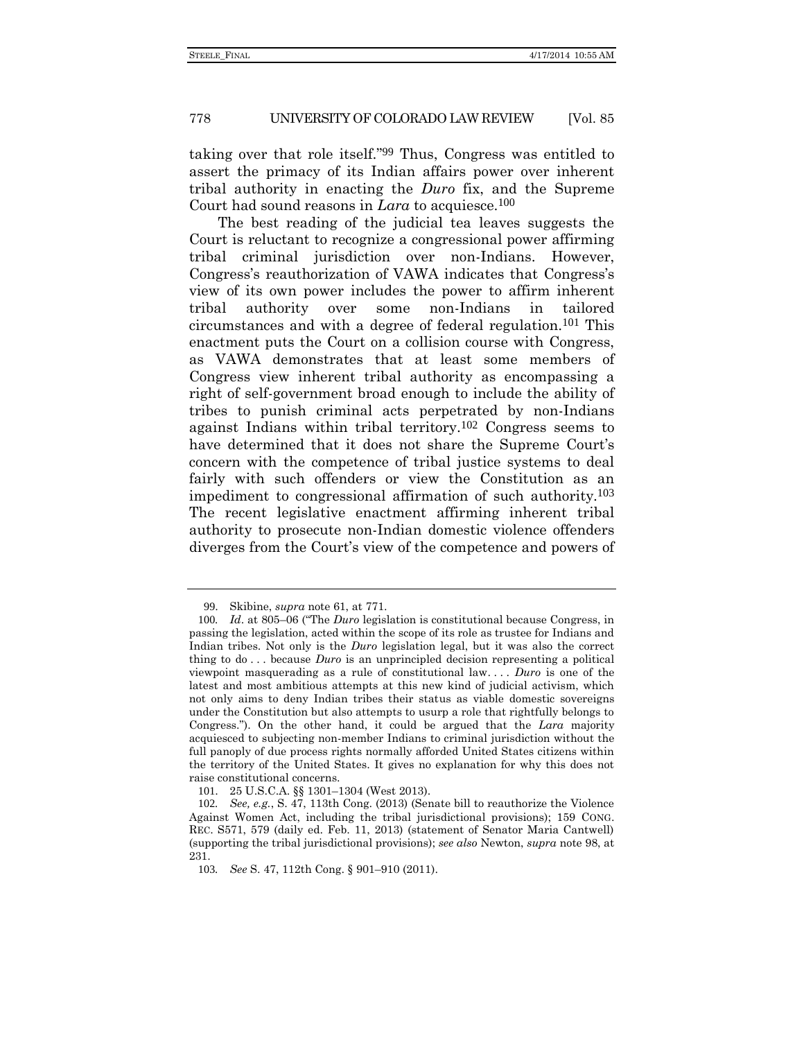taking over that role itself."[99] Thus, Congress was entitled to assert the primacy of its Indian affairs power over inherent tribal authority in enacting the *Duro* fix, and the Supreme Court had sound reasons in *Lara* to acquiesce.[100]

The best reading of the judicial tea leaves suggests the Court is reluctant to recognize a congressional power affirming tribal criminal jurisdiction over non-Indians. However, Congress's reauthorization of VAWA indicates that Congress's view of its own power includes the power to affirm inherent tribal authority over some non-Indians in tailored circumstances and with a degree of federal regulation.[101] This enactment puts the Court on a collision course with Congress, as VAWA demonstrates that at least some members of Congress view inherent tribal authority as encompassing a right of self-government broad enough to include the ability of tribes to punish criminal acts perpetrated by non-Indians against Indians within tribal territory.[102] Congress seems to have determined that it does not share the Supreme Court's concern with the competence of tribal justice systems to deal fairly with such offenders or view the Constitution as an impediment to congressional affirmation of such authority.[103] The recent legislative enactment affirming inherent tribal authority to prosecute non-Indian domestic violence offenders diverges from the Court's view of the competence and powers of

---

99. Skibine, *supra* note 61, at 771.

100. *Id*. at 805–06 ("The *Duro* legislation is constitutional because Congress, in passing the legislation, acted within the scope of its role as trustee for Indians and Indian tribes. Not only is the *Duro* legislation legal, but it was also the correct thing to do . . . because *Duro* is an unprincipled decision representing a political viewpoint masquerading as a rule of constitutional law. . . . *Duro* is one of the latest and most ambitious attempts at this new kind of judicial activism, which not only aims to deny Indian tribes their status as viable domestic sovereigns under the Constitution but also attempts to usurp a role that rightfully belongs to Congress."). On the other hand, it could be argued that the *Lara* majority acquiesced to subjecting non-member Indians to criminal jurisdiction without the full panoply of due process rights normally afforded United States citizens within the territory of the United States. It gives no explanation for why this does not raise constitutional concerns.

101. 25 U.S.C.A. §§ 1301–1304 (West 2013).

102. *See, e.g.*, S. 47, 113th Cong. (2013) (Senate bill to reauthorize the Violence Against Women Act, including the tribal jurisdictional provisions); 159 CONG. REC. S571, 579 (daily ed. Feb. 11, 2013) (statement of Senator Maria Cantwell) (supporting the tribal jurisdictional provisions); *see also* Newton, *supra* note 98, at 231.

103. *See* S. 47, 112th Cong. § 901–910 (2011).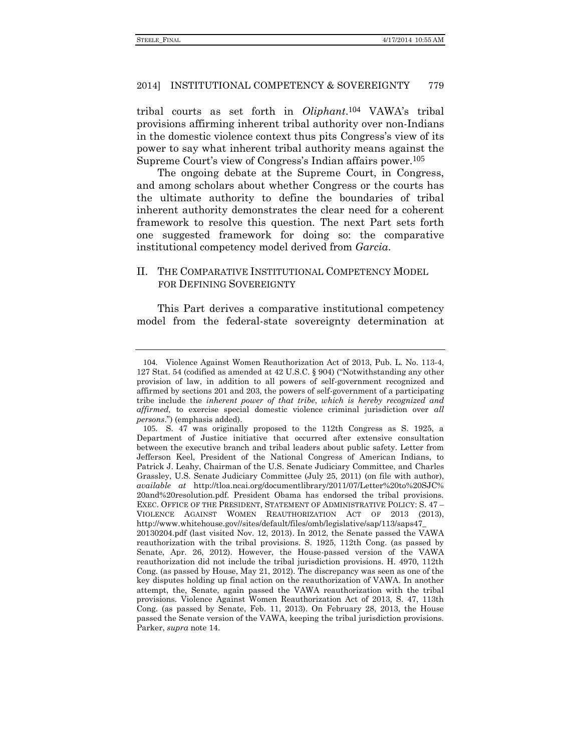tribal courts as set forth in *Oliphant*.[104] VAWA's tribal provisions affirming inherent tribal authority over non-Indians in the domestic violence context thus pits Congress's view of its power to say what inherent tribal authority means against the Supreme Court's view of Congress's Indian affairs power.[105]

The ongoing debate at the Supreme Court, in Congress, and among scholars about whether Congress or the courts has the ultimate authority to define the boundaries of tribal inherent authority demonstrates the clear need for a coherent framework to resolve this question. The next Part sets forth one suggested framework for doing so: the comparative institutional competency model derived from *Garcia*.

## II. THE COMPARATIVE INSTITUTIONAL COMPETENCY MODEL FOR DEFINING SOVEREIGNTY

This Part derives a comparative institutional competency model from the federal-state sovereignty determination at

---

104. Violence Against Women Reauthorization Act of 2013, Pub. L. No. 113-4, 127 Stat. 54 (codified as amended at 42 U.S.C. § 904) ("Notwithstanding any other provision of law, in addition to all powers of self-government recognized and affirmed by sections 201 and 203, the powers of self-government of a participating tribe include the *inherent power of that tribe*, *which is hereby recognized and affirmed,* to exercise special domestic violence criminal jurisdiction over *all persons*.") (emphasis added).

105. S. 47 was originally proposed to the 112th Congress as S. 1925, a Department of Justice initiative that occurred after extensive consultation between the executive branch and tribal leaders about public safety. Letter from Jefferson Keel, President of the National Congress of American Indians, to Patrick J. Leahy, Chairman of the U.S. Senate Judiciary Committee, and Charles Grassley, U.S. Senate Judiciary Committee (July 25, 2011) (on file with author), *available at* http://tloa.ncai.org/documentlibrary/2011/07/Letter%20to%20SJC%20and%20resolution.pdf. President Obama has endorsed the tribal provisions. EXEC. OFFICE OF THE PRESIDENT, STATEMENT OF ADMINISTRATIVE POLICY: S. 47 – VIOLENCE AGAINST WOMEN REAUTHORIZATION ACT OF 2013 (2013), http://www.whitehouse.gov//sites/default/files/omb/legislative/sap/113/saps47_20130204.pdf (last visited Nov. 12, 2013). In 2012, the Senate passed the VAWA reauthorization with the tribal provisions. S. 1925, 112th Cong. (as passed by Senate, Apr. 26, 2012). However, the House-passed version of the VAWA reauthorization did not include the tribal jurisdiction provisions. H. 4970, 112th Cong. (as passed by House, May 21, 2012). The discrepancy was seen as one of the key disputes holding up final action on the reauthorization of VAWA. In another attempt, the, Senate, again passed the VAWA reauthorization with the tribal provisions. Violence Against Women Reauthorization Act of 2013, S. 47, 113th Cong. (as passed by Senate, Feb. 11, 2013). On February 28, 2013, the House passed the Senate version of the VAWA, keeping the tribal jurisdiction provisions. Parker, *supra* note 14.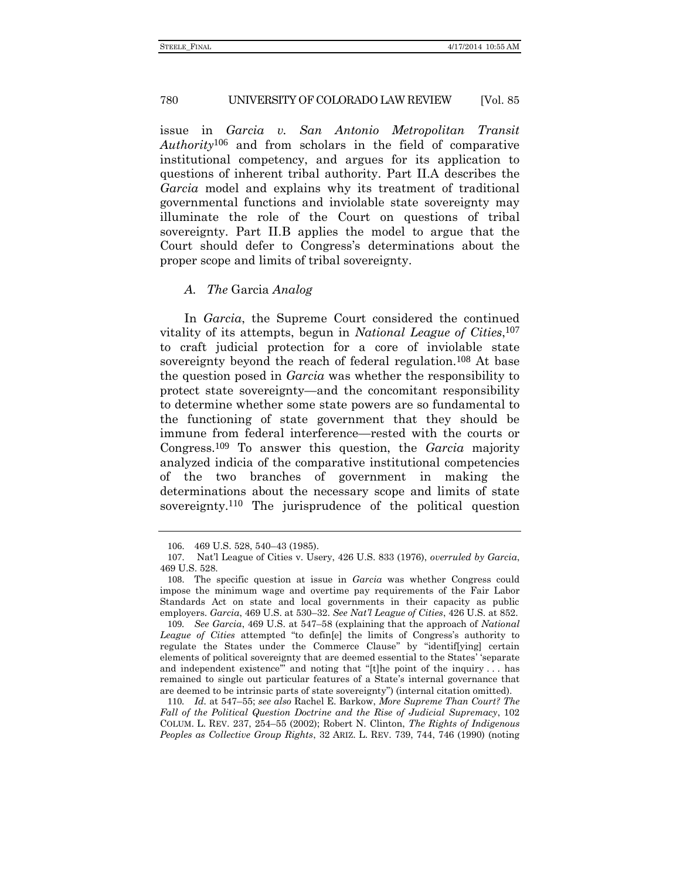issue in *Garcia v. San Antonio Metropolitan Transit Authority*[106] and from scholars in the field of comparative institutional competency, and argues for its application to questions of inherent tribal authority. Part II.A describes the *Garcia* model and explains why its treatment of traditional governmental functions and inviolable state sovereignty may illuminate the role of the Court on questions of tribal sovereignty. Part II.B applies the model to argue that the Court should defer to Congress's determinations about the proper scope and limits of tribal sovereignty.

### *A. The* Garcia *Analog*

In *Garcia*, the Supreme Court considered the continued vitality of its attempts, begun in *National League of Cities*,[107] to craft judicial protection for a core of inviolable state sovereignty beyond the reach of federal regulation.[108] At base the question posed in *Garcia* was whether the responsibility to protect state sovereignty—and the concomitant responsibility to determine whether some state powers are so fundamental to the functioning of state government that they should be immune from federal interference—rested with the courts or Congress.[109] To answer this question, the *Garcia* majority analyzed indicia of the comparative institutional competencies of the two branches of government in making the determinations about the necessary scope and limits of state sovereignty.[110] The jurisprudence of the political question

---

106. 469 U.S. 528, 540–43 (1985).

107. Nat'l League of Cities v. Usery, 426 U.S. 833 (1976), *overruled by Garcia*, 469 U.S. 528.

108. The specific question at issue in *Garcia* was whether Congress could impose the minimum wage and overtime pay requirements of the Fair Labor Standards Act on state and local governments in their capacity as public employers. *Garcia*, 469 U.S. at 530–32. *See Nat'l League of Cities*, 426 U.S. at 852.

109. *See Garcia*, 469 U.S. at 547–58 (explaining that the approach of *National League of Cities* attempted "to defin[e] the limits of Congress's authority to regulate the States under the Commerce Clause" by "identif[ying] certain elements of political sovereignty that are deemed essential to the States' 'separate and independent existence'" and noting that "[t]he point of the inquiry . . . has remained to single out particular features of a State's internal governance that are deemed to be intrinsic parts of state sovereignty") (internal citation omitted).

110. *Id.* at 547–55; *see also* Rachel E. Barkow, *More Supreme Than Court? The Fall of the Political Question Doctrine and the Rise of Judicial Supremacy*, 102 COLUM. L. REV. 237, 254–55 (2002); Robert N. Clinton, *The Rights of Indigenous Peoples as Collective Group Rights*, 32 ARIZ. L. REV. 739, 744, 746 (1990) (noting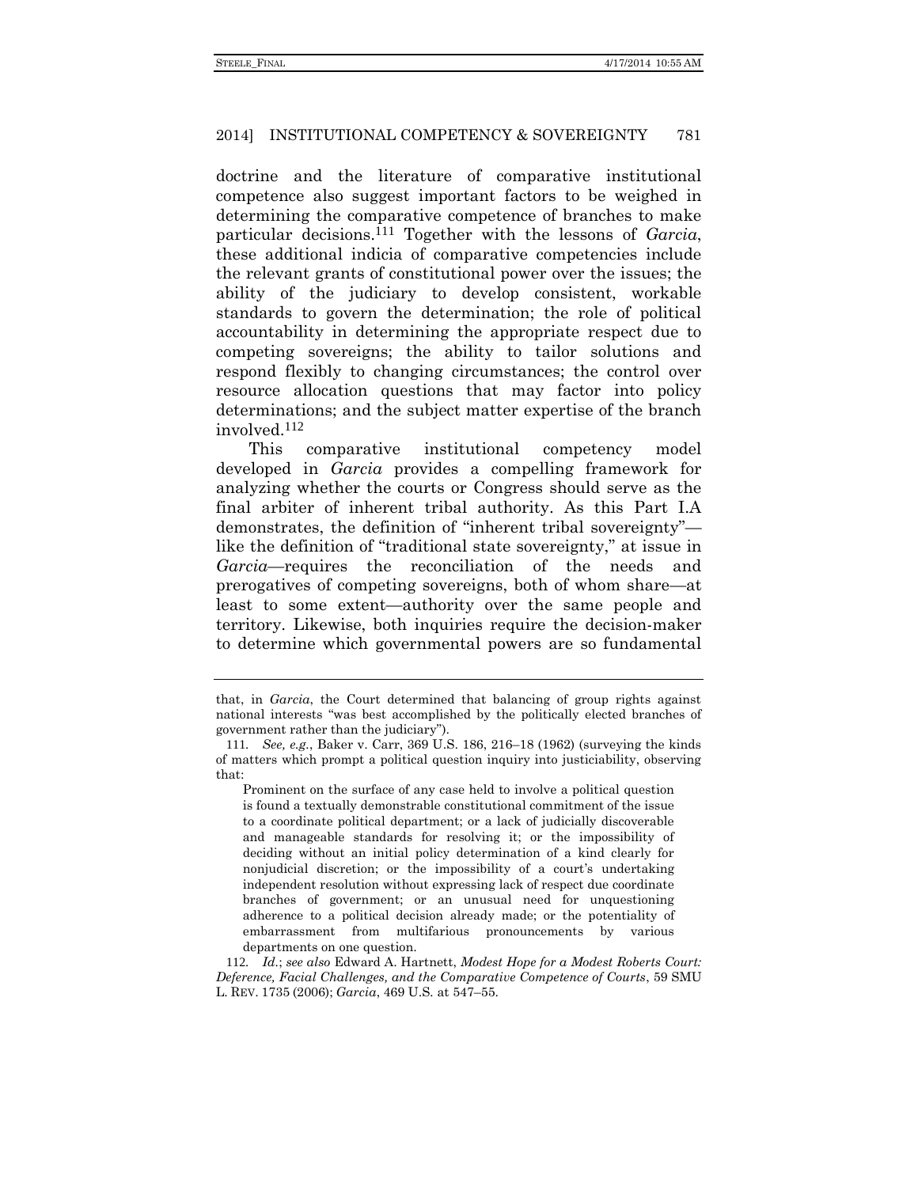doctrine and the literature of comparative institutional competence also suggest important factors to be weighed in determining the comparative competence of branches to make particular decisions.[111] Together with the lessons of *Garcia*, these additional indicia of comparative competencies include the relevant grants of constitutional power over the issues; the ability of the judiciary to develop consistent, workable standards to govern the determination; the role of political accountability in determining the appropriate respect due to competing sovereigns; the ability to tailor solutions and respond flexibly to changing circumstances; the control over resource allocation questions that may factor into policy determinations; and the subject matter expertise of the branch involved.[112]

This comparative institutional competency model developed in *Garcia* provides a compelling framework for analyzing whether the courts or Congress should serve as the final arbiter of inherent tribal authority. As this Part I.A demonstrates, the definition of "inherent tribal sovereignty"—like the definition of "traditional state sovereignty," at issue in *Garcia*—requires the reconciliation of the needs and prerogatives of competing sovereigns, both of whom share—at least to some extent—authority over the same people and territory. Likewise, both inquiries require the decision-maker to determine which governmental powers are so fundamental

---

that, in *Garcia*, the Court determined that balancing of group rights against national interests "was best accomplished by the politically elected branches of government rather than the judiciary").

111. *See, e.g.*, Baker v. Carr, 369 U.S. 186, 216–18 (1962) (surveying the kinds of matters which prompt a political question inquiry into justiciability, observing that:

> Prominent on the surface of any case held to involve a political question is found a textually demonstrable constitutional commitment of the issue to a coordinate political department; or a lack of judicially discoverable and manageable standards for resolving it; or the impossibility of deciding without an initial policy determination of a kind clearly for nonjudicial discretion; or the impossibility of a court's undertaking independent resolution without expressing lack of respect due coordinate branches of government; or an unusual need for unquestioning adherence to a political decision already made; or the potentiality of embarrassment from multifarious pronouncements by various departments on one question.

112. *Id.*; *see also* Edward A. Hartnett, *Modest Hope for a Modest Roberts Court: Deference, Facial Challenges, and the Comparative Competence of Courts*, 59 SMU L. REV. 1735 (2006); *Garcia*, 469 U.S. at 547–55.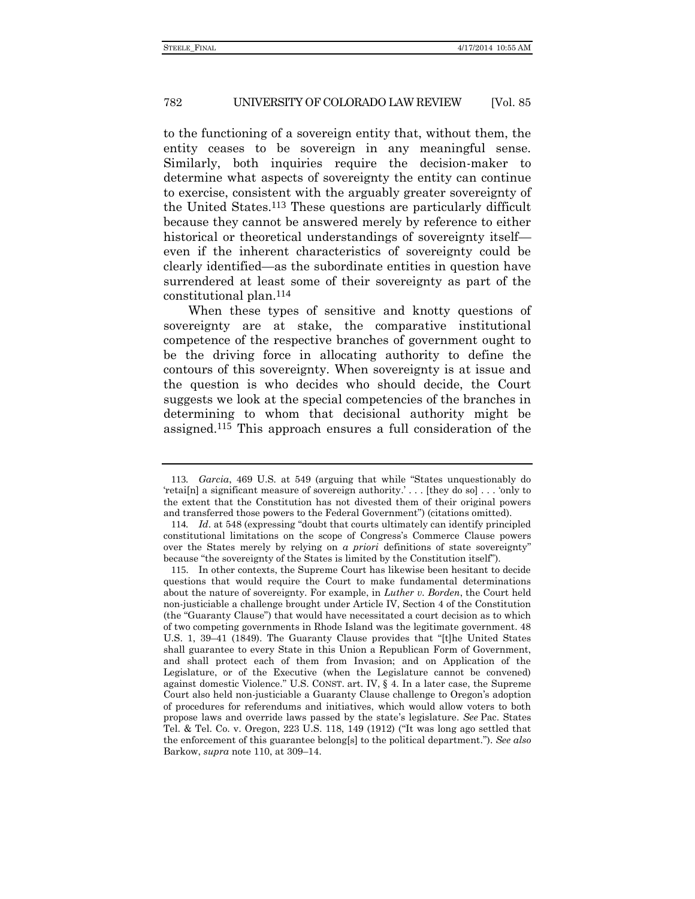to the functioning of a sovereign entity that, without them, the entity ceases to be sovereign in any meaningful sense. Similarly, both inquiries require the decision-maker to determine what aspects of sovereignty the entity can continue to exercise, consistent with the arguably greater sovereignty of the United States.[113] These questions are particularly difficult because they cannot be answered merely by reference to either historical or theoretical understandings of sovereignty itself—even if the inherent characteristics of sovereignty could be clearly identified—as the subordinate entities in question have surrendered at least some of their sovereignty as part of the constitutional plan.[114]

When these types of sensitive and knotty questions of sovereignty are at stake, the comparative institutional competence of the respective branches of government ought to be the driving force in allocating authority to define the contours of this sovereignty. When sovereignty is at issue and the question is who decides who should decide, the Court suggests we look at the special competencies of the branches in determining to whom that decisional authority might be assigned.[115] This approach ensures a full consideration of the

---

113. *Garcia*, 469 U.S. at 549 (arguing that while "States unquestionably do 'retai[n] a significant measure of sovereign authority.' . . . [they do so] . . . 'only to the extent that the Constitution has not divested them of their original powers and transferred those powers to the Federal Government") (citations omitted).

114. *Id*. at 548 (expressing "doubt that courts ultimately can identify principled constitutional limitations on the scope of Congress's Commerce Clause powers over the States merely by relying on *a priori* definitions of state sovereignty" because "the sovereignty of the States is limited by the Constitution itself").

115. In other contexts, the Supreme Court has likewise been hesitant to decide questions that would require the Court to make fundamental determinations about the nature of sovereignty. For example, in *Luther v. Borden*, the Court held non-justiciable a challenge brought under Article IV, Section 4 of the Constitution (the "Guaranty Clause") that would have necessitated a court decision as to which of two competing governments in Rhode Island was the legitimate government. 48 U.S. 1, 39–41 (1849). The Guaranty Clause provides that "[t]he United States shall guarantee to every State in this Union a Republican Form of Government, and shall protect each of them from Invasion; and on Application of the Legislature, or of the Executive (when the Legislature cannot be convened) against domestic Violence." U.S. CONST. art. IV, § 4. In a later case, the Supreme Court also held non-justiciable a Guaranty Clause challenge to Oregon's adoption of procedures for referendums and initiatives, which would allow voters to both propose laws and override laws passed by the state's legislature. *See* Pac. States Tel. & Tel. Co. v. Oregon, 223 U.S. 118, 149 (1912) ("It was long ago settled that the enforcement of this guarantee belong[s] to the political department."). *See also* Barkow, *supra* note 110, at 309–14.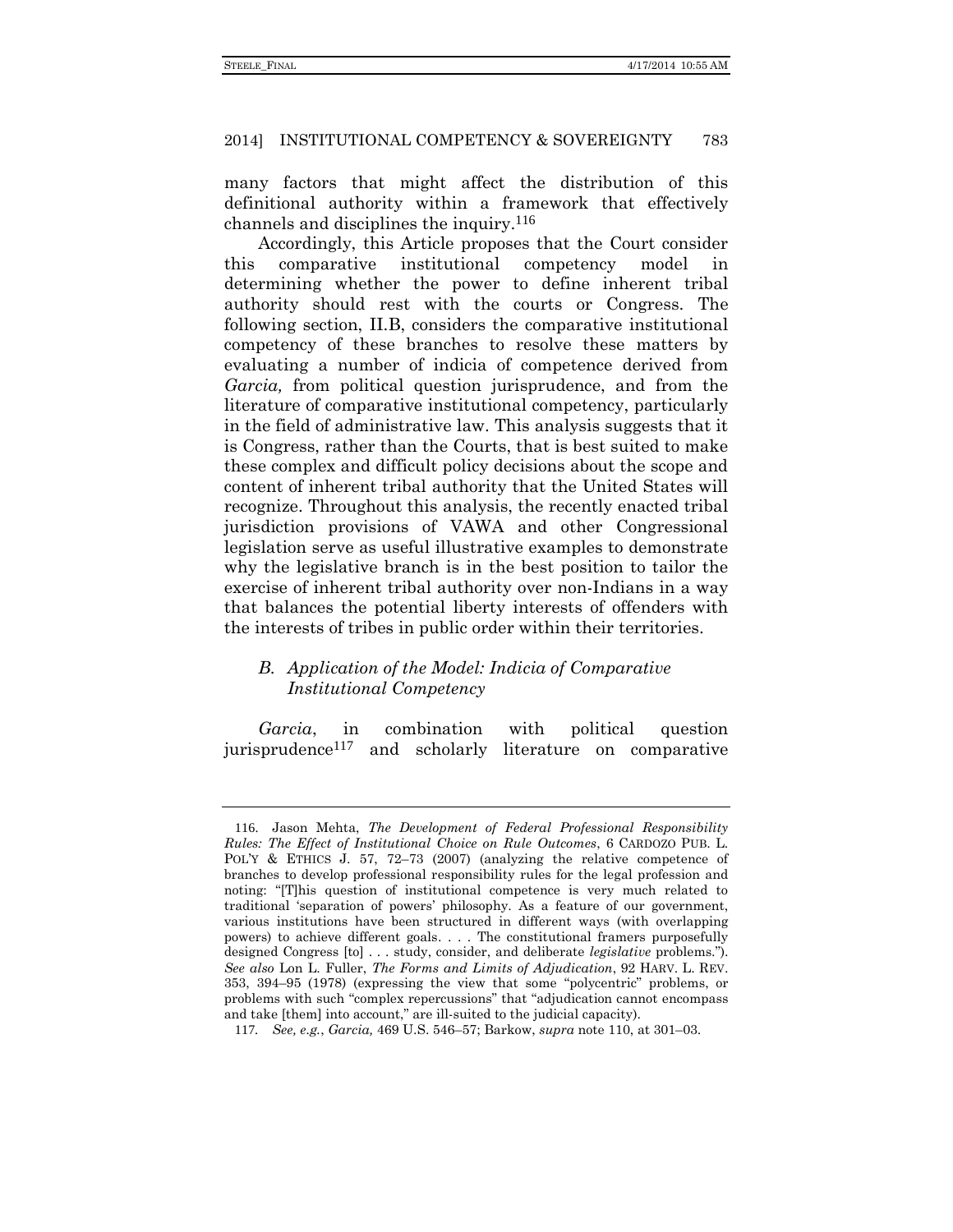many factors that might affect the distribution of this definitional authority within a framework that effectively channels and disciplines the inquiry.[116]

Accordingly, this Article proposes that the Court consider this comparative institutional competency model in determining whether the power to define inherent tribal authority should rest with the courts or Congress. The following section, II.B, considers the comparative institutional competency of these branches to resolve these matters by evaluating a number of indicia of competence derived from *Garcia,* from political question jurisprudence, and from the literature of comparative institutional competency, particularly in the field of administrative law. This analysis suggests that it is Congress, rather than the Courts, that is best suited to make these complex and difficult policy decisions about the scope and content of inherent tribal authority that the United States will recognize. Throughout this analysis, the recently enacted tribal jurisdiction provisions of VAWA and other Congressional legislation serve as useful illustrative examples to demonstrate why the legislative branch is in the best position to tailor the exercise of inherent tribal authority over non-Indians in a way that balances the potential liberty interests of offenders with the interests of tribes in public order within their territories.

### *B. Application of the Model: Indicia of Comparative Institutional Competency*

*Garcia*, in combination with political question jurisprudence[117] and scholarly literature on comparative

---

116. Jason Mehta, *The Development of Federal Professional Responsibility Rules: The Effect of Institutional Choice on Rule Outcomes*, 6 CARDOZO PUB. L. POL'Y & ETHICS J. 57, 72–73 (2007) (analyzing the relative competence of branches to develop professional responsibility rules for the legal profession and noting: "[T]his question of institutional competence is very much related to traditional 'separation of powers' philosophy. As a feature of our government, various institutions have been structured in different ways (with overlapping powers) to achieve different goals. . . . The constitutional framers purposefully designed Congress [to] . . . study, consider, and deliberate *legislative* problems."). *See also* Lon L. Fuller, *The Forms and Limits of Adjudication*, 92 HARV. L. REV. 353, 394–95 (1978) (expressing the view that some "polycentric" problems, or problems with such "complex repercussions" that "adjudication cannot encompass and take [them] into account," are ill-suited to the judicial capacity).

117. *See, e.g.*, *Garcia,* 469 U.S. 546–57; Barkow, *supra* note 110, at 301–03.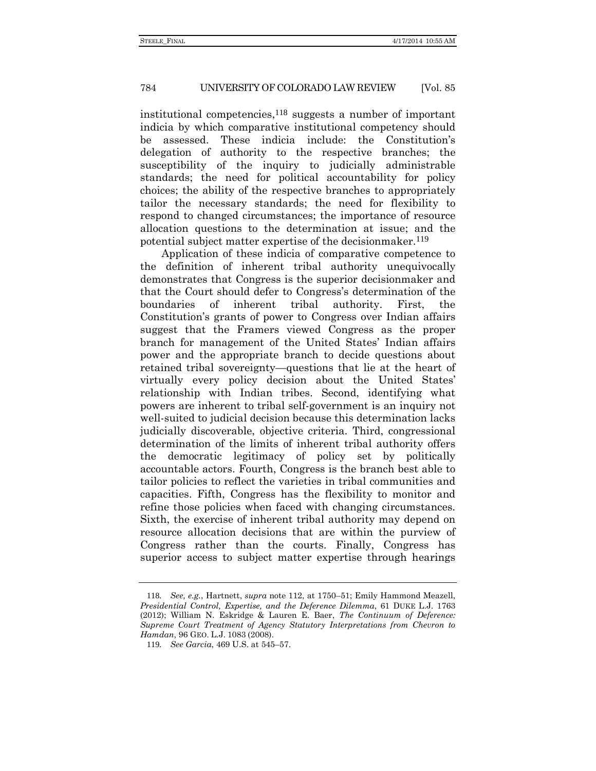institutional competencies,[118] suggests a number of important indicia by which comparative institutional competency should be assessed. These indicia include: the Constitution's delegation of authority to the respective branches; the susceptibility of the inquiry to judicially administrable standards; the need for political accountability for policy choices; the ability of the respective branches to appropriately tailor the necessary standards; the need for flexibility to respond to changed circumstances; the importance of resource allocation questions to the determination at issue; and the potential subject matter expertise of the decisionmaker.[119]

Application of these indicia of comparative competence to the definition of inherent tribal authority unequivocally demonstrates that Congress is the superior decisionmaker and that the Court should defer to Congress's determination of the boundaries of inherent tribal authority. First, the Constitution's grants of power to Congress over Indian affairs suggest that the Framers viewed Congress as the proper branch for management of the United States' Indian affairs power and the appropriate branch to decide questions about retained tribal sovereignty—questions that lie at the heart of virtually every policy decision about the United States' relationship with Indian tribes. Second, identifying what powers are inherent to tribal self-government is an inquiry not well-suited to judicial decision because this determination lacks judicially discoverable, objective criteria. Third, congressional determination of the limits of inherent tribal authority offers the democratic legitimacy of policy set by politically accountable actors. Fourth, Congress is the branch best able to tailor policies to reflect the varieties in tribal communities and capacities. Fifth, Congress has the flexibility to monitor and refine those policies when faced with changing circumstances. Sixth, the exercise of inherent tribal authority may depend on resource allocation decisions that are within the purview of Congress rather than the courts. Finally, Congress has superior access to subject matter expertise through hearings

---

118. *See, e.g.*, Hartnett, *supra* note 112, at 1750–51; Emily Hammond Meazell, *Presidential Control, Expertise, and the Deference Dilemma*, 61 DUKE L.J. 1763 (2012); William N. Eskridge & Lauren E. Baer, *The Continuum of Deference: Supreme Court Treatment of Agency Statutory Interpretations from Chevron to Hamdan*, 96 GEO. L.J. 1083 (2008).

119. *See Garcia*, 469 U.S. at 545–57.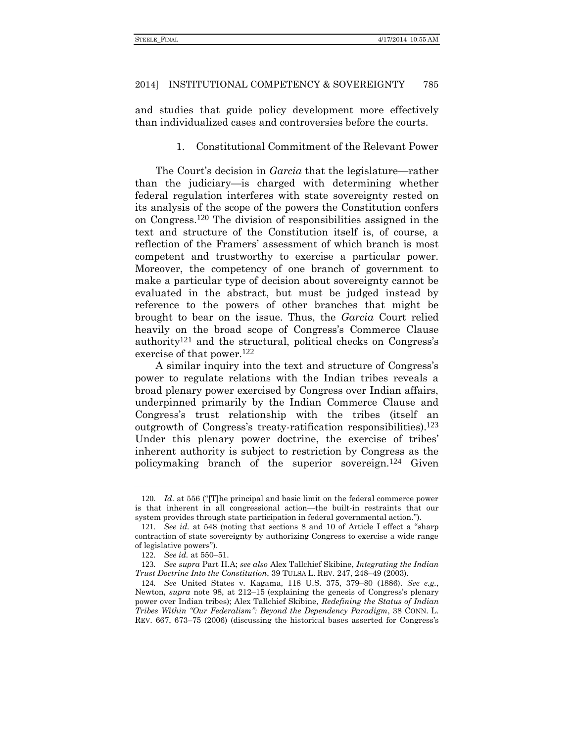and studies that guide policy development more effectively than individualized cases and controversies before the courts.

### 1. Constitutional Commitment of the Relevant Power

The Court's decision in *Garcia* that the legislature—rather than the judiciary—is charged with determining whether federal regulation interferes with state sovereignty rested on its analysis of the scope of the powers the Constitution confers on Congress.[120] The division of responsibilities assigned in the text and structure of the Constitution itself is, of course, a reflection of the Framers' assessment of which branch is most competent and trustworthy to exercise a particular power. Moreover, the competency of one branch of government to make a particular type of decision about sovereignty cannot be evaluated in the abstract, but must be judged instead by reference to the powers of other branches that might be brought to bear on the issue. Thus, the *Garcia* Court relied heavily on the broad scope of Congress's Commerce Clause authority[121] and the structural, political checks on Congress's exercise of that power.[122]

A similar inquiry into the text and structure of Congress's power to regulate relations with the Indian tribes reveals a broad plenary power exercised by Congress over Indian affairs, underpinned primarily by the Indian Commerce Clause and Congress's trust relationship with the tribes (itself an outgrowth of Congress's treaty-ratification responsibilities).[123] Under this plenary power doctrine, the exercise of tribes' inherent authority is subject to restriction by Congress as the policymaking branch of the superior sovereign.[124] Given

---

120. *Id*. at 556 ("[T]he principal and basic limit on the federal commerce power is that inherent in all congressional action—the built-in restraints that our system provides through state participation in federal governmental action.").

121. *See id.* at 548 (noting that sections 8 and 10 of Article I effect a "sharp contraction of state sovereignty by authorizing Congress to exercise a wide range of legislative powers").

122. *See id.* at 550–51.

123. *See supra* Part II.A; *see also* Alex Tallchief Skibine, *Integrating the Indian Trust Doctrine Into the Constitution*, 39 TULSA L. REV. 247, 248–49 (2003).

124. *See* United States v. Kagama, 118 U.S. 375, 379–80 (1886). *See e.g.*, Newton, *supra* note 98, at 212–15 (explaining the genesis of Congress's plenary power over Indian tribes); Alex Tallchief Skibine, *Redefining the Status of Indian Tribes Within "Our Federalism": Beyond the Dependency Paradigm*, 38 CONN. L. REV. 667, 673–75 (2006) (discussing the historical bases asserted for Congress's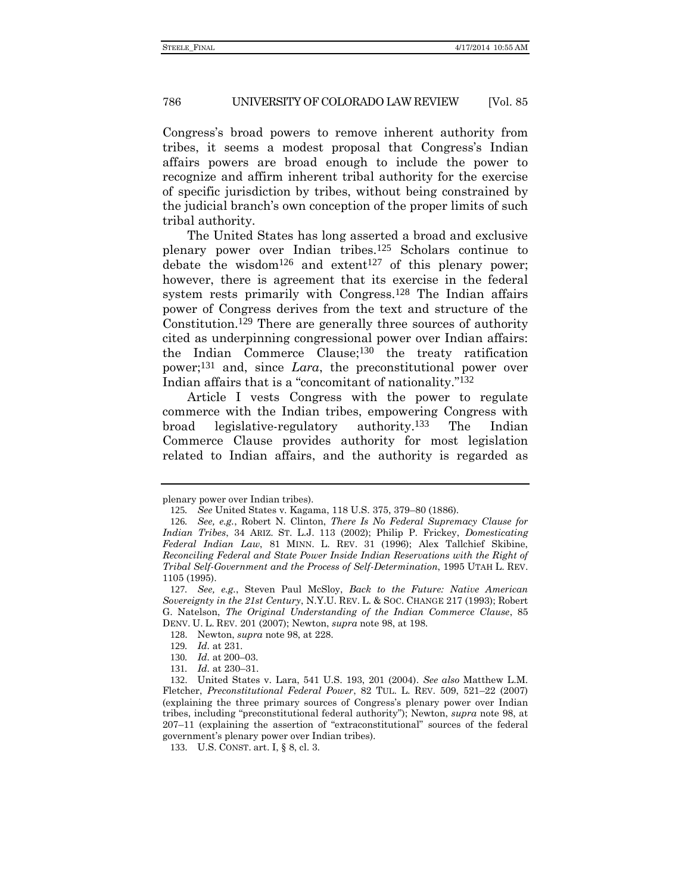Congress's broad powers to remove inherent authority from tribes, it seems a modest proposal that Congress's Indian affairs powers are broad enough to include the power to recognize and affirm inherent tribal authority for the exercise of specific jurisdiction by tribes, without being constrained by the judicial branch's own conception of the proper limits of such tribal authority.

The United States has long asserted a broad and exclusive plenary power over Indian tribes.[125] Scholars continue to debate the wisdom[126] and extent[127] of this plenary power; however, there is agreement that its exercise in the federal system rests primarily with Congress.[128] The Indian affairs power of Congress derives from the text and structure of the Constitution.[129] There are generally three sources of authority cited as underpinning congressional power over Indian affairs: the Indian Commerce Clause;[130] the treaty ratification power;[131] and, since *Lara*, the preconstitutional power over Indian affairs that is a "concomitant of nationality."[132]

Article I vests Congress with the power to regulate commerce with the Indian tribes, empowering Congress with broad legislative-regulatory authority.[133] The Indian Commerce Clause provides authority for most legislation related to Indian affairs, and the authority is regarded as

---

plenary power over Indian tribes).

125. *See* United States v. Kagama, 118 U.S. 375, 379–80 (1886).

126. *See, e.g.*, Robert N. Clinton, *There Is No Federal Supremacy Clause for Indian Tribes*, 34 ARIZ. ST. L.J. 113 (2002); Philip P. Frickey, *Domesticating Federal Indian Law*, 81 MINN. L. REV. 31 (1996); Alex Tallchief Skibine, *Reconciling Federal and State Power Inside Indian Reservations with the Right of Tribal Self-Government and the Process of Self-Determination*, 1995 UTAH L. REV. 1105 (1995).

127. *See, e.g.*, Steven Paul McSloy, *Back to the Future: Native American Sovereignty in the 21st Century*, N.Y.U. REV. L. & SOC. CHANGE 217 (1993); Robert G. Natelson, *The Original Understanding of the Indian Commerce Clause*, 85 DENV. U. L. REV. 201 (2007); Newton, *supra* note 98, at 198.

128. Newton, *supra* note 98, at 228.

129. *Id.* at 231.

130. *Id.* at 200–03.

131. *Id.* at 230–31.

132. United States v. Lara, 541 U.S. 193, 201 (2004). *See also* Matthew L.M. Fletcher, *Preconstitutional Federal Power*, 82 TUL. L. REV. 509, 521–22 (2007) (explaining the three primary sources of Congress's plenary power over Indian tribes, including "preconstitutional federal authority"); Newton, *supra* note 98, at 207–11 (explaining the assertion of "extraconstitutional" sources of the federal government's plenary power over Indian tribes).

133. U.S. CONST. art. I, § 8, cl. 3.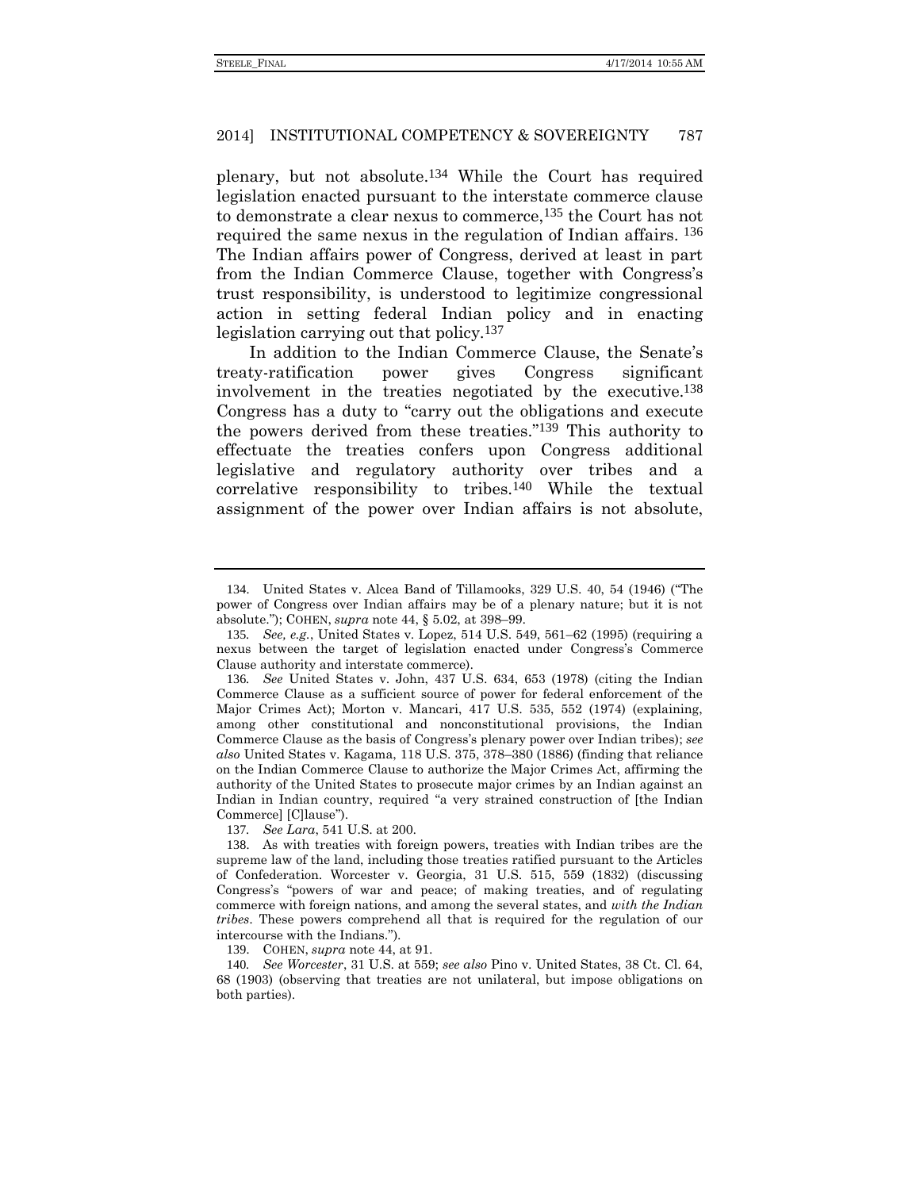plenary, but not absolute.[134] While the Court has required legislation enacted pursuant to the interstate commerce clause to demonstrate a clear nexus to commerce,[135] the Court has not required the same nexus in the regulation of Indian affairs. [136] The Indian affairs power of Congress, derived at least in part from the Indian Commerce Clause, together with Congress's trust responsibility, is understood to legitimize congressional action in setting federal Indian policy and in enacting legislation carrying out that policy.[137]

In addition to the Indian Commerce Clause, the Senate's treaty-ratification power gives Congress significant involvement in the treaties negotiated by the executive.[138] Congress has a duty to "carry out the obligations and execute the powers derived from these treaties."[139] This authority to effectuate the treaties confers upon Congress additional legislative and regulatory authority over tribes and a correlative responsibility to tribes.[140] While the textual assignment of the power over Indian affairs is not absolute,

---

134. United States v. Alcea Band of Tillamooks, 329 U.S. 40, 54 (1946) ("The power of Congress over Indian affairs may be of a plenary nature; but it is not absolute."); COHEN, *supra* note 44, § 5.02, at 398–99.

135. *See, e.g.*, United States v. Lopez, 514 U.S. 549, 561–62 (1995) (requiring a nexus between the target of legislation enacted under Congress's Commerce Clause authority and interstate commerce).

136. *See* United States v. John, 437 U.S. 634, 653 (1978) (citing the Indian Commerce Clause as a sufficient source of power for federal enforcement of the Major Crimes Act); Morton v. Mancari, 417 U.S. 535, 552 (1974) (explaining, among other constitutional and nonconstitutional provisions, the Indian Commerce Clause as the basis of Congress's plenary power over Indian tribes); *see also* United States v. Kagama, 118 U.S. 375, 378–380 (1886) (finding that reliance on the Indian Commerce Clause to authorize the Major Crimes Act, affirming the authority of the United States to prosecute major crimes by an Indian against an Indian in Indian country, required "a very strained construction of [the Indian Commerce] [C]lause").

137. *See Lara*, 541 U.S. at 200.

138. As with treaties with foreign powers, treaties with Indian tribes are the supreme law of the land, including those treaties ratified pursuant to the Articles of Confederation. Worcester v. Georgia, 31 U.S. 515, 559 (1832) (discussing Congress's "powers of war and peace; of making treaties, and of regulating commerce with foreign nations, and among the several states, and *with the Indian tribes*. These powers comprehend all that is required for the regulation of our intercourse with the Indians.").

139. COHEN, *supra* note 44, at 91.

140. *See Worcester*, 31 U.S. at 559; *see also* Pino v. United States, 38 Ct. Cl. 64, 68 (1903) (observing that treaties are not unilateral, but impose obligations on both parties).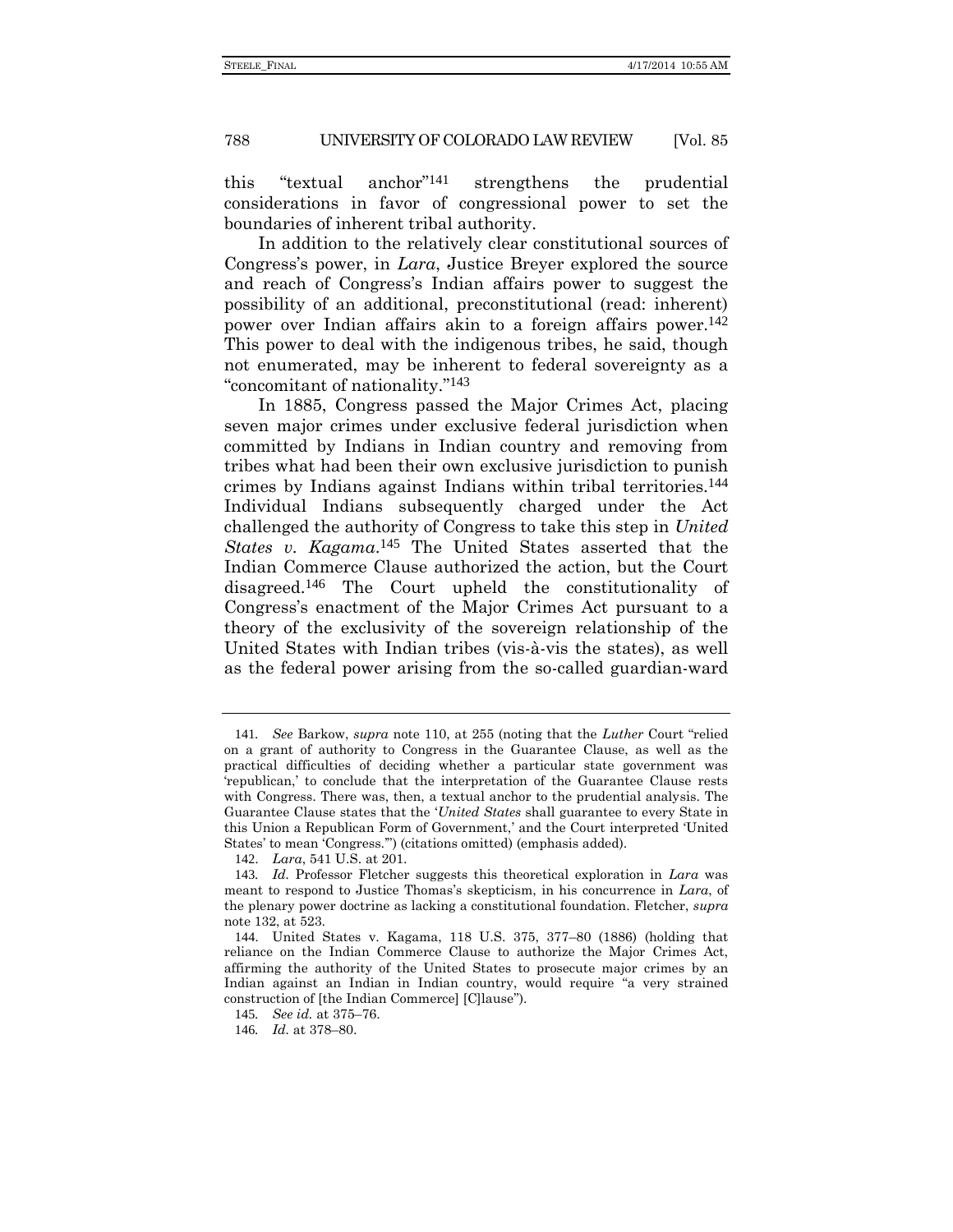this "textual anchor"[141] strengthens the prudential considerations in favor of congressional power to set the boundaries of inherent tribal authority.

In addition to the relatively clear constitutional sources of Congress's power, in *Lara*, Justice Breyer explored the source and reach of Congress's Indian affairs power to suggest the possibility of an additional, preconstitutional (read: inherent) power over Indian affairs akin to a foreign affairs power.[142] This power to deal with the indigenous tribes, he said, though not enumerated, may be inherent to federal sovereignty as a "concomitant of nationality."[143]

In 1885, Congress passed the Major Crimes Act, placing seven major crimes under exclusive federal jurisdiction when committed by Indians in Indian country and removing from tribes what had been their own exclusive jurisdiction to punish crimes by Indians against Indians within tribal territories.[144] Individual Indians subsequently charged under the Act challenged the authority of Congress to take this step in *United States v. Kagama*.[145] The United States asserted that the Indian Commerce Clause authorized the action, but the Court disagreed.[146] The Court upheld the constitutionality of Congress's enactment of the Major Crimes Act pursuant to a theory of the exclusivity of the sovereign relationship of the United States with Indian tribes (vis-à-vis the states), as well as the federal power arising from the so-called guardian-ward

---

141. *See* Barkow, *supra* note 110, at 255 (noting that the *Luther* Court "relied on a grant of authority to Congress in the Guarantee Clause, as well as the practical difficulties of deciding whether a particular state government was 'republican,' to conclude that the interpretation of the Guarantee Clause rests with Congress. There was, then, a textual anchor to the prudential analysis. The Guarantee Clause states that the '*United States* shall guarantee to every State in this Union a Republican Form of Government,' and the Court interpreted 'United States' to mean 'Congress.'") (citations omitted) (emphasis added).

142. *Lara*, 541 U.S. at 201.

143. *Id.* Professor Fletcher suggests this theoretical exploration in *Lara* was meant to respond to Justice Thomas's skepticism, in his concurrence in *Lara*, of the plenary power doctrine as lacking a constitutional foundation. Fletcher, *supra* note 132, at 523.

144. United States v. Kagama, 118 U.S. 375, 377–80 (1886) (holding that reliance on the Indian Commerce Clause to authorize the Major Crimes Act, affirming the authority of the United States to prosecute major crimes by an Indian against an Indian in Indian country, would require "a very strained construction of [the Indian Commerce] [C]lause").

145. *See id.* at 375–76.

146. *Id.* at 378–80.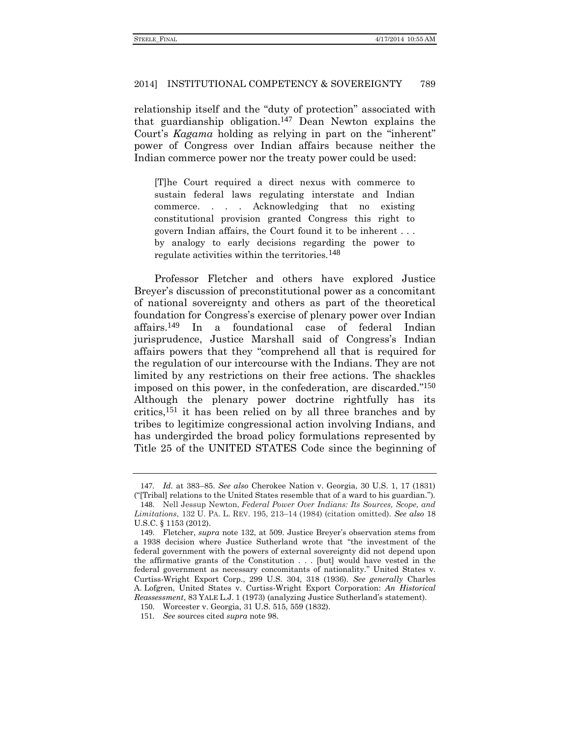relationship itself and the "duty of protection" associated with that guardianship obligation.[147] Dean Newton explains the Court's *Kagama* holding as relying in part on the "inherent" power of Congress over Indian affairs because neither the Indian commerce power nor the treaty power could be used:

> [T]he Court required a direct nexus with commerce to sustain federal laws regulating interstate and Indian commerce. . . . Acknowledging that no existing constitutional provision granted Congress this right to govern Indian affairs, the Court found it to be inherent . . . by analogy to early decisions regarding the power to regulate activities within the territories.[148]

Professor Fletcher and others have explored Justice Breyer's discussion of preconstitutional power as a concomitant of national sovereignty and others as part of the theoretical foundation for Congress's exercise of plenary power over Indian affairs.[149] In a foundational case of federal Indian jurisprudence, Justice Marshall said of Congress's Indian affairs powers that they "comprehend all that is required for the regulation of our intercourse with the Indians. They are not limited by any restrictions on their free actions. The shackles imposed on this power, in the confederation, are discarded."[150] Although the plenary power doctrine rightfully has its critics,[151] it has been relied on by all three branches and by tribes to legitimize congressional action involving Indians, and has undergirded the broad policy formulations represented by Title 25 of the UNITED STATES Code since the beginning of

---

147. *Id.* at 383–85. *See also* Cherokee Nation v. Georgia, 30 U.S. 1, 17 (1831) ("[Tribal] relations to the United States resemble that of a ward to his guardian.").

148. Nell Jessup Newton, *Federal Power Over Indians: Its Sources, Scope, and Limitations*, 132 U. PA. L. REV. 195, 213–14 (1984) (citation omitted). *See also* 18 U.S.C. § 1153 (2012).

149. Fletcher, *supra* note 132, at 509. Justice Breyer's observation stems from a 1938 decision where Justice Sutherland wrote that "the investment of the federal government with the powers of external sovereignty did not depend upon the affirmative grants of the Constitution . . . [but] would have vested in the federal government as necessary concomitants of nationality." United States v. Curtiss-Wright Export Corp., 299 U.S. 304, 318 (1936). *See generally* Charles A. Lofgren, United States v. Curtiss-Wright Export Corporation: *An Historical Reassessment*, 83 YALE L.J. 1 (1973) (analyzing Justice Sutherland's statement).

150. Worcester v. Georgia, 31 U.S. 515, 559 (1832).

151. *See* sources cited *supra* note 98.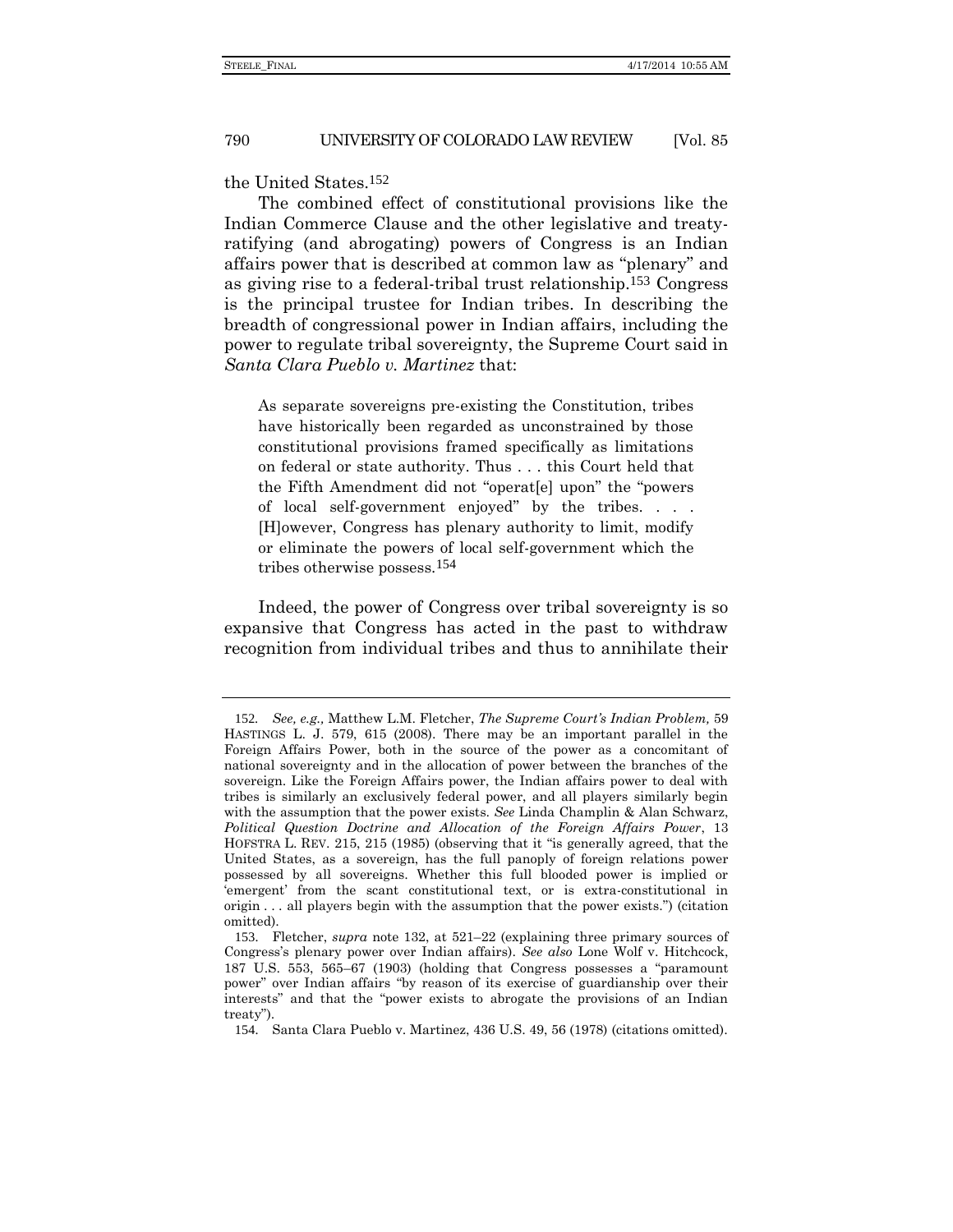the United States.[152]

The combined effect of constitutional provisions like the Indian Commerce Clause and the other legislative and treaty-ratifying (and abrogating) powers of Congress is an Indian affairs power that is described at common law as "plenary" and as giving rise to a federal-tribal trust relationship.[153] Congress is the principal trustee for Indian tribes. In describing the breadth of congressional power in Indian affairs, including the power to regulate tribal sovereignty, the Supreme Court said in *Santa Clara Pueblo v. Martinez* that:

> As separate sovereigns pre-existing the Constitution, tribes have historically been regarded as unconstrained by those constitutional provisions framed specifically as limitations on federal or state authority. Thus . . . this Court held that the Fifth Amendment did not "operat[e] upon" the "powers of local self-government enjoyed" by the tribes. . . . [H]owever, Congress has plenary authority to limit, modify or eliminate the powers of local self-government which the tribes otherwise possess.[154]

Indeed, the power of Congress over tribal sovereignty is so expansive that Congress has acted in the past to withdraw recognition from individual tribes and thus to annihilate their

---

152. *See, e.g.,* Matthew L.M. Fletcher, *The Supreme Court's Indian Problem,* 59 HASTINGS L. J. 579, 615 (2008). There may be an important parallel in the Foreign Affairs Power, both in the source of the power as a concomitant of national sovereignty and in the allocation of power between the branches of the sovereign. Like the Foreign Affairs power, the Indian affairs power to deal with tribes is similarly an exclusively federal power, and all players similarly begin with the assumption that the power exists. *See* Linda Champlin & Alan Schwarz, *Political Question Doctrine and Allocation of the Foreign Affairs Power*, 13 HOFSTRA L. REV. 215, 215 (1985) (observing that it "is generally agreed, that the United States, as a sovereign, has the full panoply of foreign relations power possessed by all sovereigns. Whether this full blooded power is implied or 'emergent' from the scant constitutional text, or is extra-constitutional in origin . . . all players begin with the assumption that the power exists.") (citation omitted).

153. Fletcher, *supra* note 132, at 521–22 (explaining three primary sources of Congress's plenary power over Indian affairs). *See also* Lone Wolf v. Hitchcock, 187 U.S. 553, 565–67 (1903) (holding that Congress possesses a "paramount power" over Indian affairs "by reason of its exercise of guardianship over their interests" and that the "power exists to abrogate the provisions of an Indian treaty").

154. Santa Clara Pueblo v. Martinez, 436 U.S. 49, 56 (1978) (citations omitted).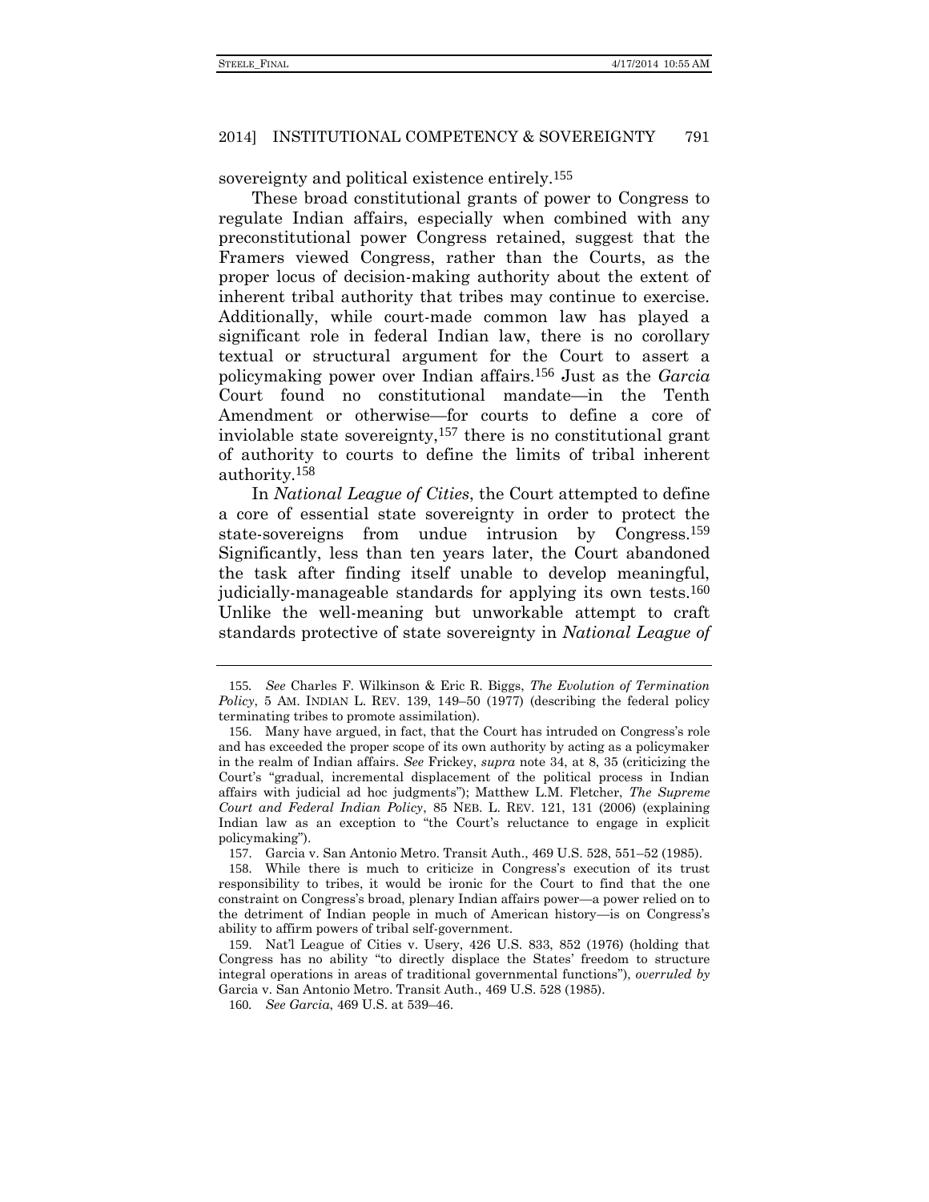sovereignty and political existence entirely.[155]

These broad constitutional grants of power to Congress to regulate Indian affairs, especially when combined with any preconstitutional power Congress retained, suggest that the Framers viewed Congress, rather than the Courts, as the proper locus of decision-making authority about the extent of inherent tribal authority that tribes may continue to exercise. Additionally, while court-made common law has played a significant role in federal Indian law, there is no corollary textual or structural argument for the Court to assert a policymaking power over Indian affairs.[156] Just as the *Garcia* Court found no constitutional mandate—in the Tenth Amendment or otherwise—for courts to define a core of inviolable state sovereignty,[157] there is no constitutional grant of authority to courts to define the limits of tribal inherent authority.[158]

In *National League of Cities*, the Court attempted to define a core of essential state sovereignty in order to protect the state-sovereigns from undue intrusion by Congress.[159] Significantly, less than ten years later, the Court abandoned the task after finding itself unable to develop meaningful, judicially-manageable standards for applying its own tests.[160] Unlike the well-meaning but unworkable attempt to craft standards protective of state sovereignty in *National League of*

---

155. *See* Charles F. Wilkinson & Eric R. Biggs, *The Evolution of Termination Policy*, 5 AM. INDIAN L. REV. 139, 149–50 (1977) (describing the federal policy terminating tribes to promote assimilation).

156. Many have argued, in fact, that the Court has intruded on Congress's role and has exceeded the proper scope of its own authority by acting as a policymaker in the realm of Indian affairs. *See* Frickey, *supra* note 34, at 8, 35 (criticizing the Court's "gradual, incremental displacement of the political process in Indian affairs with judicial ad hoc judgments"); Matthew L.M. Fletcher, *The Supreme Court and Federal Indian Policy*, 85 NEB. L. REV. 121, 131 (2006) (explaining Indian law as an exception to "the Court's reluctance to engage in explicit policymaking").

157. Garcia v. San Antonio Metro. Transit Auth., 469 U.S. 528, 551–52 (1985).

158. While there is much to criticize in Congress's execution of its trust responsibility to tribes, it would be ironic for the Court to find that the one constraint on Congress's broad, plenary Indian affairs power—a power relied on to the detriment of Indian people in much of American history—is on Congress's ability to affirm powers of tribal self-government.

159. Nat'l League of Cities v. Usery, 426 U.S. 833, 852 (1976) (holding that Congress has no ability "to directly displace the States' freedom to structure integral operations in areas of traditional governmental functions"), *overruled by* Garcia v. San Antonio Metro. Transit Auth., 469 U.S. 528 (1985).

160. *See Garcia*, 469 U.S. at 539–46.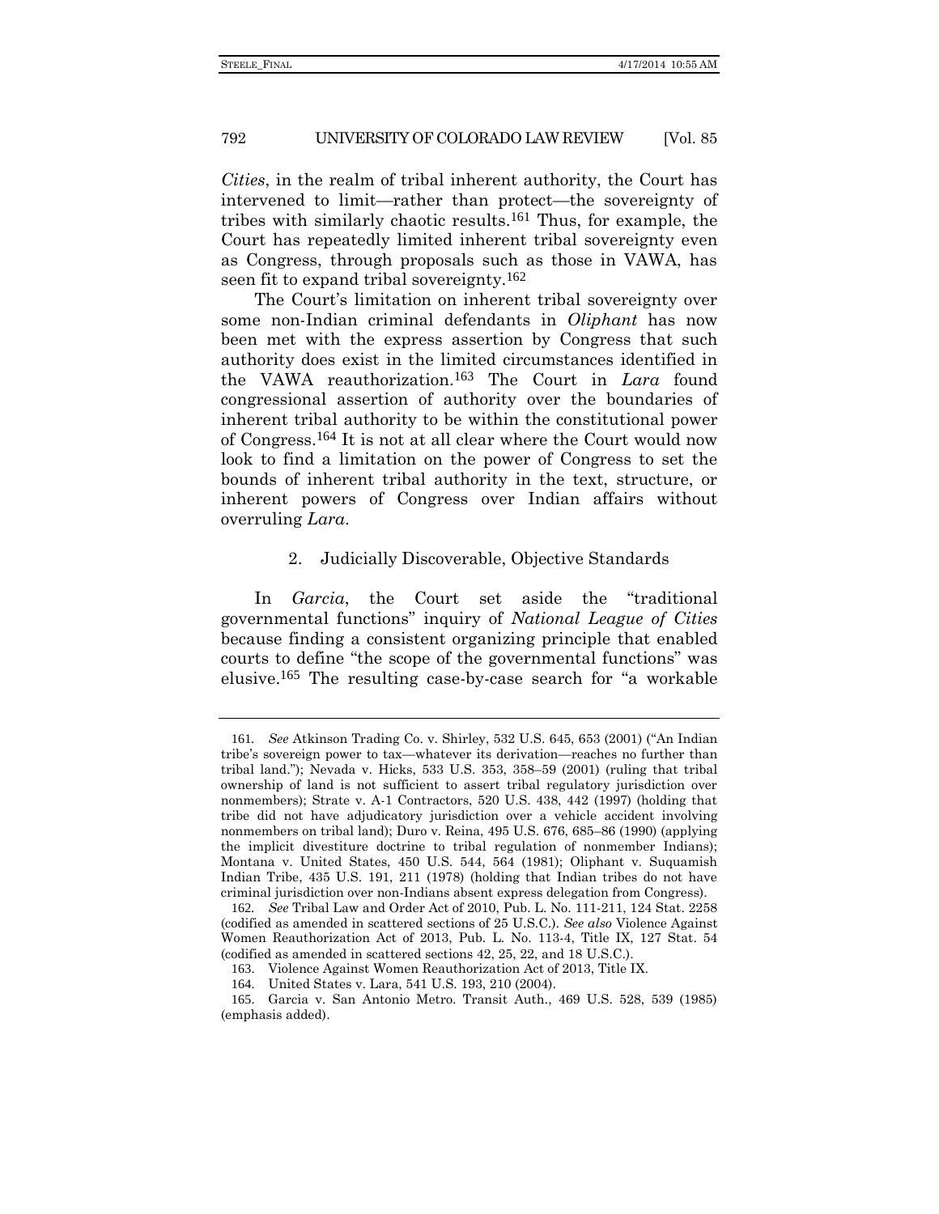*Cities*, in the realm of tribal inherent authority, the Court has intervened to limit—rather than protect—the sovereignty of tribes with similarly chaotic results.[161] Thus, for example, the Court has repeatedly limited inherent tribal sovereignty even as Congress, through proposals such as those in VAWA, has seen fit to expand tribal sovereignty.[162]

The Court's limitation on inherent tribal sovereignty over some non-Indian criminal defendants in *Oliphant* has now been met with the express assertion by Congress that such authority does exist in the limited circumstances identified in the VAWA reauthorization.[163] The Court in *Lara* found congressional assertion of authority over the boundaries of inherent tribal authority to be within the constitutional power of Congress.[164] It is not at all clear where the Court would now look to find a limitation on the power of Congress to set the bounds of inherent tribal authority in the text, structure, or inherent powers of Congress over Indian affairs without overruling *Lara*.

### 2. Judicially Discoverable, Objective Standards

In *Garcia*, the Court set aside the "traditional governmental functions" inquiry of *National League of Cities* because finding a consistent organizing principle that enabled courts to define "the scope of the governmental functions" was elusive.[165] The resulting case-by-case search for "a workable

---

161. *See* Atkinson Trading Co. v. Shirley, 532 U.S. 645, 653 (2001) ("An Indian tribe's sovereign power to tax—whatever its derivation—reaches no further than tribal land."); Nevada v. Hicks, 533 U.S. 353, 358–59 (2001) (ruling that tribal ownership of land is not sufficient to assert tribal regulatory jurisdiction over nonmembers); Strate v. A-1 Contractors, 520 U.S. 438, 442 (1997) (holding that tribe did not have adjudicatory jurisdiction over a vehicle accident involving nonmembers on tribal land); Duro v. Reina, 495 U.S. 676, 685–86 (1990) (applying the implicit divestiture doctrine to tribal regulation of nonmember Indians); Montana v. United States, 450 U.S. 544, 564 (1981); Oliphant v. Suquamish Indian Tribe, 435 U.S. 191, 211 (1978) (holding that Indian tribes do not have criminal jurisdiction over non-Indians absent express delegation from Congress).

162. *See* Tribal Law and Order Act of 2010, Pub. L. No. 111-211, 124 Stat. 2258 (codified as amended in scattered sections of 25 U.S.C.). *See also* Violence Against Women Reauthorization Act of 2013, Pub. L. No. 113-4, Title IX, 127 Stat. 54 (codified as amended in scattered sections 42, 25, 22, and 18 U.S.C.).

163. Violence Against Women Reauthorization Act of 2013, Title IX.

164. United States v. Lara, 541 U.S. 193, 210 (2004).

165. Garcia v. San Antonio Metro. Transit Auth., 469 U.S. 528, 539 (1985) (emphasis added).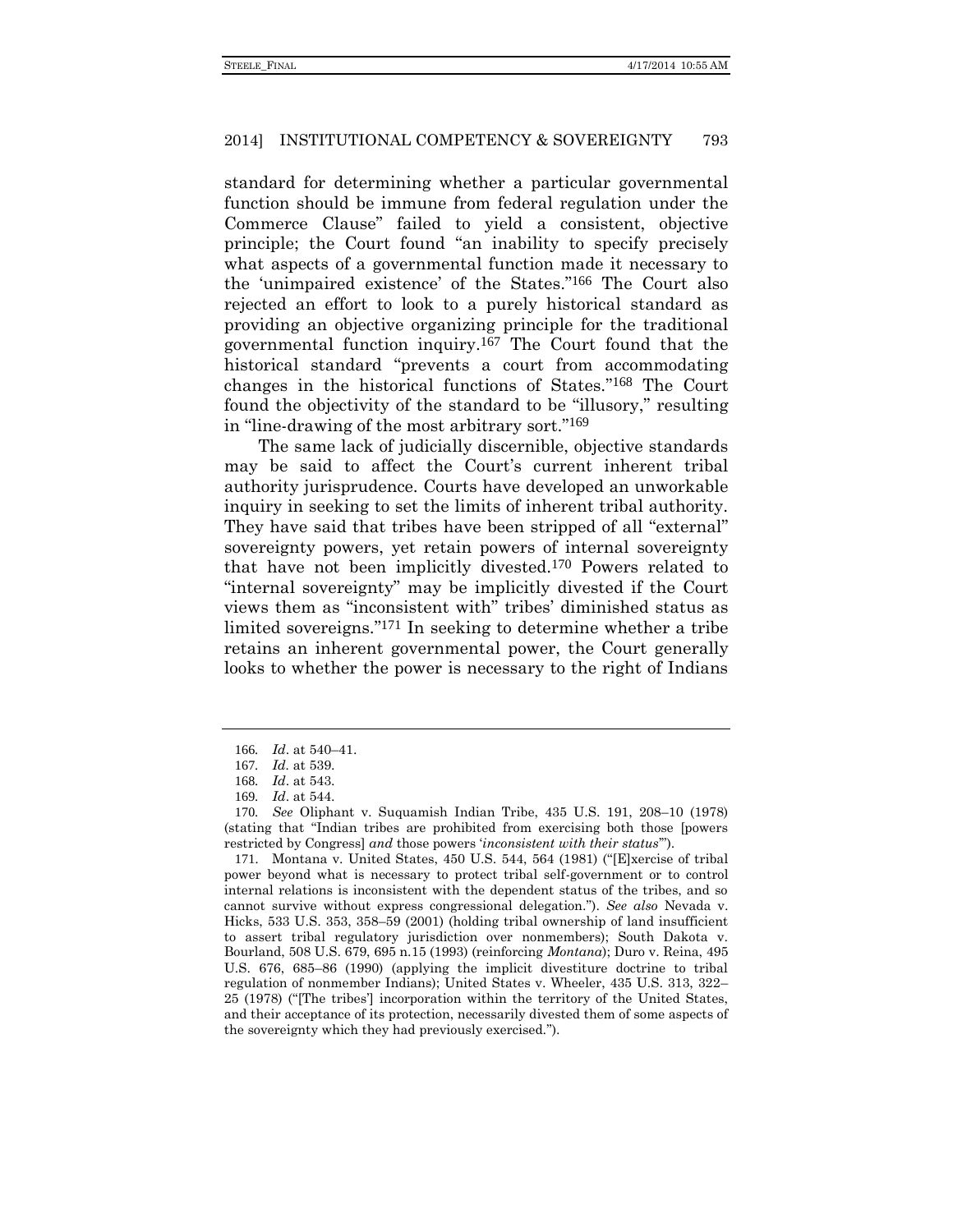standard for determining whether a particular governmental function should be immune from federal regulation under the Commerce Clause" failed to yield a consistent, objective principle; the Court found "an inability to specify precisely what aspects of a governmental function made it necessary to the 'unimpaired existence' of the States."[166] The Court also rejected an effort to look to a purely historical standard as providing an objective organizing principle for the traditional governmental function inquiry.[167] The Court found that the historical standard "prevents a court from accommodating changes in the historical functions of States."[168] The Court found the objectivity of the standard to be "illusory," resulting in "line-drawing of the most arbitrary sort."[169]

The same lack of judicially discernible, objective standards may be said to affect the Court's current inherent tribal authority jurisprudence. Courts have developed an unworkable inquiry in seeking to set the limits of inherent tribal authority. They have said that tribes have been stripped of all "external" sovereignty powers, yet retain powers of internal sovereignty that have not been implicitly divested.[170] Powers related to "internal sovereignty" may be implicitly divested if the Court views them as "inconsistent with" tribes' diminished status as limited sovereigns."[171] In seeking to determine whether a tribe retains an inherent governmental power, the Court generally looks to whether the power is necessary to the right of Indians

---

166. *Id*. at 540–41.

167. *Id*. at 539.

168. *Id*. at 543.

169. *Id*. at 544.

170. *See* Oliphant v. Suquamish Indian Tribe, 435 U.S. 191, 208–10 (1978) (stating that "Indian tribes are prohibited from exercising both those [powers restricted by Congress] *and* those powers '*inconsistent with their status*'").

171. Montana v. United States, 450 U.S. 544, 564 (1981) ("[E]xercise of tribal power beyond what is necessary to protect tribal self-government or to control internal relations is inconsistent with the dependent status of the tribes, and so cannot survive without express congressional delegation."). *See also* Nevada v. Hicks, 533 U.S. 353, 358–59 (2001) (holding tribal ownership of land insufficient to assert tribal regulatory jurisdiction over nonmembers); South Dakota v. Bourland, 508 U.S. 679, 695 n.15 (1993) (reinforcing *Montana*); Duro v. Reina, 495 U.S. 676, 685–86 (1990) (applying the implicit divestiture doctrine to tribal regulation of nonmember Indians); United States v. Wheeler, 435 U.S. 313, 322–25 (1978) ("[The tribes'] incorporation within the territory of the United States, and their acceptance of its protection, necessarily divested them of some aspects of the sovereignty which they had previously exercised.").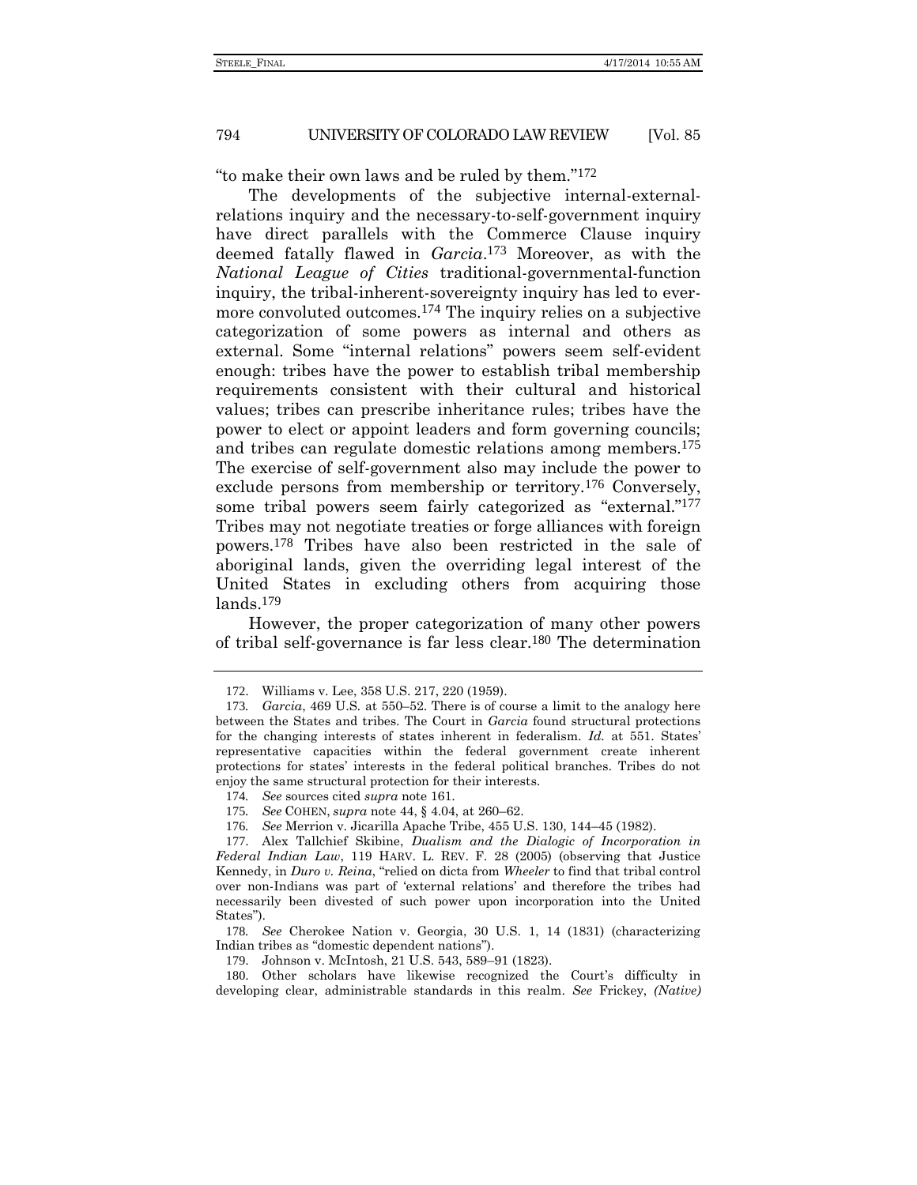"to make their own laws and be ruled by them."[172]

The developments of the subjective internal-external-relations inquiry and the necessary-to-self-government inquiry have direct parallels with the Commerce Clause inquiry deemed fatally flawed in *Garcia*.[173] Moreover, as with the *National League of Cities* traditional-governmental-function inquiry, the tribal-inherent-sovereignty inquiry has led to ever-more convoluted outcomes.[174] The inquiry relies on a subjective categorization of some powers as internal and others as external. Some "internal relations" powers seem self-evident enough: tribes have the power to establish tribal membership requirements consistent with their cultural and historical values; tribes can prescribe inheritance rules; tribes have the power to elect or appoint leaders and form governing councils; and tribes can regulate domestic relations among members.[175] The exercise of self-government also may include the power to exclude persons from membership or territory.[176] Conversely, some tribal powers seem fairly categorized as "external."[177] Tribes may not negotiate treaties or forge alliances with foreign powers.[178] Tribes have also been restricted in the sale of aboriginal lands, given the overriding legal interest of the United States in excluding others from acquiring those lands.[179]

However, the proper categorization of many other powers of tribal self-governance is far less clear.[180] The determination

---

172. Williams v. Lee, 358 U.S. 217, 220 (1959).

173. *Garcia*, 469 U.S. at 550–52. There is of course a limit to the analogy here between the States and tribes. The Court in *Garcia* found structural protections for the changing interests of states inherent in federalism. *Id.* at 551. States' representative capacities within the federal government create inherent protections for states' interests in the federal political branches. Tribes do not enjoy the same structural protection for their interests.

174. *See* sources cited *supra* note 161.

175. *See* COHEN, *supra* note 44, § 4.04, at 260–62.

176. *See* Merrion v. Jicarilla Apache Tribe, 455 U.S. 130, 144–45 (1982).

177. Alex Tallchief Skibine, *Dualism and the Dialogic of Incorporation in Federal Indian Law*, 119 HARV. L. REV. F. 28 (2005) (observing that Justice Kennedy, in *Duro v. Reina*, "relied on dicta from *Wheeler* to find that tribal control over non-Indians was part of 'external relations' and therefore the tribes had necessarily been divested of such power upon incorporation into the United States").

178. *See* Cherokee Nation v. Georgia, 30 U.S. 1, 14 (1831) (characterizing Indian tribes as "domestic dependent nations").

179. Johnson v. McIntosh, 21 U.S. 543, 589–91 (1823).

180. Other scholars have likewise recognized the Court's difficulty in developing clear, administrable standards in this realm. *See* Frickey, *(Native)*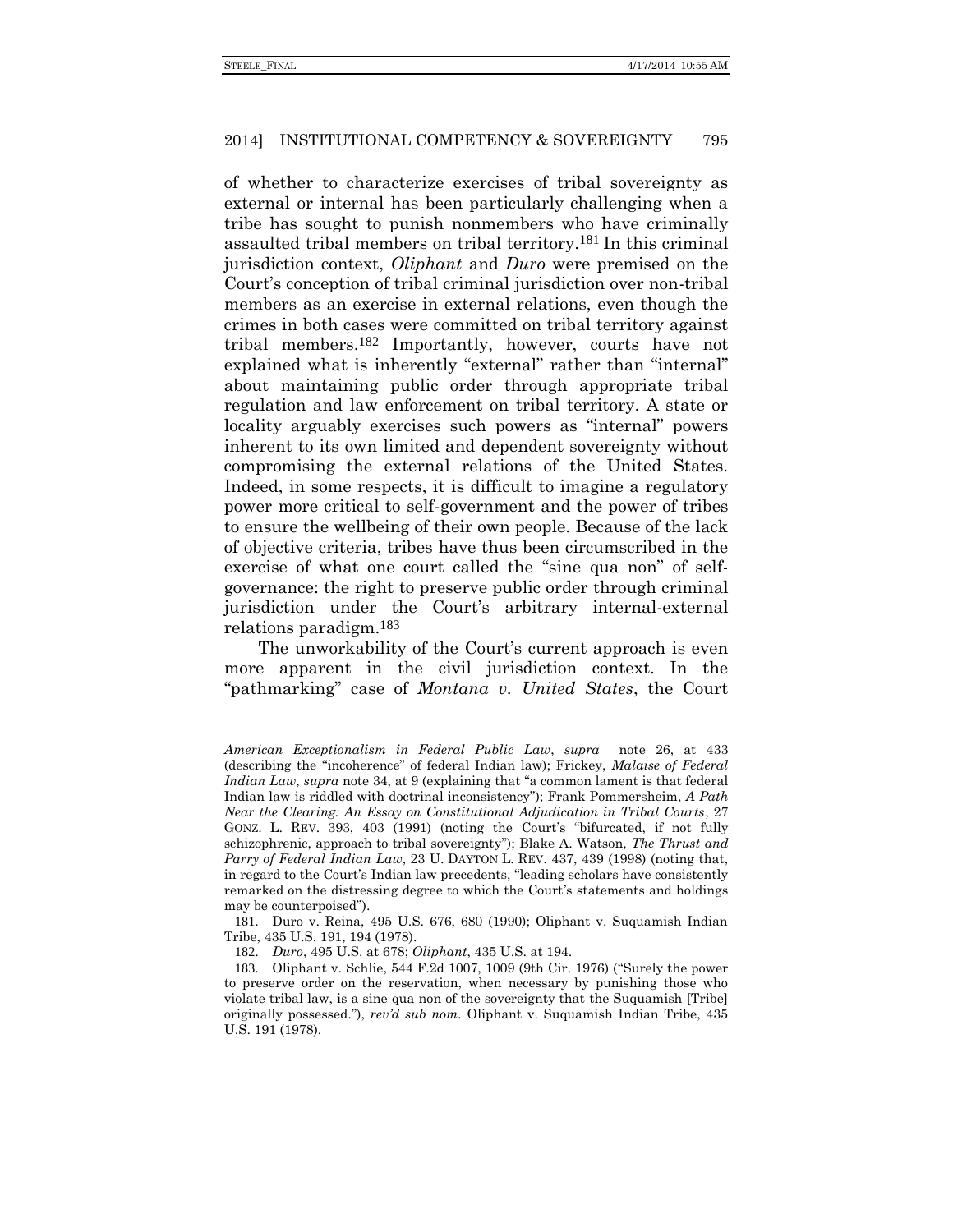of whether to characterize exercises of tribal sovereignty as external or internal has been particularly challenging when a tribe has sought to punish nonmembers who have criminally assaulted tribal members on tribal territory.[181] In this criminal jurisdiction context, *Oliphant* and *Duro* were premised on the Court's conception of tribal criminal jurisdiction over non-tribal members as an exercise in external relations, even though the crimes in both cases were committed on tribal territory against tribal members.[182] Importantly, however, courts have not explained what is inherently "external" rather than "internal" about maintaining public order through appropriate tribal regulation and law enforcement on tribal territory. A state or locality arguably exercises such powers as "internal" powers inherent to its own limited and dependent sovereignty without compromising the external relations of the United States. Indeed, in some respects, it is difficult to imagine a regulatory power more critical to self-government and the power of tribes to ensure the wellbeing of their own people. Because of the lack of objective criteria, tribes have thus been circumscribed in the exercise of what one court called the "sine qua non" of self-governance: the right to preserve public order through criminal jurisdiction under the Court's arbitrary internal-external relations paradigm.[183]

The unworkability of the Court's current approach is even more apparent in the civil jurisdiction context. In the "pathmarking" case of *Montana v. United States*, the Court

---

*American Exceptionalism in Federal Public Law*, *supra* note 26, at 433 (describing the "incoherence" of federal Indian law); Frickey, *Malaise of Federal Indian Law*, *supra* note 34, at 9 (explaining that "a common lament is that federal Indian law is riddled with doctrinal inconsistency"); Frank Pommersheim, *A Path Near the Clearing: An Essay on Constitutional Adjudication in Tribal Courts*, 27 GONZ. L. REV. 393, 403 (1991) (noting the Court's "bifurcated, if not fully schizophrenic, approach to tribal sovereignty"); Blake A. Watson, *The Thrust and Parry of Federal Indian Law*, 23 U. DAYTON L. REV. 437, 439 (1998) (noting that, in regard to the Court's Indian law precedents, "leading scholars have consistently remarked on the distressing degree to which the Court's statements and holdings may be counterpoised").

181. Duro v. Reina, 495 U.S. 676, 680 (1990); Oliphant v. Suquamish Indian Tribe, 435 U.S. 191, 194 (1978).

182. *Duro*, 495 U.S. at 678; *Oliphant*, 435 U.S. at 194.

183. Oliphant v. Schlie, 544 F.2d 1007, 1009 (9th Cir. 1976) ("Surely the power to preserve order on the reservation, when necessary by punishing those who violate tribal law, is a sine qua non of the sovereignty that the Suquamish [Tribe] originally possessed."), *rev'd sub nom.* Oliphant v. Suquamish Indian Tribe, 435 U.S. 191 (1978).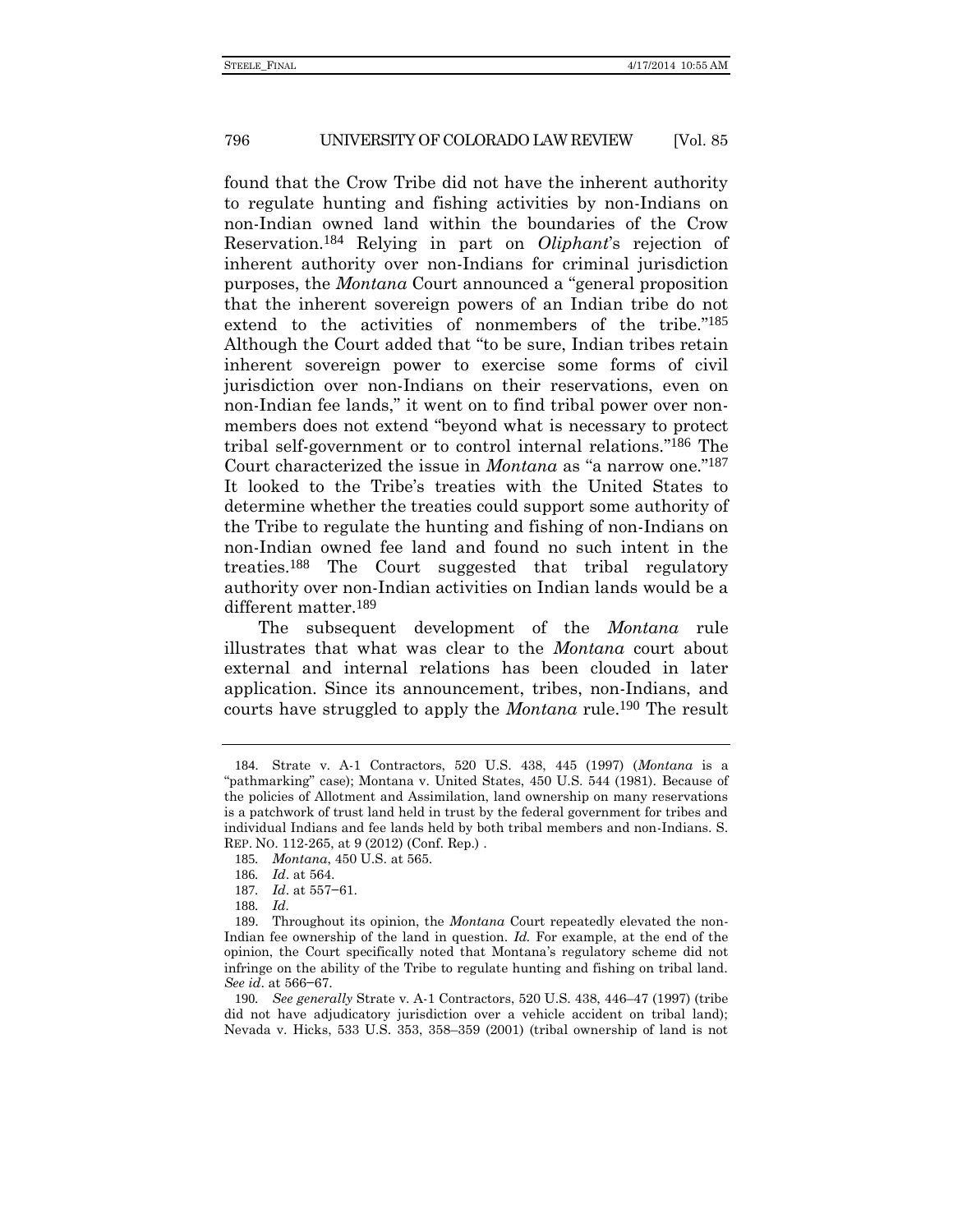found that the Crow Tribe did not have the inherent authority to regulate hunting and fishing activities by non-Indians on non-Indian owned land within the boundaries of the Crow Reservation.[184] Relying in part on *Oliphant*'s rejection of inherent authority over non-Indians for criminal jurisdiction purposes, the *Montana* Court announced a "general proposition that the inherent sovereign powers of an Indian tribe do not extend to the activities of nonmembers of the tribe."[185] Although the Court added that "to be sure, Indian tribes retain inherent sovereign power to exercise some forms of civil jurisdiction over non-Indians on their reservations, even on non-Indian fee lands," it went on to find tribal power over non-members does not extend "beyond what is necessary to protect tribal self-government or to control internal relations."[186] The Court characterized the issue in *Montana* as "a narrow one."[187] It looked to the Tribe's treaties with the United States to determine whether the treaties could support some authority of the Tribe to regulate the hunting and fishing of non-Indians on non-Indian owned fee land and found no such intent in the treaties.[188] The Court suggested that tribal regulatory authority over non-Indian activities on Indian lands would be a different matter.[189]

The subsequent development of the *Montana* rule illustrates that what was clear to the *Montana* court about external and internal relations has been clouded in later application. Since its announcement, tribes, non-Indians, and courts have struggled to apply the *Montana* rule.[190] The result

---

184. Strate v. A-1 Contractors, 520 U.S. 438, 445 (1997) (*Montana* is a "pathmarking" case); Montana v. United States, 450 U.S. 544 (1981). Because of the policies of Allotment and Assimilation, land ownership on many reservations is a patchwork of trust land held in trust by the federal government for tribes and individual Indians and fee lands held by both tribal members and non-Indians. S. REP. NO. 112-265, at 9 (2012) (Conf. Rep.) .

185. *Montana*, 450 U.S. at 565.

186. *Id*. at 564.

187. *Id*. at 557–61.

188. *Id*.

189. Throughout its opinion, the *Montana* Court repeatedly elevated the non-Indian fee ownership of the land in question. *Id.* For example, at the end of the opinion, the Court specifically noted that Montana's regulatory scheme did not infringe on the ability of the Tribe to regulate hunting and fishing on tribal land. *See id*. at 566–67.

190. *See generally* Strate v. A-1 Contractors, 520 U.S. 438, 446–47 (1997) (tribe did not have adjudicatory jurisdiction over a vehicle accident on tribal land); Nevada v. Hicks, 533 U.S. 353, 358–359 (2001) (tribal ownership of land is not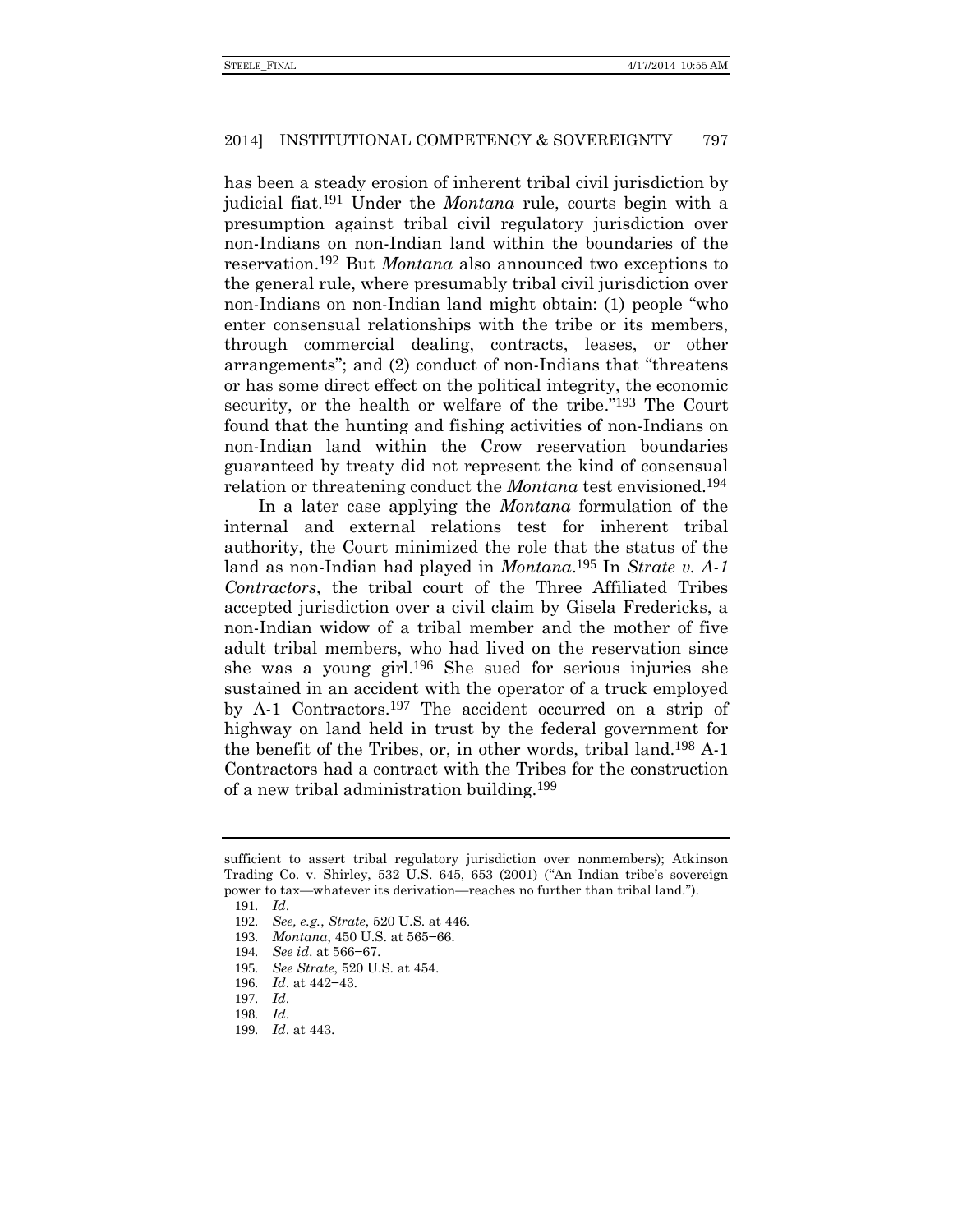has been a steady erosion of inherent tribal civil jurisdiction by judicial fiat.[191] Under the *Montana* rule, courts begin with a presumption against tribal civil regulatory jurisdiction over non-Indians on non-Indian land within the boundaries of the reservation.[192] But *Montana* also announced two exceptions to the general rule, where presumably tribal civil jurisdiction over non-Indians on non-Indian land might obtain: (1) people "who enter consensual relationships with the tribe or its members, through commercial dealing, contracts, leases, or other arrangements"; and (2) conduct of non-Indians that "threatens or has some direct effect on the political integrity, the economic security, or the health or welfare of the tribe."[193] The Court found that the hunting and fishing activities of non-Indians on non-Indian land within the Crow reservation boundaries guaranteed by treaty did not represent the kind of consensual relation or threatening conduct the *Montana* test envisioned.[194]

In a later case applying the *Montana* formulation of the internal and external relations test for inherent tribal authority, the Court minimized the role that the status of the land as non-Indian had played in *Montana*.[195] In *Strate v. A-1 Contractors*, the tribal court of the Three Affiliated Tribes accepted jurisdiction over a civil claim by Gisela Fredericks, a non-Indian widow of a tribal member and the mother of five adult tribal members, who had lived on the reservation since she was a young girl.[196] She sued for serious injuries she sustained in an accident with the operator of a truck employed by A-1 Contractors.[197] The accident occurred on a strip of highway on land held in trust by the federal government for the benefit of the Tribes, or, in other words, tribal land.[198] A-1 Contractors had a contract with the Tribes for the construction of a new tribal administration building.[199]

---

sufficient to assert tribal regulatory jurisdiction over nonmembers); Atkinson Trading Co. v. Shirley, 532 U.S. 645, 653 (2001) ("An Indian tribe's sovereign power to tax—whatever its derivation—reaches no further than tribal land.").

191. *Id*.

192. *See, e.g.*, *Strate*, 520 U.S. at 446.

193. *Montana*, 450 U.S. at 565–66.

194. *See id*. at 566–67.

195. *See Strate*, 520 U.S. at 454.

196. *Id*. at 442–43.

197. *Id*.

198. *Id*.

199. *Id*. at 443.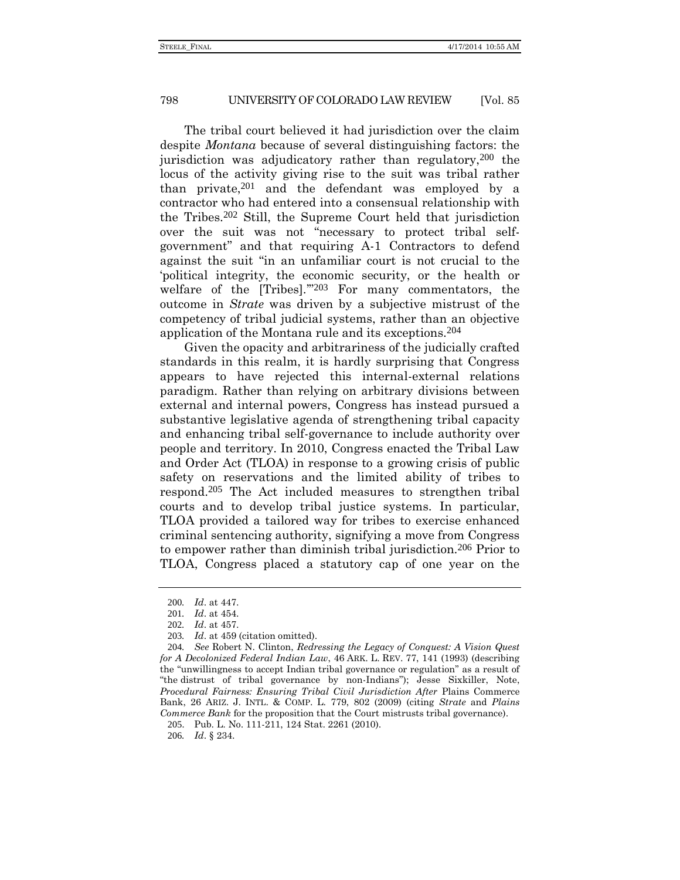The tribal court believed it had jurisdiction over the claim despite *Montana* because of several distinguishing factors: the jurisdiction was adjudicatory rather than regulatory,[200] the locus of the activity giving rise to the suit was tribal rather than private,[201] and the defendant was employed by a contractor who had entered into a consensual relationship with the Tribes.[202] Still, the Supreme Court held that jurisdiction over the suit was not "necessary to protect tribal self-government" and that requiring A-1 Contractors to defend against the suit "in an unfamiliar court is not crucial to the 'political integrity, the economic security, or the health or welfare of the [Tribes].'"[203] For many commentators, the outcome in *Strate* was driven by a subjective mistrust of the competency of tribal judicial systems, rather than an objective application of the Montana rule and its exceptions.[204]

Given the opacity and arbitrariness of the judicially crafted standards in this realm, it is hardly surprising that Congress appears to have rejected this internal-external relations paradigm. Rather than relying on arbitrary divisions between external and internal powers, Congress has instead pursued a substantive legislative agenda of strengthening tribal capacity and enhancing tribal self-governance to include authority over people and territory. In 2010, Congress enacted the Tribal Law and Order Act (TLOA) in response to a growing crisis of public safety on reservations and the limited ability of tribes to respond.[205] The Act included measures to strengthen tribal courts and to develop tribal justice systems. In particular, TLOA provided a tailored way for tribes to exercise enhanced criminal sentencing authority, signifying a move from Congress to empower rather than diminish tribal jurisdiction.[206] Prior to TLOA, Congress placed a statutory cap of one year on the

---

200. *Id*. at 447.

201. *Id*. at 454.

202. *Id*. at 457.

203. *Id*. at 459 (citation omitted).

204. *See* Robert N. Clinton, *Redressing the Legacy of Conquest: A Vision Quest for A Decolonized Federal Indian Law*, 46 ARK. L. REV. 77, 141 (1993) (describing the "unwillingness to accept Indian tribal governance or regulation" as a result of "the distrust of tribal governance by non-Indians"); Jesse Sixkiller, Note, *Procedural Fairness: Ensuring Tribal Civil Jurisdiction After* Plains Commerce Bank, 26 ARIZ. J. INTL. & COMP. L. 779, 802 (2009) (citing *Strate* and *Plains Commerce Bank* for the proposition that the Court mistrusts tribal governance).

205. Pub. L. No. 111-211, 124 Stat. 2261 (2010).

206. *Id*. § 234.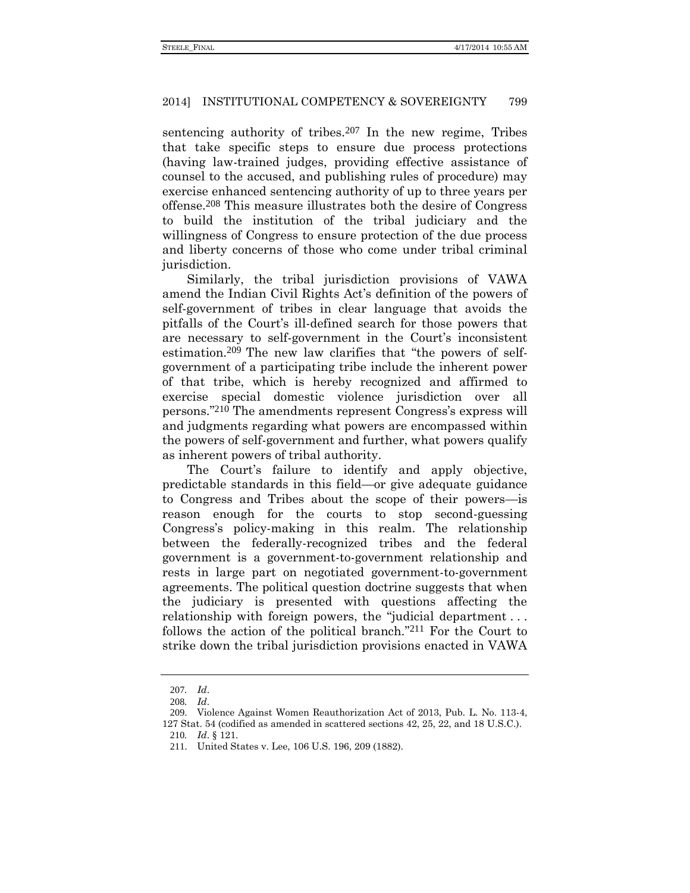sentencing authority of tribes.[207] In the new regime, Tribes that take specific steps to ensure due process protections (having law-trained judges, providing effective assistance of counsel to the accused, and publishing rules of procedure) may exercise enhanced sentencing authority of up to three years per offense.[208] This measure illustrates both the desire of Congress to build the institution of the tribal judiciary and the willingness of Congress to ensure protection of the due process and liberty concerns of those who come under tribal criminal jurisdiction.

Similarly, the tribal jurisdiction provisions of VAWA amend the Indian Civil Rights Act's definition of the powers of self-government of tribes in clear language that avoids the pitfalls of the Court's ill-defined search for those powers that are necessary to self-government in the Court's inconsistent estimation.[209] The new law clarifies that "the powers of self-government of a participating tribe include the inherent power of that tribe, which is hereby recognized and affirmed to exercise special domestic violence jurisdiction over all persons."[210] The amendments represent Congress's express will and judgments regarding what powers are encompassed within the powers of self-government and further, what powers qualify as inherent powers of tribal authority.

The Court's failure to identify and apply objective, predictable standards in this field—or give adequate guidance to Congress and Tribes about the scope of their powers—is reason enough for the courts to stop second-guessing Congress's policy-making in this realm. The relationship between the federally-recognized tribes and the federal government is a government-to-government relationship and rests in large part on negotiated government-to-government agreements. The political question doctrine suggests that when the judiciary is presented with questions affecting the relationship with foreign powers, the "judicial department . . . follows the action of the political branch."[211] For the Court to strike down the tribal jurisdiction provisions enacted in VAWA

---

207. *Id*.

208. *Id*.

209. Violence Against Women Reauthorization Act of 2013, Pub. L. No. 113-4, 127 Stat. 54 (codified as amended in scattered sections 42, 25, 22, and 18 U.S.C.).

210. *Id*. § 121.

211. United States v. Lee, 106 U.S. 196, 209 (1882).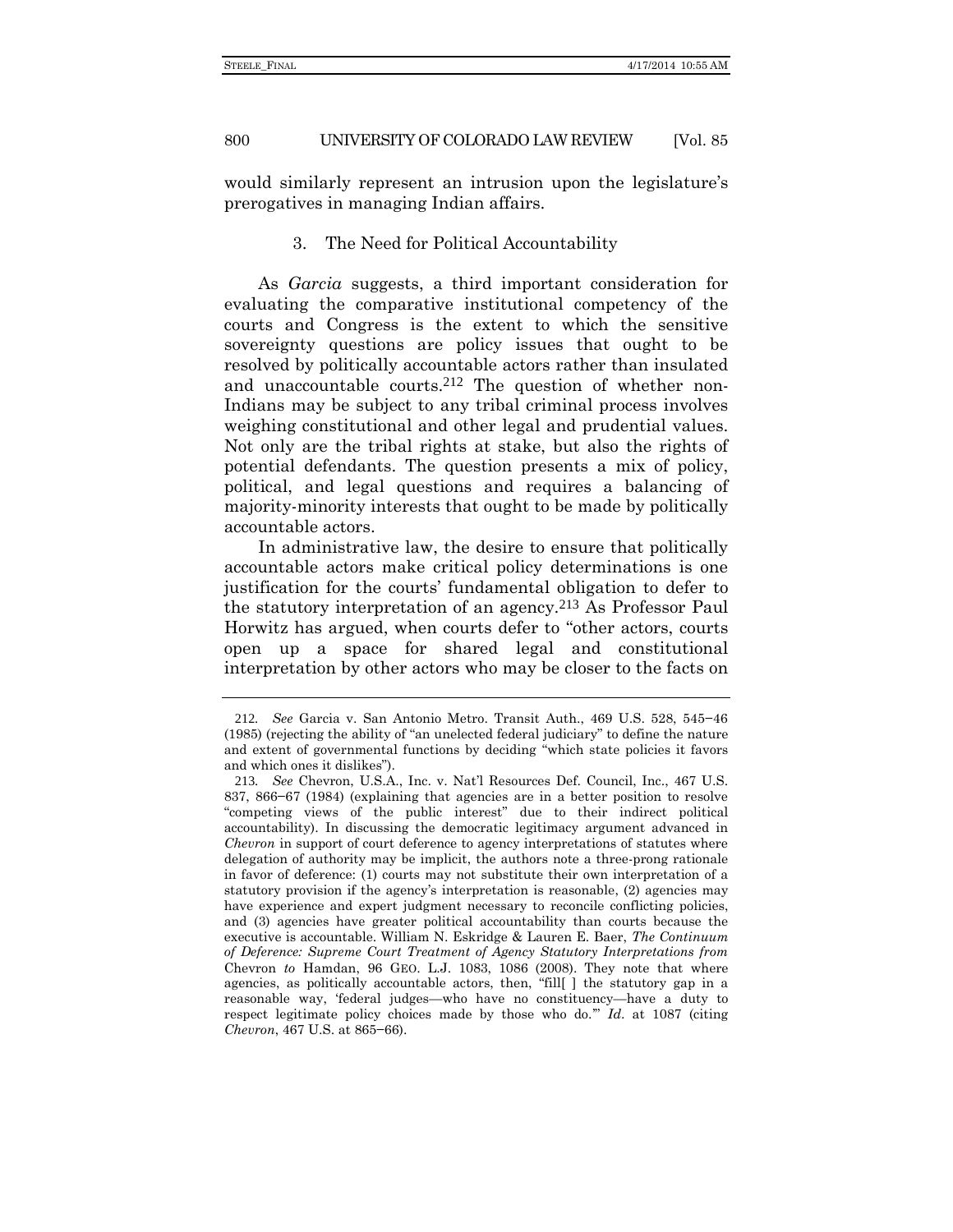would similarly represent an intrusion upon the legislature's prerogatives in managing Indian affairs.

### 3. The Need for Political Accountability

As *Garcia* suggests, a third important consideration for evaluating the comparative institutional competency of the courts and Congress is the extent to which the sensitive sovereignty questions are policy issues that ought to be resolved by politically accountable actors rather than insulated and unaccountable courts.[212] The question of whether non-Indians may be subject to any tribal criminal process involves weighing constitutional and other legal and prudential values. Not only are the tribal rights at stake, but also the rights of potential defendants. The question presents a mix of policy, political, and legal questions and requires a balancing of majority-minority interests that ought to be made by politically accountable actors.

In administrative law, the desire to ensure that politically accountable actors make critical policy determinations is one justification for the courts' fundamental obligation to defer to the statutory interpretation of an agency.[213] As Professor Paul Horwitz has argued, when courts defer to "other actors, courts open up a space for shared legal and constitutional interpretation by other actors who may be closer to the facts on

---

212. *See* Garcia v. San Antonio Metro. Transit Auth., 469 U.S. 528, 545–46 (1985) (rejecting the ability of "an unelected federal judiciary" to define the nature and extent of governmental functions by deciding "which state policies it favors and which ones it dislikes").

213. *See* Chevron, U.S.A., Inc. v. Nat'l Resources Def. Council, Inc., 467 U.S. 837, 866–67 (1984) (explaining that agencies are in a better position to resolve "competing views of the public interest" due to their indirect political accountability). In discussing the democratic legitimacy argument advanced in *Chevron* in support of court deference to agency interpretations of statutes where delegation of authority may be implicit, the authors note a three-prong rationale in favor of deference: (1) courts may not substitute their own interpretation of a statutory provision if the agency's interpretation is reasonable, (2) agencies may have experience and expert judgment necessary to reconcile conflicting policies, and (3) agencies have greater political accountability than courts because the executive is accountable. William N. Eskridge & Lauren E. Baer, *The Continuum of Deference: Supreme Court Treatment of Agency Statutory Interpretations from* Chevron *to* Hamdan, 96 GEO. L.J. 1083, 1086 (2008). They note that where agencies, as politically accountable actors, then, "fill[ ] the statutory gap in a reasonable way, 'federal judges—who have no constituency—have a duty to respect legitimate policy choices made by those who do.'" *Id*. at 1087 (citing *Chevron*, 467 U.S. at 865–66).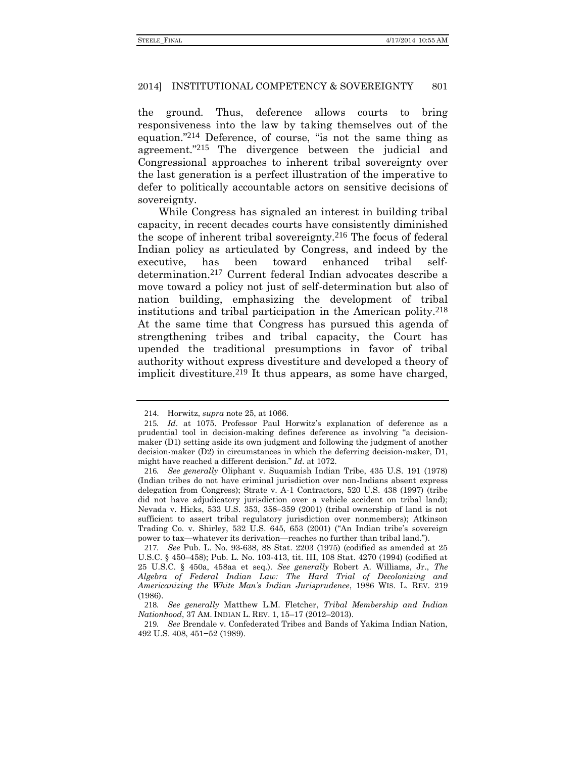the ground. Thus, deference allows courts to bring responsiveness into the law by taking themselves out of the equation."[214] Deference, of course, "is not the same thing as agreement."[215] The divergence between the judicial and Congressional approaches to inherent tribal sovereignty over the last generation is a perfect illustration of the imperative to defer to politically accountable actors on sensitive decisions of sovereignty.

While Congress has signaled an interest in building tribal capacity, in recent decades courts have consistently diminished the scope of inherent tribal sovereignty.[216] The focus of federal Indian policy as articulated by Congress, and indeed by the executive, has been toward enhanced tribal self-determination.[217] Current federal Indian advocates describe a move toward a policy not just of self-determination but also of nation building, emphasizing the development of tribal institutions and tribal participation in the American polity.[218] At the same time that Congress has pursued this agenda of strengthening tribes and tribal capacity, the Court has upended the traditional presumptions in favor of tribal authority without express divestiture and developed a theory of implicit divestiture.[219] It thus appears, as some have charged,

---

214. Horwitz, *supra* note 25, at 1066.

215. *Id*. at 1075. Professor Paul Horwitz's explanation of deference as a prudential tool in decision-making defines deference as involving "a decision-maker (D1) setting aside its own judgment and following the judgment of another decision-maker (D2) in circumstances in which the deferring decision-maker, D1, might have reached a different decision." *Id*. at 1072.

216. *See generally* Oliphant v. Suquamish Indian Tribe, 435 U.S. 191 (1978) (Indian tribes do not have criminal jurisdiction over non-Indians absent express delegation from Congress); Strate v. A-1 Contractors, 520 U.S. 438 (1997) (tribe did not have adjudicatory jurisdiction over a vehicle accident on tribal land); Nevada v. Hicks, 533 U.S. 353, 358–359 (2001) (tribal ownership of land is not sufficient to assert tribal regulatory jurisdiction over nonmembers); Atkinson Trading Co. v. Shirley, 532 U.S. 645, 653 (2001) ("An Indian tribe's sovereign power to tax—whatever its derivation—reaches no further than tribal land.").

217. *See* Pub. L. No. 93-638, 88 Stat. 2203 (1975) (codified as amended at 25 U.S.C. § 450–458); Pub. L. No. 103-413, tit. III, 108 Stat. 4270 (1994) (codified at 25 U.S.C. § 450a, 458aa et seq.). *See generally* Robert A. Williams, Jr., *The Algebra of Federal Indian Law: The Hard Trial of Decolonizing and Americanizing the White Man's Indian Jurisprudence*, 1986 WIS. L. REV. 219 (1986).

218. *See generally* Matthew L.M. Fletcher, *Tribal Membership and Indian Nationhood*, 37 AM. INDIAN L. REV. 1, 15–17 (2012–2013).

219. *See* Brendale v. Confederated Tribes and Bands of Yakima Indian Nation, 492 U.S. 408, 451–52 (1989).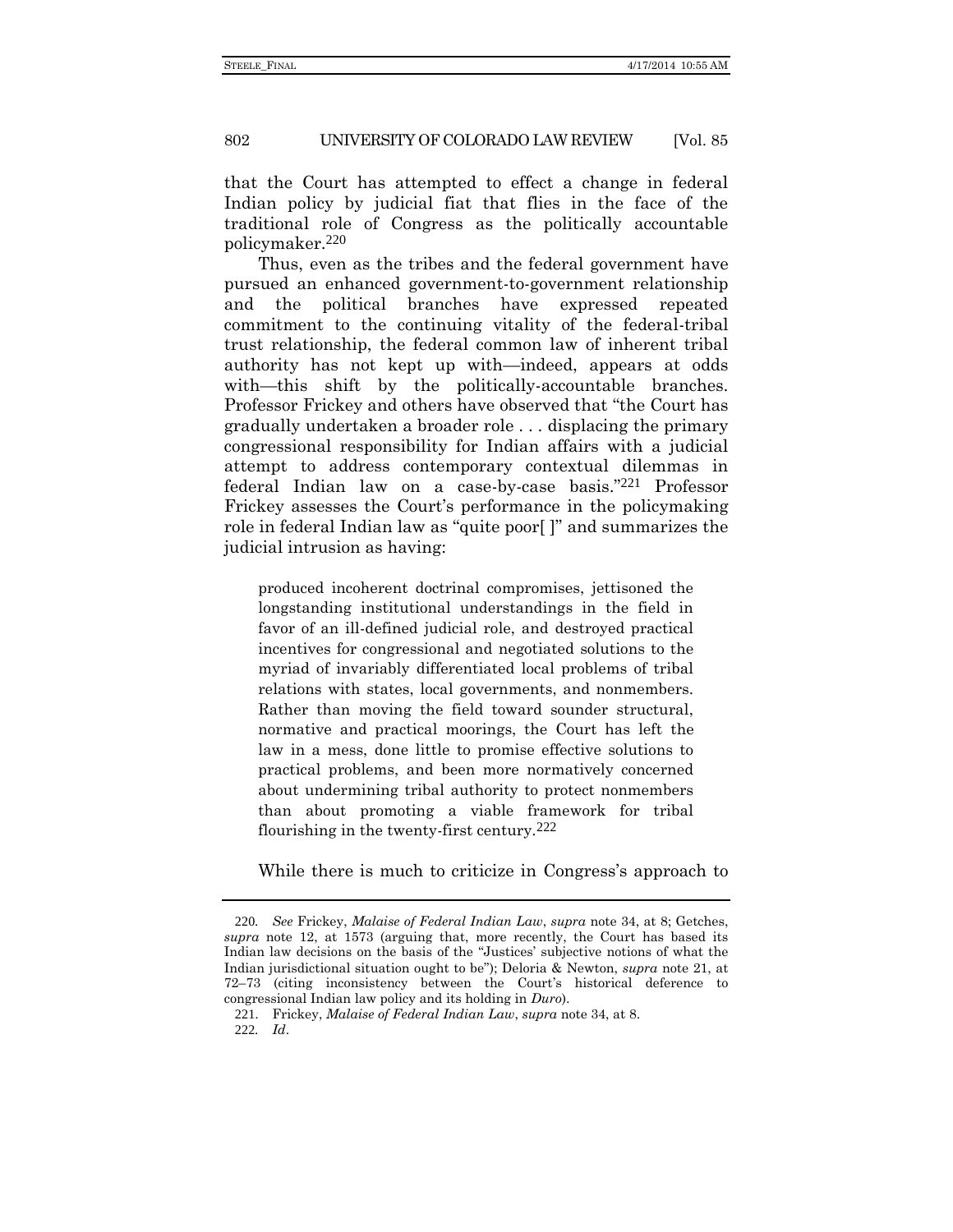that the Court has attempted to effect a change in federal Indian policy by judicial fiat that flies in the face of the traditional role of Congress as the politically accountable policymaker.[220]

Thus, even as the tribes and the federal government have pursued an enhanced government-to-government relationship and the political branches have expressed repeated commitment to the continuing vitality of the federal-tribal trust relationship, the federal common law of inherent tribal authority has not kept up with—indeed, appears at odds with—this shift by the politically-accountable branches. Professor Frickey and others have observed that "the Court has gradually undertaken a broader role . . . displacing the primary congressional responsibility for Indian affairs with a judicial attempt to address contemporary contextual dilemmas in federal Indian law on a case-by-case basis."[221] Professor Frickey assesses the Court's performance in the policymaking role in federal Indian law as "quite poor[ ]" and summarizes the judicial intrusion as having:

> produced incoherent doctrinal compromises, jettisoned the longstanding institutional understandings in the field in favor of an ill-defined judicial role, and destroyed practical incentives for congressional and negotiated solutions to the myriad of invariably differentiated local problems of tribal relations with states, local governments, and nonmembers. Rather than moving the field toward sounder structural, normative and practical moorings, the Court has left the law in a mess, done little to promise effective solutions to practical problems, and been more normatively concerned about undermining tribal authority to protect nonmembers than about promoting a viable framework for tribal flourishing in the twenty-first century.[222]

While there is much to criticize in Congress's approach to

---

220. *See* Frickey, *Malaise of Federal Indian Law*, *supra* note 34, at 8; Getches, *supra* note 12, at 1573 (arguing that, more recently, the Court has based its Indian law decisions on the basis of the "Justices' subjective notions of what the Indian jurisdictional situation ought to be"); Deloria & Newton, *supra* note 21, at 72–73 (citing inconsistency between the Court's historical deference to congressional Indian law policy and its holding in *Duro*).

221. Frickey, *Malaise of Federal Indian Law*, *supra* note 34, at 8.

222. *Id*.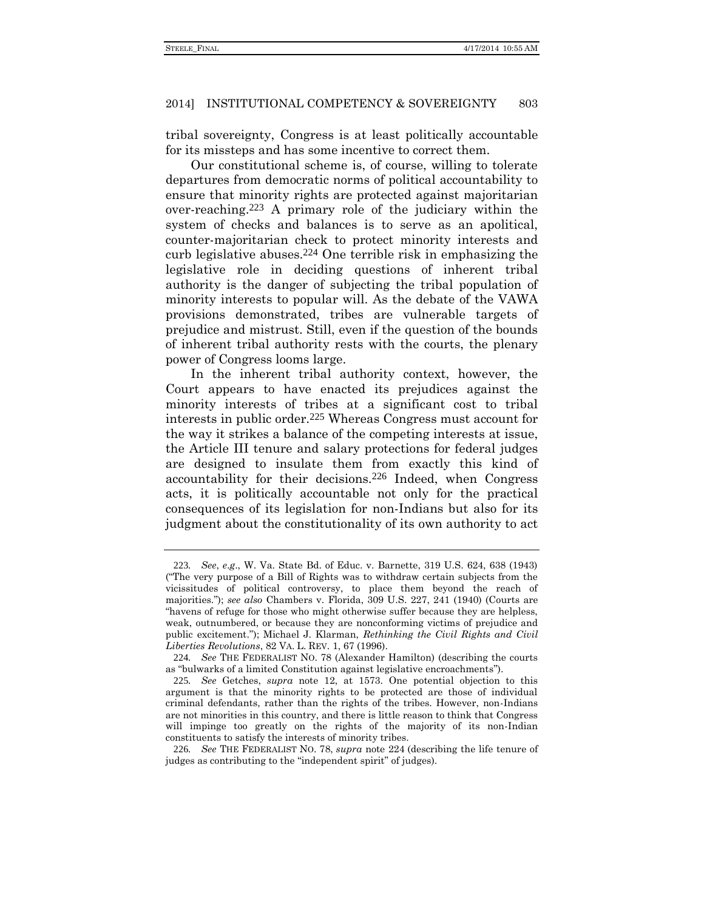tribal sovereignty, Congress is at least politically accountable for its missteps and has some incentive to correct them.

Our constitutional scheme is, of course, willing to tolerate departures from democratic norms of political accountability to ensure that minority rights are protected against majoritarian over-reaching.[223] A primary role of the judiciary within the system of checks and balances is to serve as an apolitical, counter-majoritarian check to protect minority interests and curb legislative abuses.[224] One terrible risk in emphasizing the legislative role in deciding questions of inherent tribal authority is the danger of subjecting the tribal population of minority interests to popular will. As the debate of the VAWA provisions demonstrated, tribes are vulnerable targets of prejudice and mistrust. Still, even if the question of the bounds of inherent tribal authority rests with the courts, the plenary power of Congress looms large.

In the inherent tribal authority context, however, the Court appears to have enacted its prejudices against the minority interests of tribes at a significant cost to tribal interests in public order.[225] Whereas Congress must account for the way it strikes a balance of the competing interests at issue, the Article III tenure and salary protections for federal judges are designed to insulate them from exactly this kind of accountability for their decisions.[226] Indeed, when Congress acts, it is politically accountable not only for the practical consequences of its legislation for non-Indians but also for its judgment about the constitutionality of its own authority to act

---

223. *See, e.g.*, W. Va. State Bd. of Educ. v. Barnette, 319 U.S. 624, 638 (1943) ("The very purpose of a Bill of Rights was to withdraw certain subjects from the vicissitudes of political controversy, to place them beyond the reach of majorities."); *see also* Chambers v. Florida, 309 U.S. 227, 241 (1940) (Courts are "havens of refuge for those who might otherwise suffer because they are helpless, weak, outnumbered, or because they are nonconforming victims of prejudice and public excitement."); Michael J. Klarman, *Rethinking the Civil Rights and Civil Liberties Revolutions*, 82 VA. L. REV. 1, 67 (1996).

224. *See* THE FEDERALIST NO. 78 (Alexander Hamilton) (describing the courts as "bulwarks of a limited Constitution against legislative encroachments").

225. *See* Getches, *supra* note 12, at 1573. One potential objection to this argument is that the minority rights to be protected are those of individual criminal defendants, rather than the rights of the tribes. However, non-Indians are not minorities in this country, and there is little reason to think that Congress will impinge too greatly on the rights of the majority of its non-Indian constituents to satisfy the interests of minority tribes.

226. *See* THE FEDERALIST NO. 78, *supra* note 224 (describing the life tenure of judges as contributing to the "independent spirit" of judges).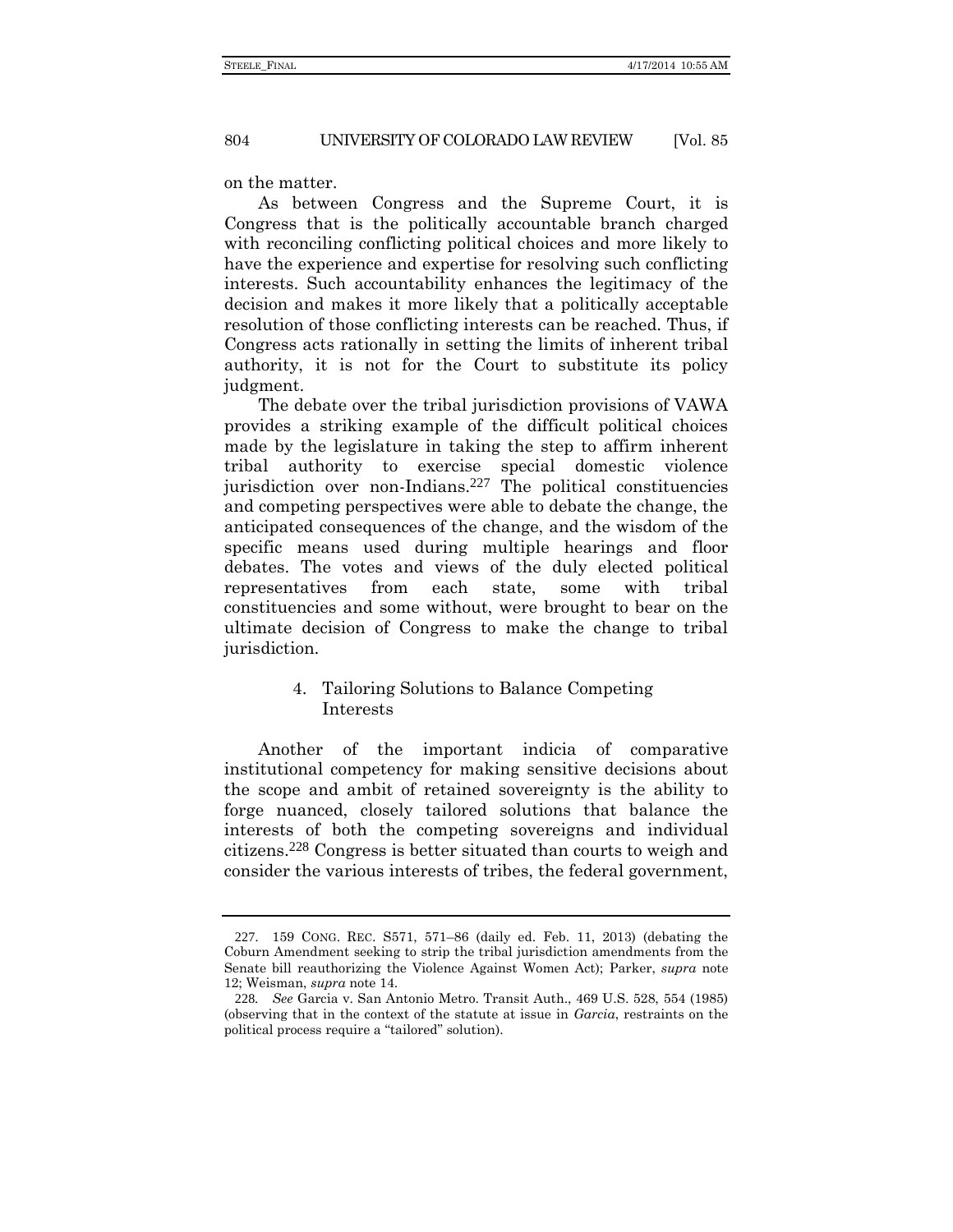on the matter.

As between Congress and the Supreme Court, it is Congress that is the politically accountable branch charged with reconciling conflicting political choices and more likely to have the experience and expertise for resolving such conflicting interests. Such accountability enhances the legitimacy of the decision and makes it more likely that a politically acceptable resolution of those conflicting interests can be reached. Thus, if Congress acts rationally in setting the limits of inherent tribal authority, it is not for the Court to substitute its policy judgment.

The debate over the tribal jurisdiction provisions of VAWA provides a striking example of the difficult political choices made by the legislature in taking the step to affirm inherent tribal authority to exercise special domestic violence jurisdiction over non-Indians.[227] The political constituencies and competing perspectives were able to debate the change, the anticipated consequences of the change, and the wisdom of the specific means used during multiple hearings and floor debates. The votes and views of the duly elected political representatives from each state, some with tribal constituencies and some without, were brought to bear on the ultimate decision of Congress to make the change to tribal jurisdiction.

#### 4. Tailoring Solutions to Balance Competing Interests

Another of the important indicia of comparative institutional competency for making sensitive decisions about the scope and ambit of retained sovereignty is the ability to forge nuanced, closely tailored solutions that balance the interests of both the competing sovereigns and individual citizens.[228] Congress is better situated than courts to weigh and consider the various interests of tribes, the federal government,

---

227. 159 CONG. REC. S571, 571–86 (daily ed. Feb. 11, 2013) (debating the Coburn Amendment seeking to strip the tribal jurisdiction amendments from the Senate bill reauthorizing the Violence Against Women Act); Parker, *supra* note 12; Weisman, *supra* note 14.

228. *See* Garcia v. San Antonio Metro. Transit Auth., 469 U.S. 528, 554 (1985) (observing that in the context of the statute at issue in *Garcia*, restraints on the political process require a "tailored" solution).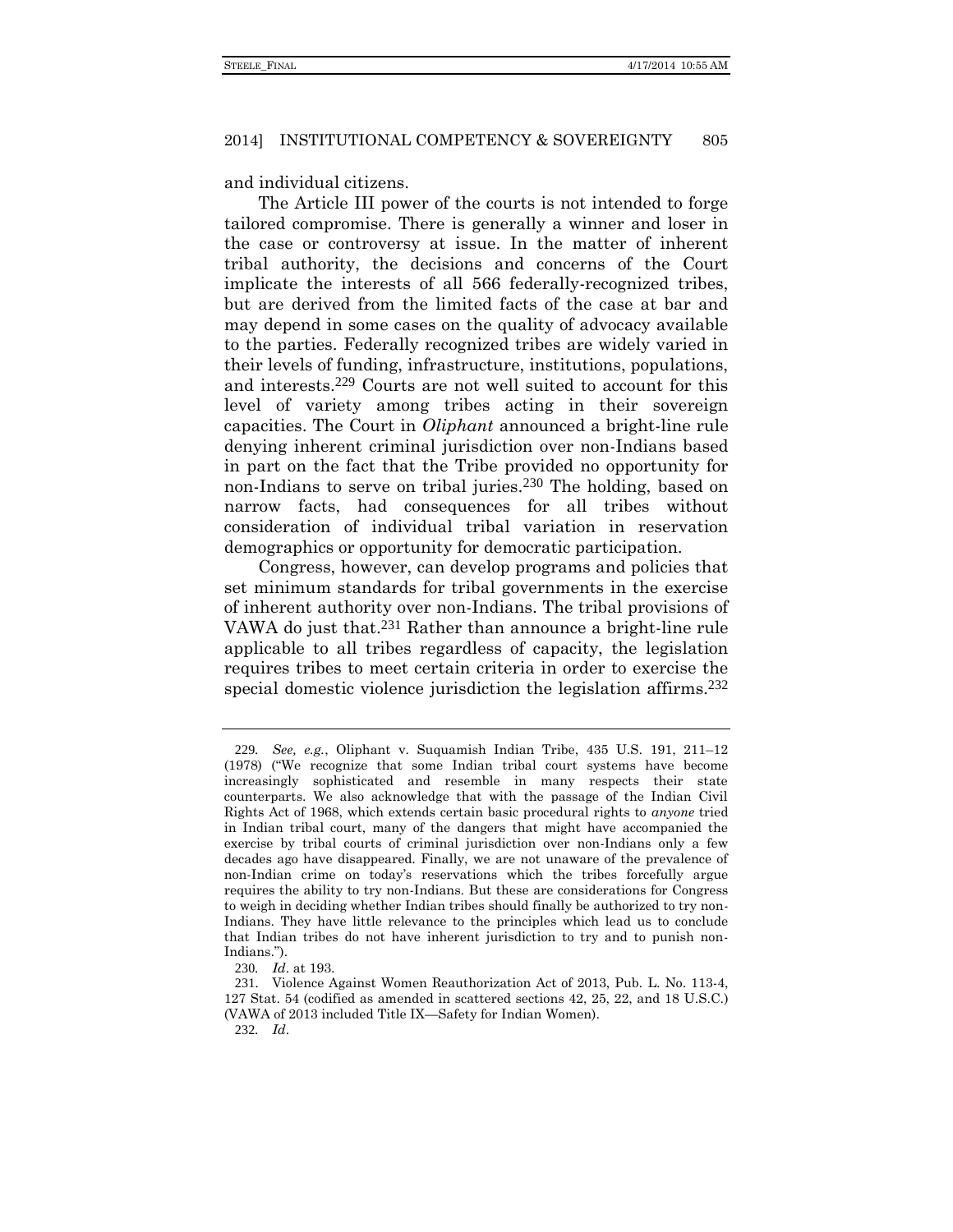and individual citizens.

The Article III power of the courts is not intended to forge tailored compromise. There is generally a winner and loser in the case or controversy at issue. In the matter of inherent tribal authority, the decisions and concerns of the Court implicate the interests of all 566 federally-recognized tribes, but are derived from the limited facts of the case at bar and may depend in some cases on the quality of advocacy available to the parties. Federally recognized tribes are widely varied in their levels of funding, infrastructure, institutions, populations, and interests.[229] Courts are not well suited to account for this level of variety among tribes acting in their sovereign capacities. The Court in *Oliphant* announced a bright-line rule denying inherent criminal jurisdiction over non-Indians based in part on the fact that the Tribe provided no opportunity for non-Indians to serve on tribal juries.[230] The holding, based on narrow facts, had consequences for all tribes without consideration of individual tribal variation in reservation demographics or opportunity for democratic participation.

Congress, however, can develop programs and policies that set minimum standards for tribal governments in the exercise of inherent authority over non-Indians. The tribal provisions of VAWA do just that.[231] Rather than announce a bright-line rule applicable to all tribes regardless of capacity, the legislation requires tribes to meet certain criteria in order to exercise the special domestic violence jurisdiction the legislation affirms.[232]

---

229. *See, e.g.*, Oliphant v. Suquamish Indian Tribe, 435 U.S. 191, 211–12 (1978) ("We recognize that some Indian tribal court systems have become increasingly sophisticated and resemble in many respects their state counterparts. We also acknowledge that with the passage of the Indian Civil Rights Act of 1968, which extends certain basic procedural rights to *anyone* tried in Indian tribal court, many of the dangers that might have accompanied the exercise by tribal courts of criminal jurisdiction over non-Indians only a few decades ago have disappeared. Finally, we are not unaware of the prevalence of non-Indian crime on today's reservations which the tribes forcefully argue requires the ability to try non-Indians. But these are considerations for Congress to weigh in deciding whether Indian tribes should finally be authorized to try non-Indians. They have little relevance to the principles which lead us to conclude that Indian tribes do not have inherent jurisdiction to try and to punish non-Indians.").

230. *Id*. at 193.

231. Violence Against Women Reauthorization Act of 2013, Pub. L. No. 113-4, 127 Stat. 54 (codified as amended in scattered sections 42, 25, 22, and 18 U.S.C.) (VAWA of 2013 included Title IX—Safety for Indian Women).

232. *Id*.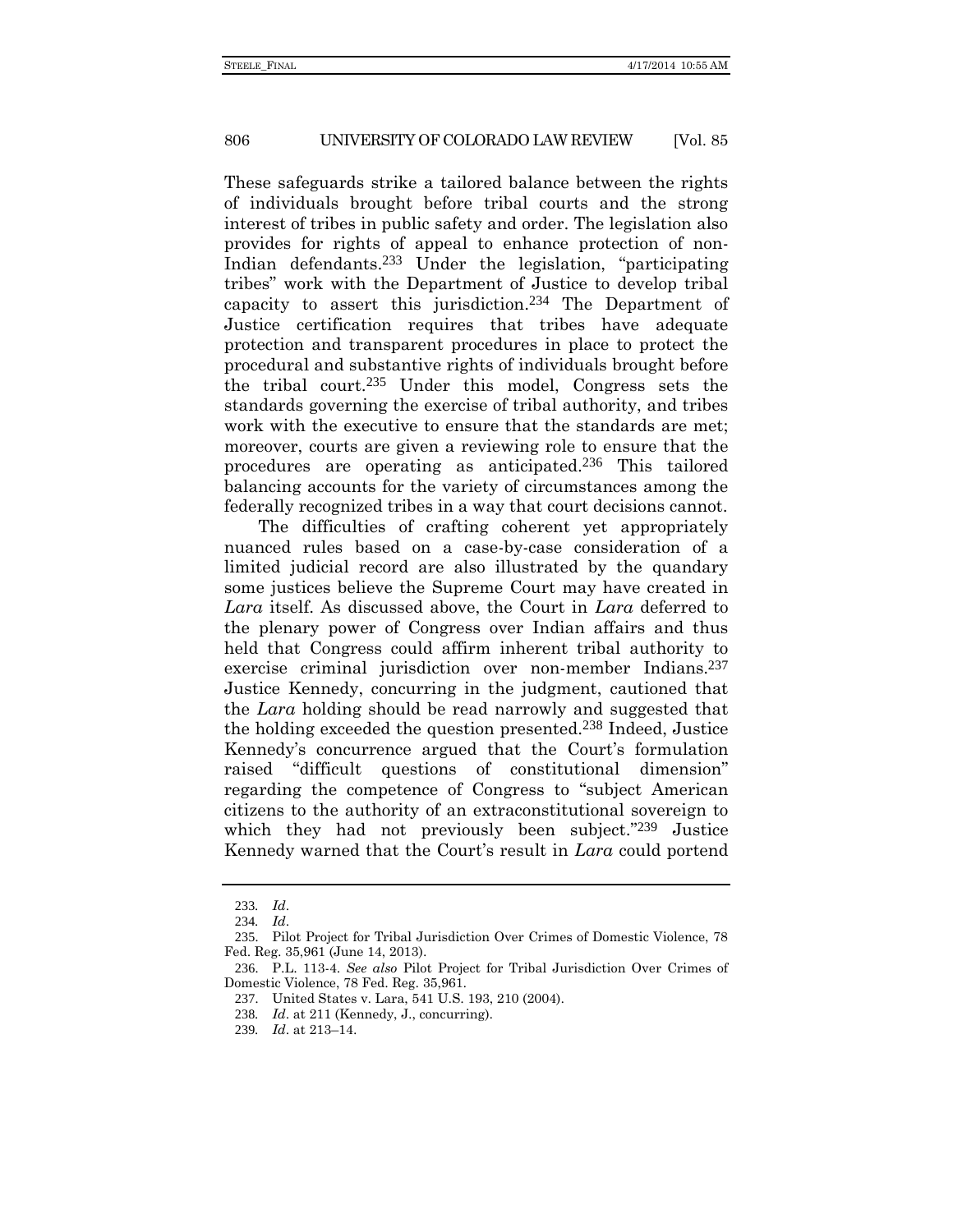These safeguards strike a tailored balance between the rights of individuals brought before tribal courts and the strong interest of tribes in public safety and order. The legislation also provides for rights of appeal to enhance protection of non-Indian defendants.[233] Under the legislation, "participating tribes" work with the Department of Justice to develop tribal capacity to assert this jurisdiction.[234] The Department of Justice certification requires that tribes have adequate protection and transparent procedures in place to protect the procedural and substantive rights of individuals brought before the tribal court.[235] Under this model, Congress sets the standards governing the exercise of tribal authority, and tribes work with the executive to ensure that the standards are met; moreover, courts are given a reviewing role to ensure that the procedures are operating as anticipated.[236] This tailored balancing accounts for the variety of circumstances among the federally recognized tribes in a way that court decisions cannot.

The difficulties of crafting coherent yet appropriately nuanced rules based on a case-by-case consideration of a limited judicial record are also illustrated by the quandary some justices believe the Supreme Court may have created in *Lara* itself. As discussed above, the Court in *Lara* deferred to the plenary power of Congress over Indian affairs and thus held that Congress could affirm inherent tribal authority to exercise criminal jurisdiction over non-member Indians.[237] Justice Kennedy, concurring in the judgment, cautioned that the *Lara* holding should be read narrowly and suggested that the holding exceeded the question presented.[238] Indeed, Justice Kennedy's concurrence argued that the Court's formulation raised "difficult questions of constitutional dimension" regarding the competence of Congress to "subject American citizens to the authority of an extraconstitutional sovereign to which they had not previously been subject."[239] Justice Kennedy warned that the Court's result in *Lara* could portend

---

233. *Id*.

234. *Id*.

235. Pilot Project for Tribal Jurisdiction Over Crimes of Domestic Violence, 78 Fed. Reg. 35,961 (June 14, 2013).

236. P.L. 113-4. *See also* Pilot Project for Tribal Jurisdiction Over Crimes of Domestic Violence, 78 Fed. Reg. 35,961.

237. United States v. Lara, 541 U.S. 193, 210 (2004).

238. *Id*. at 211 (Kennedy, J., concurring).

239. *Id*. at 213–14.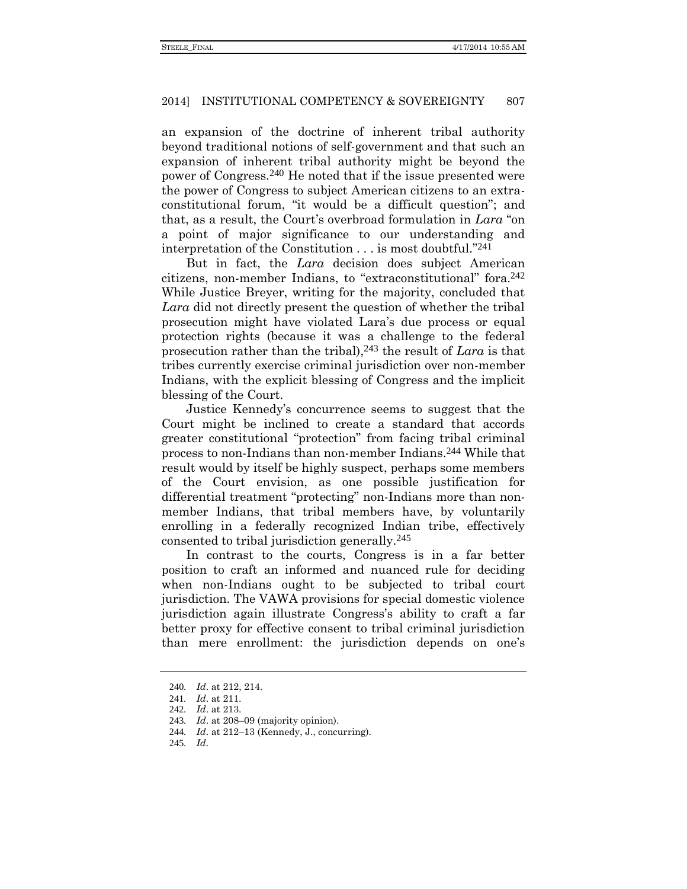an expansion of the doctrine of inherent tribal authority beyond traditional notions of self-government and that such an expansion of inherent tribal authority might be beyond the power of Congress.[240] He noted that if the issue presented were the power of Congress to subject American citizens to an extra-constitutional forum, "it would be a difficult question"; and that, as a result, the Court's overbroad formulation in *Lara* "on a point of major significance to our understanding and interpretation of the Constitution . . . is most doubtful."[241]

But in fact, the *Lara* decision does subject American citizens, non-member Indians, to "extraconstitutional" fora.[242] While Justice Breyer, writing for the majority, concluded that *Lara* did not directly present the question of whether the tribal prosecution might have violated Lara's due process or equal protection rights (because it was a challenge to the federal prosecution rather than the tribal),[243] the result of *Lara* is that tribes currently exercise criminal jurisdiction over non-member Indians, with the explicit blessing of Congress and the implicit blessing of the Court.

Justice Kennedy's concurrence seems to suggest that the Court might be inclined to create a standard that accords greater constitutional "protection" from facing tribal criminal process to non-Indians than non-member Indians.[244] While that result would by itself be highly suspect, perhaps some members of the Court envision, as one possible justification for differential treatment "protecting" non-Indians more than non-member Indians, that tribal members have, by voluntarily enrolling in a federally recognized Indian tribe, effectively consented to tribal jurisdiction generally.[245]

In contrast to the courts, Congress is in a far better position to craft an informed and nuanced rule for deciding when non-Indians ought to be subjected to tribal court jurisdiction. The VAWA provisions for special domestic violence jurisdiction again illustrate Congress's ability to craft a far better proxy for effective consent to tribal criminal jurisdiction than mere enrollment: the jurisdiction depends on one's

---

240. *Id*. at 212, 214.

241. *Id*. at 211.

242. *Id*. at 213.

243. *Id*. at 208–09 (majority opinion).

244. *Id*. at 212–13 (Kennedy, J., concurring).

245. *Id*.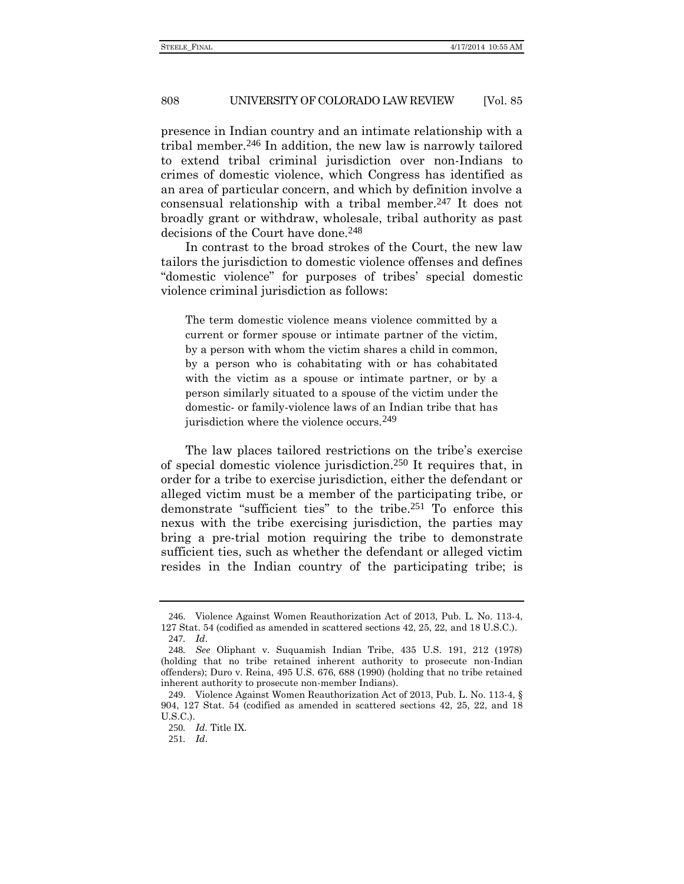presence in Indian country and an intimate relationship with a tribal member.[246] In addition, the new law is narrowly tailored to extend tribal criminal jurisdiction over non-Indians to crimes of domestic violence, which Congress has identified as an area of particular concern, and which by definition involve a consensual relationship with a tribal member.[247] It does not broadly grant or withdraw, wholesale, tribal authority as past decisions of the Court have done.[248]

In contrast to the broad strokes of the Court, the new law tailors the jurisdiction to domestic violence offenses and defines "domestic violence" for purposes of tribes' special domestic violence criminal jurisdiction as follows:

> The term domestic violence means violence committed by a current or former spouse or intimate partner of the victim, by a person with whom the victim shares a child in common, by a person who is cohabitating with or has cohabitated with the victim as a spouse or intimate partner, or by a person similarly situated to a spouse of the victim under the domestic- or family-violence laws of an Indian tribe that has jurisdiction where the violence occurs.[249]

The law places tailored restrictions on the tribe's exercise of special domestic violence jurisdiction.[250] It requires that, in order for a tribe to exercise jurisdiction, either the defendant or alleged victim must be a member of the participating tribe, or demonstrate "sufficient ties" to the tribe.[251] To enforce this nexus with the tribe exercising jurisdiction, the parties may bring a pre-trial motion requiring the tribe to demonstrate sufficient ties, such as whether the defendant or alleged victim resides in the Indian country of the participating tribe; is

---

246. Violence Against Women Reauthorization Act of 2013, Pub. L. No. 113-4, 127 Stat. 54 (codified as amended in scattered sections 42, 25, 22, and 18 U.S.C.).

247. *Id*.

248. *See* Oliphant v. Suquamish Indian Tribe, 435 U.S. 191, 212 (1978) (holding that no tribe retained inherent authority to prosecute non-Indian offenders); Duro v. Reina, 495 U.S. 676, 688 (1990) (holding that no tribe retained inherent authority to prosecute non-member Indians).

249. Violence Against Women Reauthorization Act of 2013, Pub. L. No. 113-4, § 904, 127 Stat. 54 (codified as amended in scattered sections 42, 25, 22, and 18 U.S.C.).

250. *Id*. Title IX.

251. *Id*.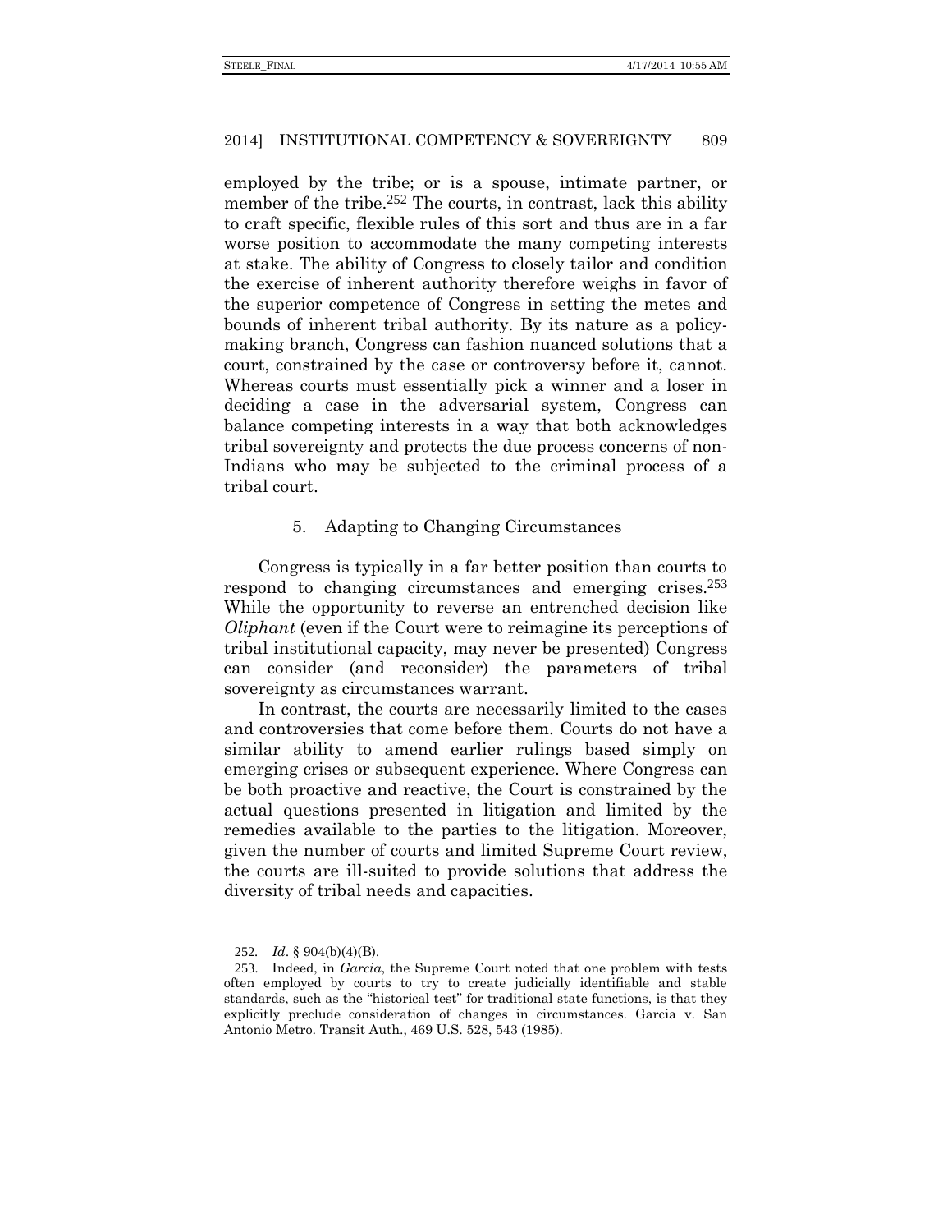employed by the tribe; or is a spouse, intimate partner, or member of the tribe.[252] The courts, in contrast, lack this ability to craft specific, flexible rules of this sort and thus are in a far worse position to accommodate the many competing interests at stake. The ability of Congress to closely tailor and condition the exercise of inherent authority therefore weighs in favor of the superior competence of Congress in setting the metes and bounds of inherent tribal authority. By its nature as a policy-making branch, Congress can fashion nuanced solutions that a court, constrained by the case or controversy before it, cannot. Whereas courts must essentially pick a winner and a loser in deciding a case in the adversarial system, Congress can balance competing interests in a way that both acknowledges tribal sovereignty and protects the due process concerns of non-Indians who may be subjected to the criminal process of a tribal court.

### 5. Adapting to Changing Circumstances

Congress is typically in a far better position than courts to respond to changing circumstances and emerging crises.[253] While the opportunity to reverse an entrenched decision like *Oliphant* (even if the Court were to reimagine its perceptions of tribal institutional capacity, may never be presented) Congress can consider (and reconsider) the parameters of tribal sovereignty as circumstances warrant.

In contrast, the courts are necessarily limited to the cases and controversies that come before them. Courts do not have a similar ability to amend earlier rulings based simply on emerging crises or subsequent experience. Where Congress can be both proactive and reactive, the Court is constrained by the actual questions presented in litigation and limited by the remedies available to the parties to the litigation. Moreover, given the number of courts and limited Supreme Court review, the courts are ill-suited to provide solutions that address the diversity of tribal needs and capacities.

---

252. *Id*. § 904(b)(4)(B).

253. Indeed, in *Garcia*, the Supreme Court noted that one problem with tests often employed by courts to try to create judicially identifiable and stable standards, such as the "historical test" for traditional state functions, is that they explicitly preclude consideration of changes in circumstances. Garcia v. San Antonio Metro. Transit Auth., 469 U.S. 528, 543 (1985).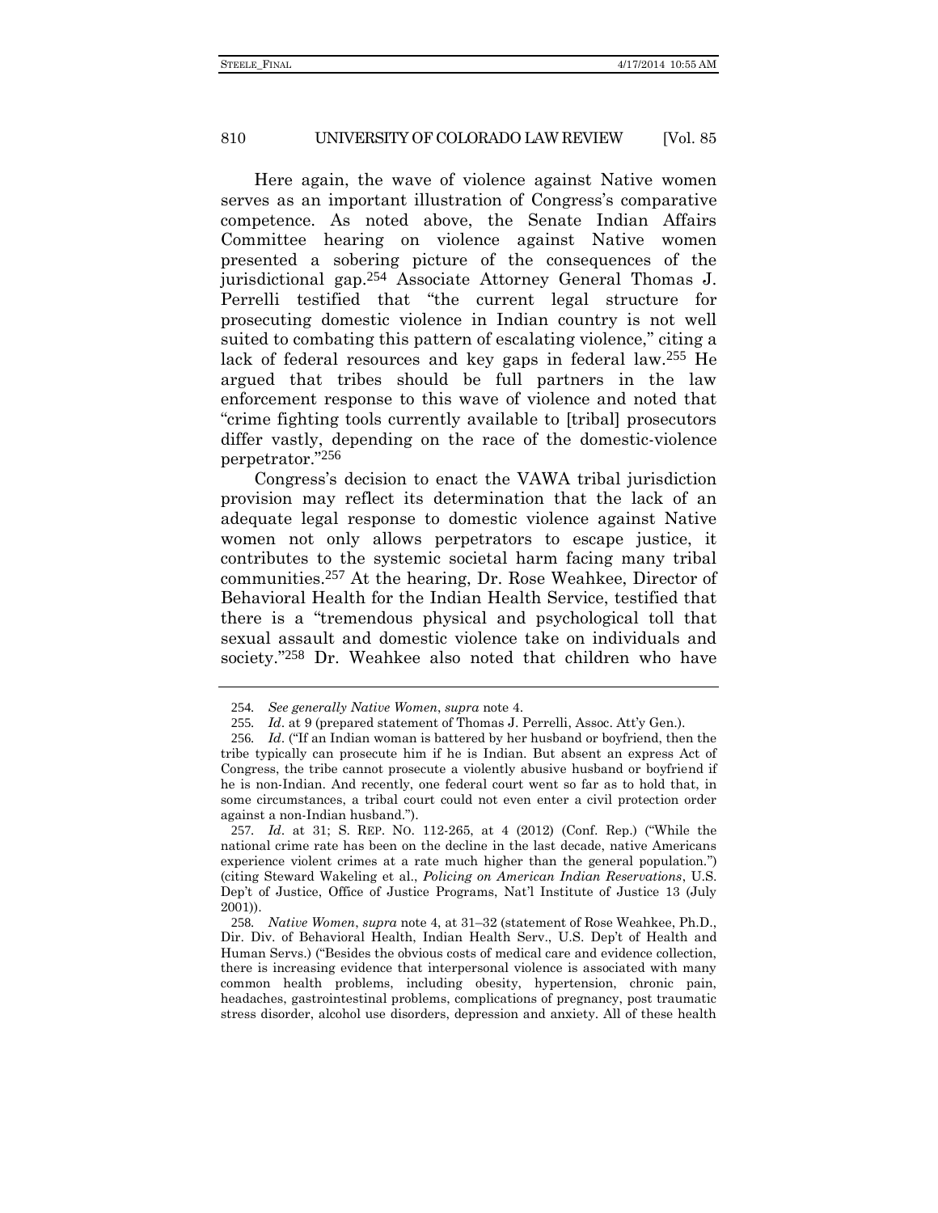Here again, the wave of violence against Native women serves as an important illustration of Congress's comparative competence. As noted above, the Senate Indian Affairs Committee hearing on violence against Native women presented a sobering picture of the consequences of the jurisdictional gap.[254] Associate Attorney General Thomas J. Perrelli testified that "the current legal structure for prosecuting domestic violence in Indian country is not well suited to combating this pattern of escalating violence," citing a lack of federal resources and key gaps in federal law.[255] He argued that tribes should be full partners in the law enforcement response to this wave of violence and noted that "crime fighting tools currently available to [tribal] prosecutors differ vastly, depending on the race of the domestic-violence perpetrator."[256]

Congress's decision to enact the VAWA tribal jurisdiction provision may reflect its determination that the lack of an adequate legal response to domestic violence against Native women not only allows perpetrators to escape justice, it contributes to the systemic societal harm facing many tribal communities.[257] At the hearing, Dr. Rose Weahkee, Director of Behavioral Health for the Indian Health Service, testified that there is a "tremendous physical and psychological toll that sexual assault and domestic violence take on individuals and society."[258] Dr. Weahkee also noted that children who have

---

254. *See generally Native Women*, *supra* note 4.

255. *Id*. at 9 (prepared statement of Thomas J. Perrelli, Assoc. Att'y Gen.).

256. *Id*. ("If an Indian woman is battered by her husband or boyfriend, then the tribe typically can prosecute him if he is Indian. But absent an express Act of Congress, the tribe cannot prosecute a violently abusive husband or boyfriend if he is non-Indian. And recently, one federal court went so far as to hold that, in some circumstances, a tribal court could not even enter a civil protection order against a non-Indian husband.").

257. *Id*. at 31; S. REP. NO. 112-265, at 4 (2012) (Conf. Rep.) ("While the national crime rate has been on the decline in the last decade, native Americans experience violent crimes at a rate much higher than the general population.") (citing Steward Wakeling et al., *Policing on American Indian Reservations*, U.S. Dep't of Justice, Office of Justice Programs, Nat'l Institute of Justice 13 (July 2001)).

258. *Native Women*, *supra* note 4, at 31–32 (statement of Rose Weahkee, Ph.D., Dir. Div. of Behavioral Health, Indian Health Serv., U.S. Dep't of Health and Human Servs.) ("Besides the obvious costs of medical care and evidence collection, there is increasing evidence that interpersonal violence is associated with many common health problems, including obesity, hypertension, chronic pain, headaches, gastrointestinal problems, complications of pregnancy, post traumatic stress disorder, alcohol use disorders, depression and anxiety. All of these health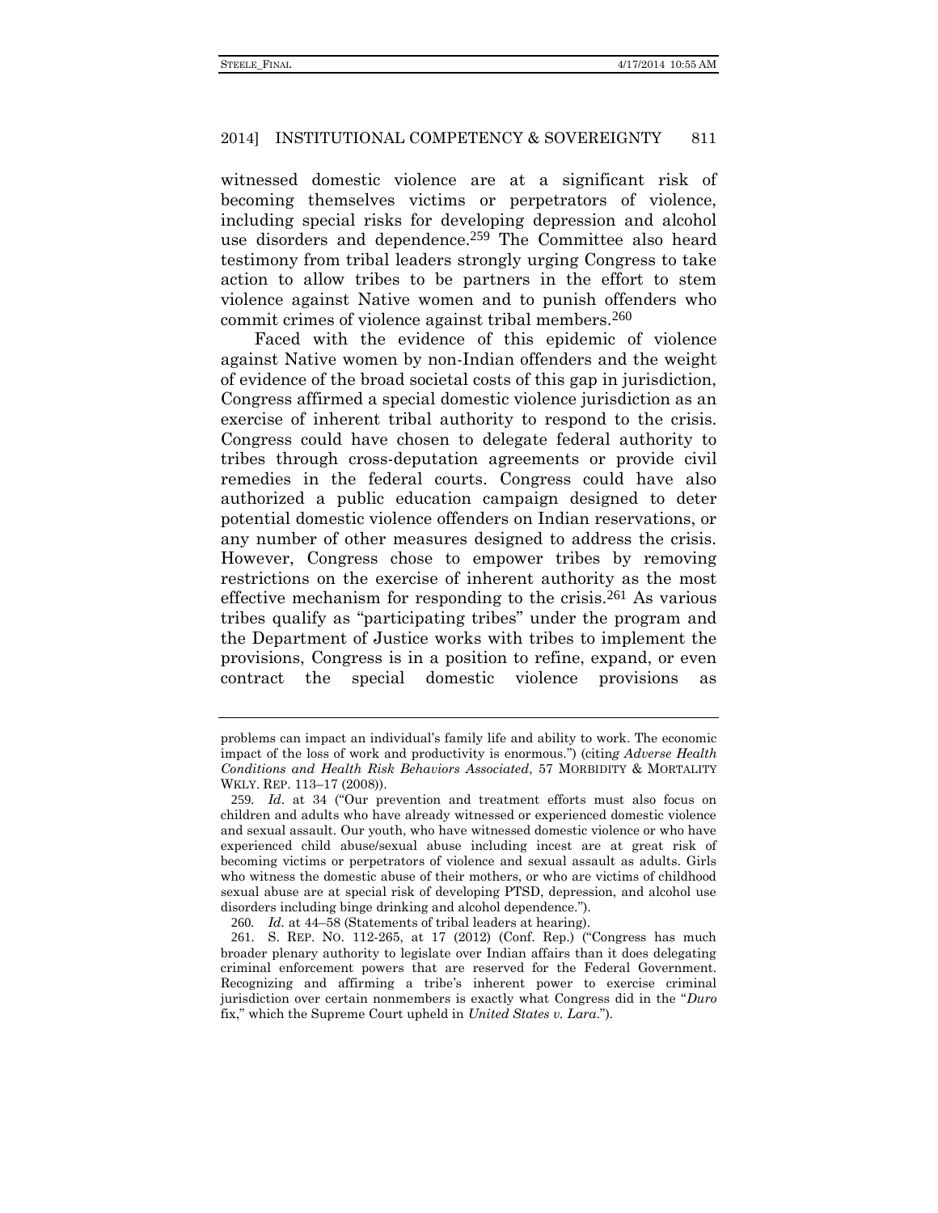witnessed domestic violence are at a significant risk of becoming themselves victims or perpetrators of violence, including special risks for developing depression and alcohol use disorders and dependence.[259] The Committee also heard testimony from tribal leaders strongly urging Congress to take action to allow tribes to be partners in the effort to stem violence against Native women and to punish offenders who commit crimes of violence against tribal members.[260]

Faced with the evidence of this epidemic of violence against Native women by non-Indian offenders and the weight of evidence of the broad societal costs of this gap in jurisdiction, Congress affirmed a special domestic violence jurisdiction as an exercise of inherent tribal authority to respond to the crisis. Congress could have chosen to delegate federal authority to tribes through cross-deputation agreements or provide civil remedies in the federal courts. Congress could have also authorized a public education campaign designed to deter potential domestic violence offenders on Indian reservations, or any number of other measures designed to address the crisis. However, Congress chose to empower tribes by removing restrictions on the exercise of inherent authority as the most effective mechanism for responding to the crisis.[261] As various tribes qualify as "participating tribes" under the program and the Department of Justice works with tribes to implement the provisions, Congress is in a position to refine, expand, or even contract the special domestic violence provisions as

---

problems can impact an individual's family life and ability to work. The economic impact of the loss of work and productivity is enormous.") (citing *Adverse Health Conditions and Health Risk Behaviors Associated*, 57 MORBIDITY & MORTALITY WKLY. REP. 113–17 (2008)).

259. *Id*. at 34 ("Our prevention and treatment efforts must also focus on children and adults who have already witnessed or experienced domestic violence and sexual assault. Our youth, who have witnessed domestic violence or who have experienced child abuse/sexual abuse including incest are at great risk of becoming victims or perpetrators of violence and sexual assault as adults. Girls who witness the domestic abuse of their mothers, or who are victims of childhood sexual abuse are at special risk of developing PTSD, depression, and alcohol use disorders including binge drinking and alcohol dependence.").

260. *Id*. at 44–58 (Statements of tribal leaders at hearing).

261. S. REP. NO. 112-265, at 17 (2012) (Conf. Rep.) ("Congress has much broader plenary authority to legislate over Indian affairs than it does delegating criminal enforcement powers that are reserved for the Federal Government. Recognizing and affirming a tribe's inherent power to exercise criminal jurisdiction over certain nonmembers is exactly what Congress did in the "*Duro* fix," which the Supreme Court upheld in *United States v. Lara*.").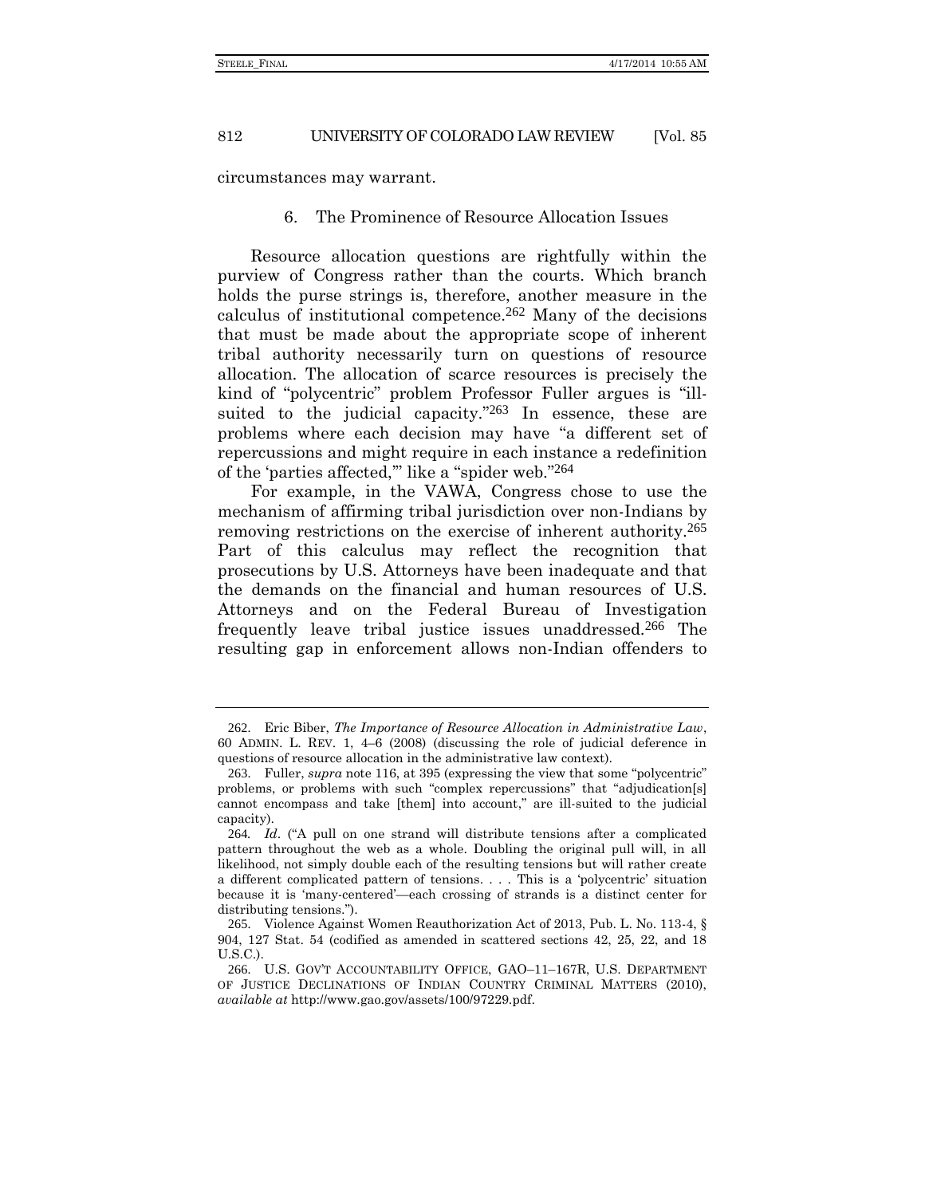circumstances may warrant.

### 6. The Prominence of Resource Allocation Issues

Resource allocation questions are rightfully within the purview of Congress rather than the courts. Which branch holds the purse strings is, therefore, another measure in the calculus of institutional competence.[262] Many of the decisions that must be made about the appropriate scope of inherent tribal authority necessarily turn on questions of resource allocation. The allocation of scarce resources is precisely the kind of "polycentric" problem Professor Fuller argues is "ill-suited to the judicial capacity."[263] In essence, these are problems where each decision may have "a different set of repercussions and might require in each instance a redefinition of the 'parties affected,'" like a "spider web."[264]

For example, in the VAWA, Congress chose to use the mechanism of affirming tribal jurisdiction over non-Indians by removing restrictions on the exercise of inherent authority.[265] Part of this calculus may reflect the recognition that prosecutions by U.S. Attorneys have been inadequate and that the demands on the financial and human resources of U.S. Attorneys and on the Federal Bureau of Investigation frequently leave tribal justice issues unaddressed.[266] The resulting gap in enforcement allows non-Indian offenders to

---

262. Eric Biber, *The Importance of Resource Allocation in Administrative Law*, 60 ADMIN. L. REV. 1, 4–6 (2008) (discussing the role of judicial deference in questions of resource allocation in the administrative law context).

263. Fuller, *supra* note 116, at 395 (expressing the view that some "polycentric" problems, or problems with such "complex repercussions" that "adjudication[s] cannot encompass and take [them] into account," are ill-suited to the judicial capacity).

264. *Id*. ("A pull on one strand will distribute tensions after a complicated pattern throughout the web as a whole. Doubling the original pull will, in all likelihood, not simply double each of the resulting tensions but will rather create a different complicated pattern of tensions. . . . This is a 'polycentric' situation because it is 'many-centered'—each crossing of strands is a distinct center for distributing tensions.").

265. Violence Against Women Reauthorization Act of 2013, Pub. L. No. 113-4, § 904, 127 Stat. 54 (codified as amended in scattered sections 42, 25, 22, and 18 U.S.C.).

266. U.S. GOV'T ACCOUNTABILITY OFFICE, GAO–11–167R, U.S. DEPARTMENT OF JUSTICE DECLINATIONS OF INDIAN COUNTRY CRIMINAL MATTERS (2010), *available at* http://www.gao.gov/assets/100/97229.pdf.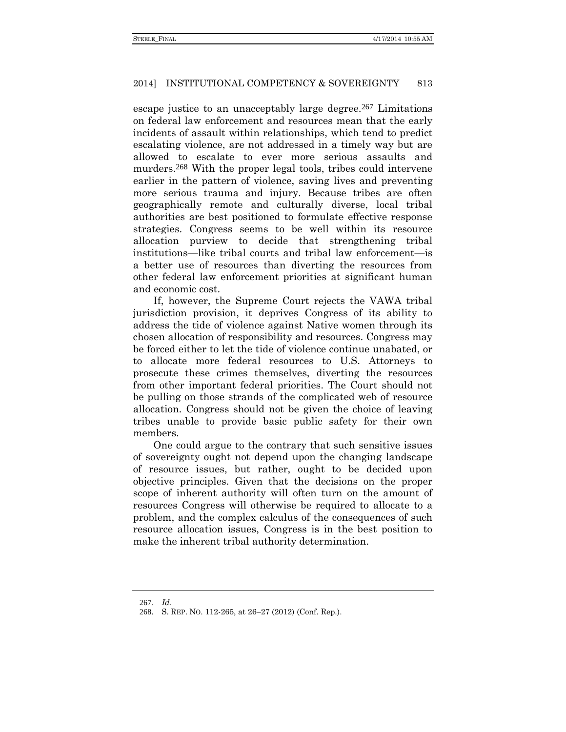escape justice to an unacceptably large degree.[267] Limitations on federal law enforcement and resources mean that the early incidents of assault within relationships, which tend to predict escalating violence, are not addressed in a timely way but are allowed to escalate to ever more serious assaults and murders.[268] With the proper legal tools, tribes could intervene earlier in the pattern of violence, saving lives and preventing more serious trauma and injury. Because tribes are often geographically remote and culturally diverse, local tribal authorities are best positioned to formulate effective response strategies. Congress seems to be well within its resource allocation purview to decide that strengthening tribal institutions—like tribal courts and tribal law enforcement—is a better use of resources than diverting the resources from other federal law enforcement priorities at significant human and economic cost.

If, however, the Supreme Court rejects the VAWA tribal jurisdiction provision, it deprives Congress of its ability to address the tide of violence against Native women through its chosen allocation of responsibility and resources. Congress may be forced either to let the tide of violence continue unabated, or to allocate more federal resources to U.S. Attorneys to prosecute these crimes themselves, diverting the resources from other important federal priorities. The Court should not be pulling on those strands of the complicated web of resource allocation. Congress should not be given the choice of leaving tribes unable to provide basic public safety for their own members.

One could argue to the contrary that such sensitive issues of sovereignty ought not depend upon the changing landscape of resource issues, but rather, ought to be decided upon objective principles. Given that the decisions on the proper scope of inherent authority will often turn on the amount of resources Congress will otherwise be required to allocate to a problem, and the complex calculus of the consequences of such resource allocation issues, Congress is in the best position to make the inherent tribal authority determination.

---

267. *Id*.

268. S. REP. NO. 112-265, at 26–27 (2012) (Conf. Rep.).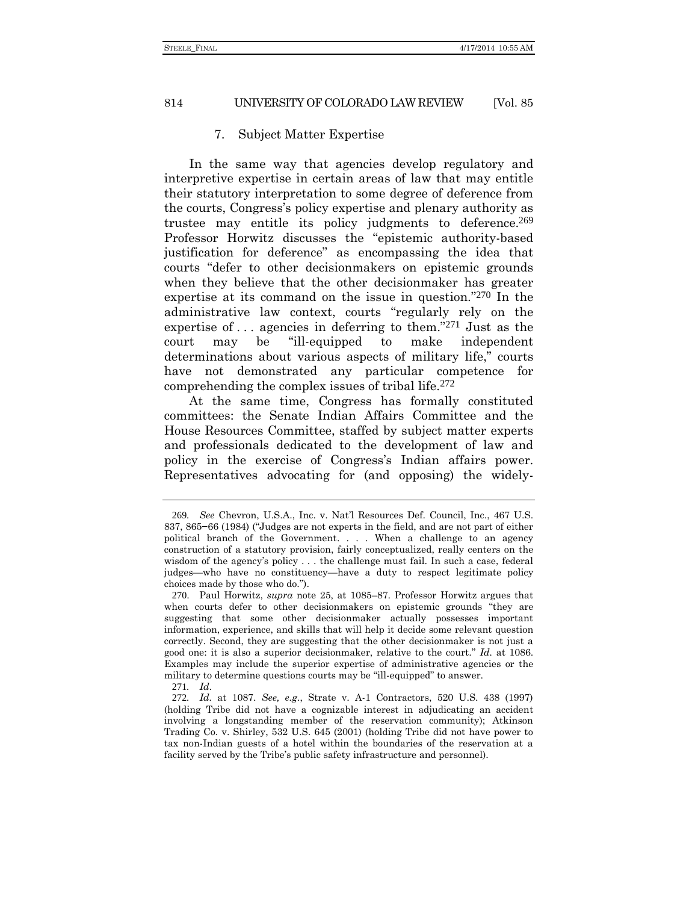### 7. Subject Matter Expertise

In the same way that agencies develop regulatory and interpretive expertise in certain areas of law that may entitle their statutory interpretation to some degree of deference from the courts, Congress's policy expertise and plenary authority as trustee may entitle its policy judgments to deference.[269] Professor Horwitz discusses the "epistemic authority-based justification for deference" as encompassing the idea that courts "defer to other decisionmakers on epistemic grounds when they believe that the other decisionmaker has greater expertise at its command on the issue in question."[270] In the administrative law context, courts "regularly rely on the expertise of . . . agencies in deferring to them."[271] Just as the court may be "ill-equipped to make independent determinations about various aspects of military life," courts have not demonstrated any particular competence for comprehending the complex issues of tribal life.[272]

At the same time, Congress has formally constituted committees: the Senate Indian Affairs Committee and the House Resources Committee, staffed by subject matter experts and professionals dedicated to the development of law and policy in the exercise of Congress's Indian affairs power. Representatives advocating for (and opposing) the widely-

---

269. *See* Chevron, U.S.A., Inc. v. Nat'l Resources Def. Council, Inc., 467 U.S. 837, 865–66 (1984) ("Judges are not experts in the field, and are not part of either political branch of the Government. . . . When a challenge to an agency construction of a statutory provision, fairly conceptualized, really centers on the wisdom of the agency's policy . . . the challenge must fail. In such a case, federal judges—who have no constituency—have a duty to respect legitimate policy choices made by those who do.").

270. Paul Horwitz, *supra* note 25, at 1085–87. Professor Horwitz argues that when courts defer to other decisionmakers on epistemic grounds "they are suggesting that some other decisionmaker actually possesses important information, experience, and skills that will help it decide some relevant question correctly. Second, they are suggesting that the other decisionmaker is not just a good one: it is also a superior decisionmaker, relative to the court." *Id.* at 1086. Examples may include the superior expertise of administrative agencies or the military to determine questions courts may be "ill-equipped" to answer.

271. *Id*.

272. *Id.* at 1087. *See, e.g.*, Strate v. A-1 Contractors, 520 U.S. 438 (1997) (holding Tribe did not have a cognizable interest in adjudicating an accident involving a longstanding member of the reservation community); Atkinson Trading Co. v. Shirley, 532 U.S. 645 (2001) (holding Tribe did not have power to tax non-Indian guests of a hotel within the boundaries of the reservation at a facility served by the Tribe's public safety infrastructure and personnel).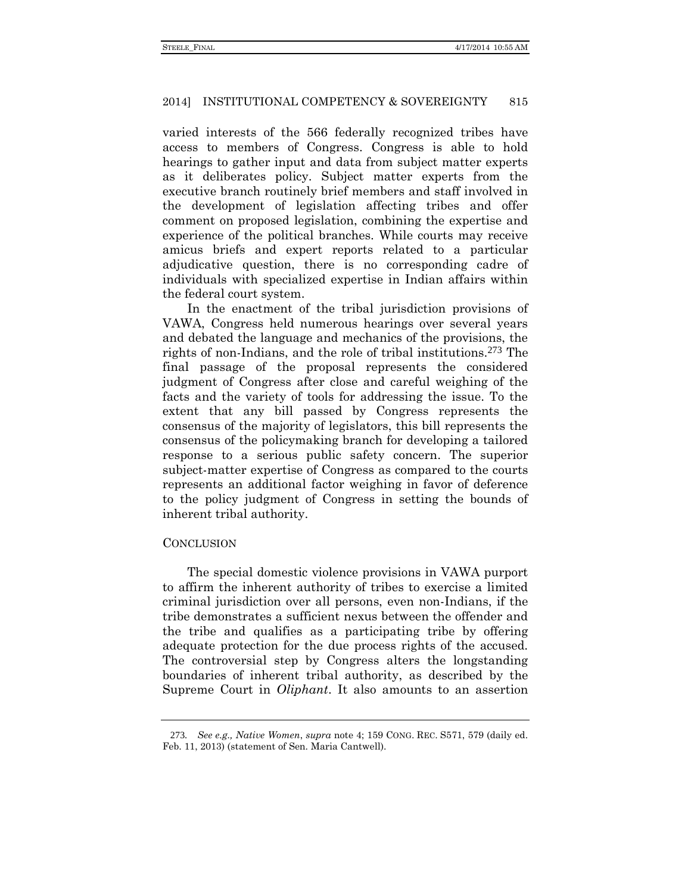varied interests of the 566 federally recognized tribes have access to members of Congress. Congress is able to hold hearings to gather input and data from subject matter experts as it deliberates policy. Subject matter experts from the executive branch routinely brief members and staff involved in the development of legislation affecting tribes and offer comment on proposed legislation, combining the expertise and experience of the political branches. While courts may receive amicus briefs and expert reports related to a particular adjudicative question, there is no corresponding cadre of individuals with specialized expertise in Indian affairs within the federal court system.

In the enactment of the tribal jurisdiction provisions of VAWA, Congress held numerous hearings over several years and debated the language and mechanics of the provisions, the rights of non-Indians, and the role of tribal institutions.[273] The final passage of the proposal represents the considered judgment of Congress after close and careful weighing of the facts and the variety of tools for addressing the issue. To the extent that any bill passed by Congress represents the consensus of the majority of legislators, this bill represents the consensus of the policymaking branch for developing a tailored response to a serious public safety concern. The superior subject-matter expertise of Congress as compared to the courts represents an additional factor weighing in favor of deference to the policy judgment of Congress in setting the bounds of inherent tribal authority.

## CONCLUSION

The special domestic violence provisions in VAWA purport to affirm the inherent authority of tribes to exercise a limited criminal jurisdiction over all persons, even non-Indians, if the tribe demonstrates a sufficient nexus between the offender and the tribe and qualifies as a participating tribe by offering adequate protection for the due process rights of the accused. The controversial step by Congress alters the longstanding boundaries of inherent tribal authority, as described by the Supreme Court in *Oliphant*. It also amounts to an assertion

---

273. *See e.g., Native Women*, *supra* note 4; 159 CONG. REC. S571, 579 (daily ed. Feb. 11, 2013) (statement of Sen. Maria Cantwell).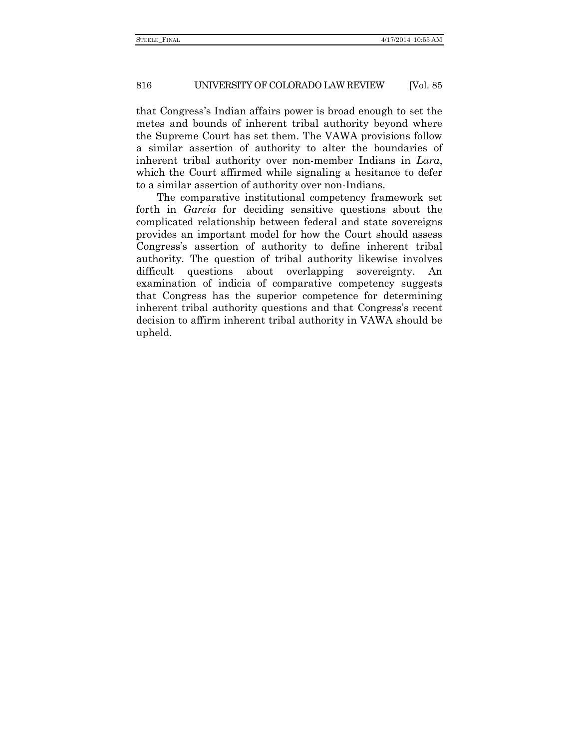that Congress's Indian affairs power is broad enough to set the metes and bounds of inherent tribal authority beyond where the Supreme Court has set them. The VAWA provisions follow a similar assertion of authority to alter the boundaries of inherent tribal authority over non-member Indians in *Lara*, which the Court affirmed while signaling a hesitance to defer to a similar assertion of authority over non-Indians.

The comparative institutional competency framework set forth in *Garcia* for deciding sensitive questions about the complicated relationship between federal and state sovereigns provides an important model for how the Court should assess Congress's assertion of authority to define inherent tribal authority. The question of tribal authority likewise involves difficult questions about overlapping sovereignty. An examination of indicia of comparative competency suggests that Congress has the superior competence for determining inherent tribal authority questions and that Congress's recent decision to affirm inherent tribal authority in VAWA should be upheld.